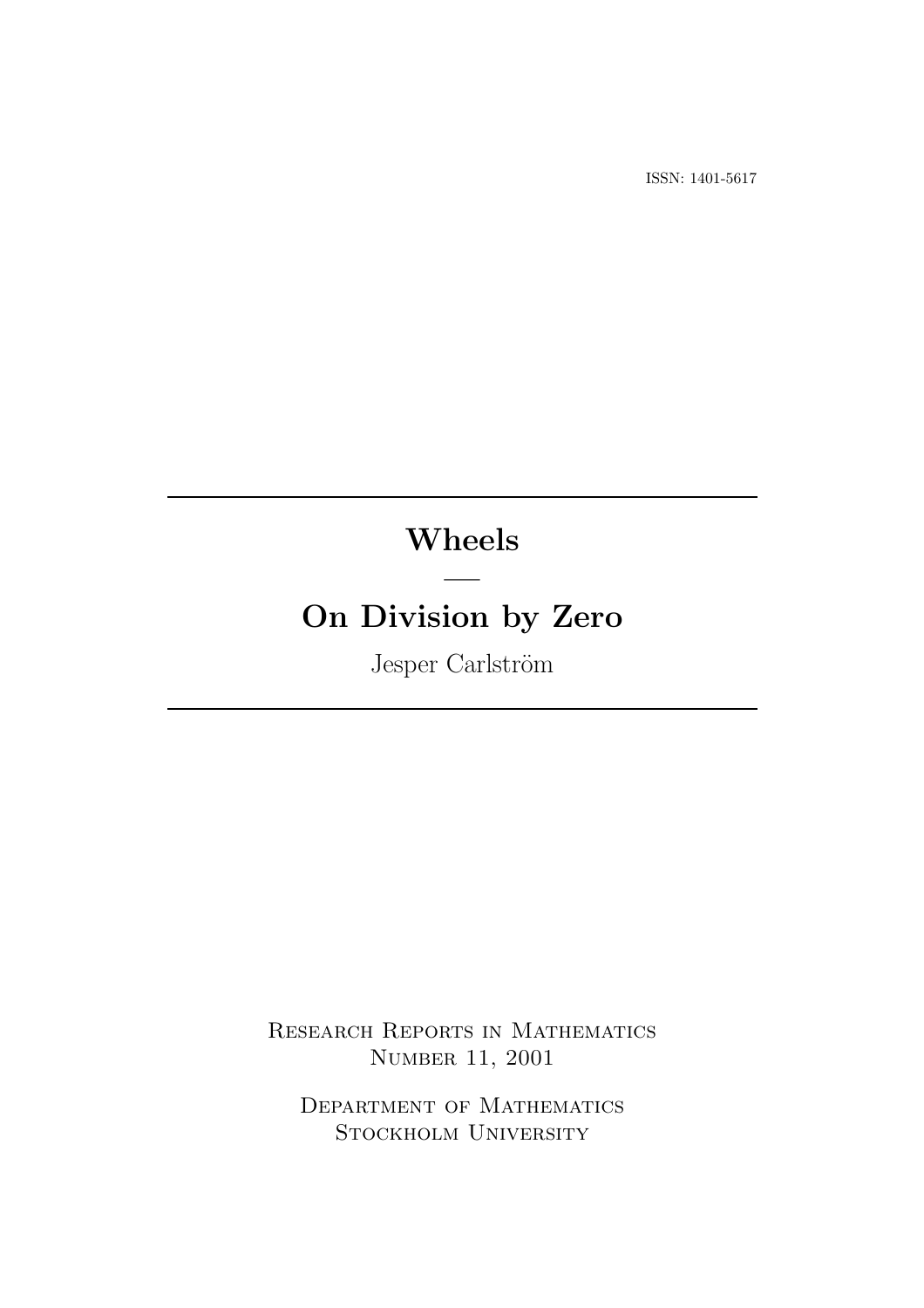ISSN: 1401-5617

# Wheels

—

# On Division by Zero

Jesper Carlström

Research Reports in Mathematics
Number 11, 2001

Department of Mathematics
Stockholm University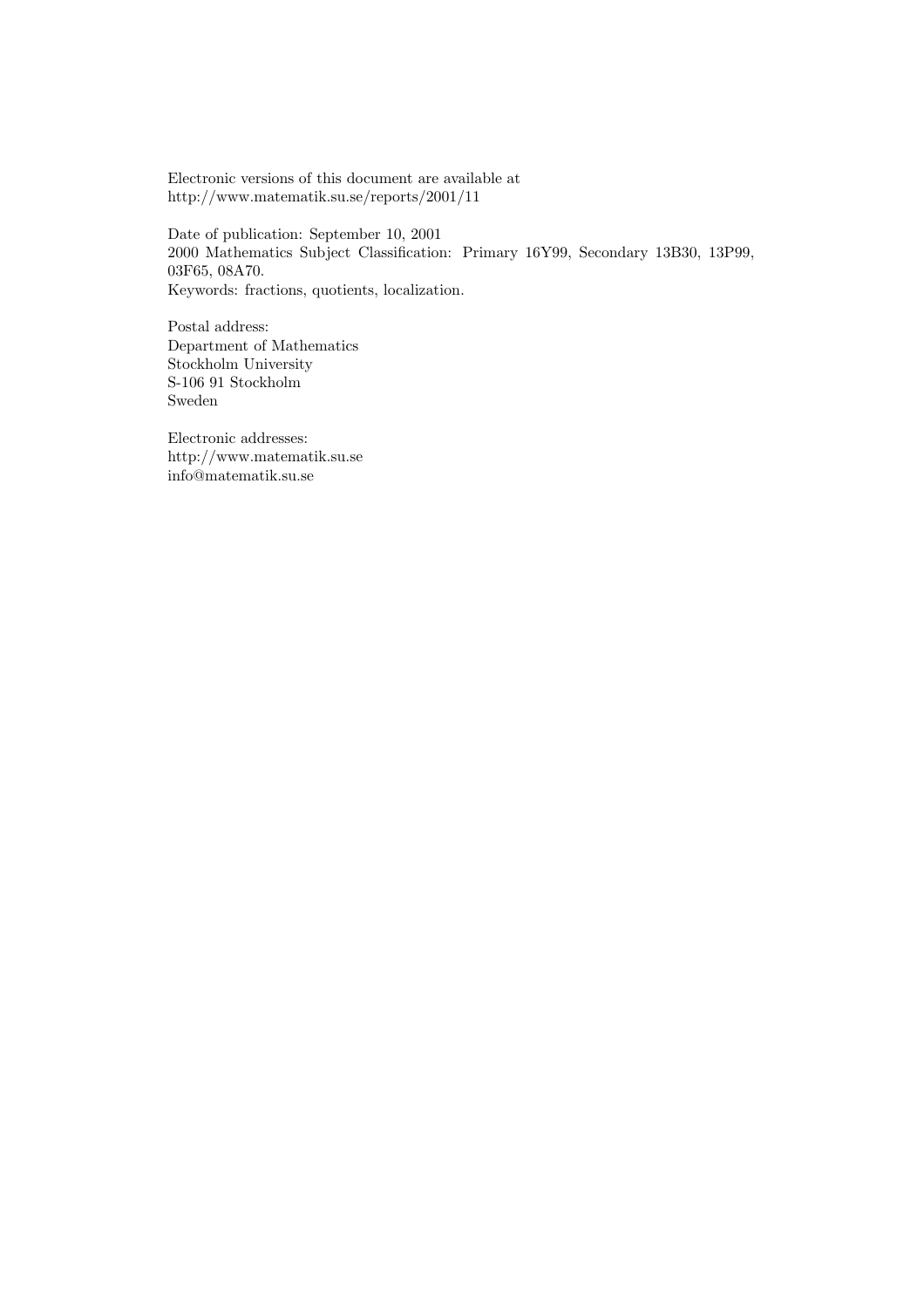Electronic versions of this document are available at
http://www.matematik.su.se/reports/2001/11

Date of publication: September 10, 2001
2000 Mathematics Subject Classification: Primary 16Y99, Secondary 13B30, 13P99, 03F65, 08A70.
Keywords: fractions, quotients, localization.

Postal address:
Department of Mathematics
Stockholm University
S-106 91 Stockholm
Sweden

Electronic addresses:
http://www.matematik.su.se
info@matematik.su.se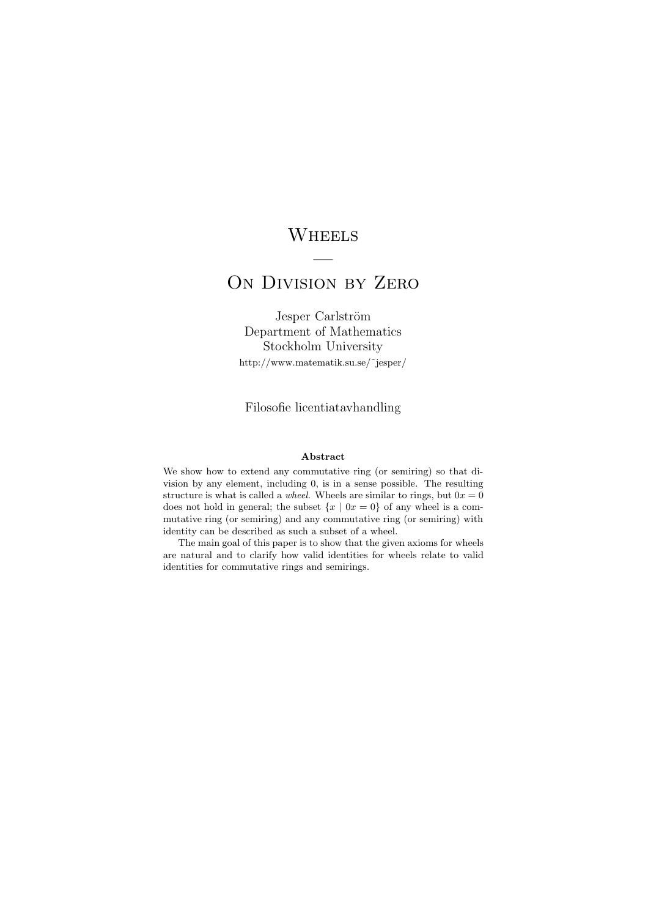# Wheels

—

# On Division by Zero

Jesper Carlström  
Department of Mathematics  
Stockholm University  
http://www.matematik.su.se/~jesper/

Filosofie licentiatavhandling

**Abstract**

We show how to extend any commutative ring (or semiring) so that division by any element, including 0, is in a sense possible. The resulting structure is what is called a *wheel*. Wheels are similar to rings, but $0x = 0$ does not hold in general; the subset $\{x \mid 0x = 0\}$ of any wheel is a commutative ring (or semiring) and any commutative ring (or semiring) with identity can be described as such a subset of a wheel.

The main goal of this paper is to show that the given axioms for wheels are natural and to clarify how valid identities for wheels relate to valid identities for commutative rings and semirings.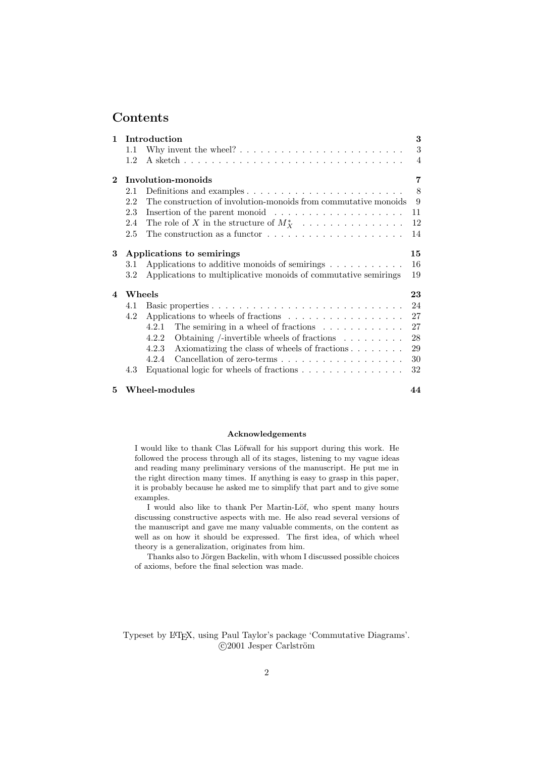# Contents

| | | |
|---|---|---|
| **1** | **Introduction** | **3** |
| 1.1 | Why invent the wheel? | 3 |
| 1.2 | A sketch | 4 |
| **2** | **Involution-monoids** | **7** |
| 2.1 | Definitions and examples | 8 |
| 2.2 | The construction of involution-monoids from commutative monoids | 9 |
| 2.3 | Insertion of the parent monoid | 11 |
| 2.4 | The role of $X$ in the structure of $M_X^*$ | 12 |
| 2.5 | The construction as a functor | 14 |
| **3** | **Applications to semirings** | **15** |
| 3.1 | Applications to additive monoids of semirings | 16 |
| 3.2 | Applications to multiplicative monoids of commutative semirings | 19 |
| **4** | **Wheels** | **23** |
| 4.1 | Basic properties | 24 |
| 4.2 | Applications to wheels of fractions | 27 |
| 4.2.1 | The semiring in a wheel of fractions | 27 |
| 4.2.2 | Obtaining /-invertible wheels of fractions | 28 |
| 4.2.3 | Axiomatizing the class of wheels of fractions | 29 |
| 4.2.4 | Cancellation of zero-terms | 30 |
| 4.3 | Equational logic for wheels of fractions | 32 |
| **5** | **Wheel-modules** | **44** |

**Acknowledgements**

I would like to thank Clas Löfwall for his support during this work. He followed the process through all of its stages, listening to my vague ideas and reading many preliminary versions of the manuscript. He put me in the right direction many times. If anything is easy to grasp in this paper, it is probably because he asked me to simplify that part and to give some examples.

I would also like to thank Per Martin-Löf, who spent many hours discussing constructive aspects with me. He also read several versions of the manuscript and gave me many valuable comments, on the content as well as on how it should be expressed. The first idea, of which wheel theory is a generalization, originates from him.

Thanks also to Jörgen Backelin, with whom I discussed possible choices of axioms, before the final selection was made.

Typeset by LaTeX, using Paul Taylor's package 'Commutative Diagrams'.
©2001 Jesper Carlström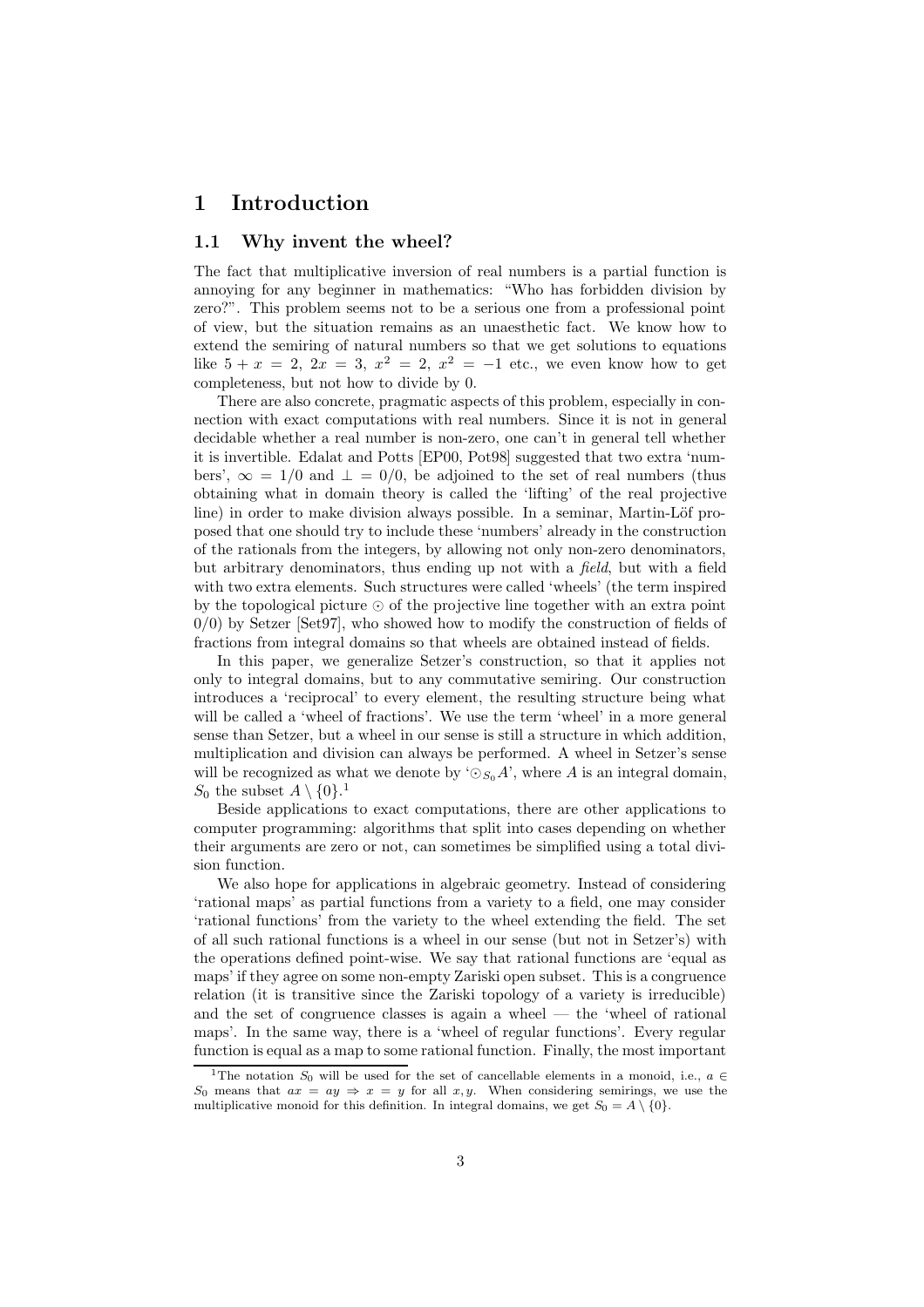# 1 Introduction

## 1.1 Why invent the wheel?

The fact that multiplicative inversion of real numbers is a partial function is annoying for any beginner in mathematics: "Who has forbidden division by zero?". This problem seems not to be a serious one from a professional point of view, but the situation remains as an unaesthetic fact. We know how to extend the semiring of natural numbers so that we get solutions to equations like $5 + x = 2$, $2x = 3$, $x^2 = 2$, $x^2 = -1$ etc., we even know how to get completeness, but not how to divide by 0.

There are also concrete, pragmatic aspects of this problem, especially in connection with exact computations with real numbers. Since it is not in general decidable whether a real number is non-zero, one can't in general tell whether it is invertible. Edalat and Potts [EP00, Pot98] suggested that two extra 'numbers', $\infty = 1/0$ and $\bot = 0/0$, be adjoined to the set of real numbers (thus obtaining what in domain theory is called the 'lifting' of the real projective line) in order to make division always possible. In a seminar, Martin-Löf proposed that one should try to include these 'numbers' already in the construction of the rationals from the integers, by allowing not only non-zero denominators, but arbitrary denominators, thus ending up not with a *field*, but with a field with two extra elements. Such structures were called 'wheels' (the term inspired by the topological picture $\odot$ of the projective line together with an extra point $0/0$) by Setzer [Set97], who showed how to modify the construction of fields of fractions from integral domains so that wheels are obtained instead of fields.

In this paper, we generalize Setzer's construction, so that it applies not only to integral domains, but to any commutative semiring. Our construction introduces a 'reciprocal' to every element, the resulting structure being what will be called a 'wheel of fractions'. We use the term 'wheel' in a more general sense than Setzer, but a wheel in our sense is still a structure in which addition, multiplication and division can always be performed. A wheel in Setzer's sense will be recognized as what we denote by '$\odot_{S_0} A$', where $A$ is an integral domain, $S_0$ the subset $A \setminus \{0\}$.[1]

Beside applications to exact computations, there are other applications to computer programming: algorithms that split into cases depending on whether their arguments are zero or not, can sometimes be simplified using a total division function.

We also hope for applications in algebraic geometry. Instead of considering 'rational maps' as partial functions from a variety to a field, one may consider 'rational functions' from the variety to the wheel extending the field. The set of all such rational functions is a wheel in our sense (but not in Setzer's) with the operations defined point-wise. We say that rational functions are 'equal as maps' if they agree on some non-empty Zariski open subset. This is a congruence relation (it is transitive since the Zariski topology of a variety is irreducible) and the set of congruence classes is again a wheel — the 'wheel of rational maps'. In the same way, there is a 'wheel of regular functions'. Every regular function is equal as a map to some rational function. Finally, the most important

[1] The notation $S_0$ will be used for the set of cancellable elements in a monoid, i.e., $a \in S_0$ means that $ax = ay \Rightarrow x = y$ for all $x, y$. When considering semirings, we use the multiplicative monoid for this definition. In integral domains, we get $S_0 = A \setminus \{0\}$.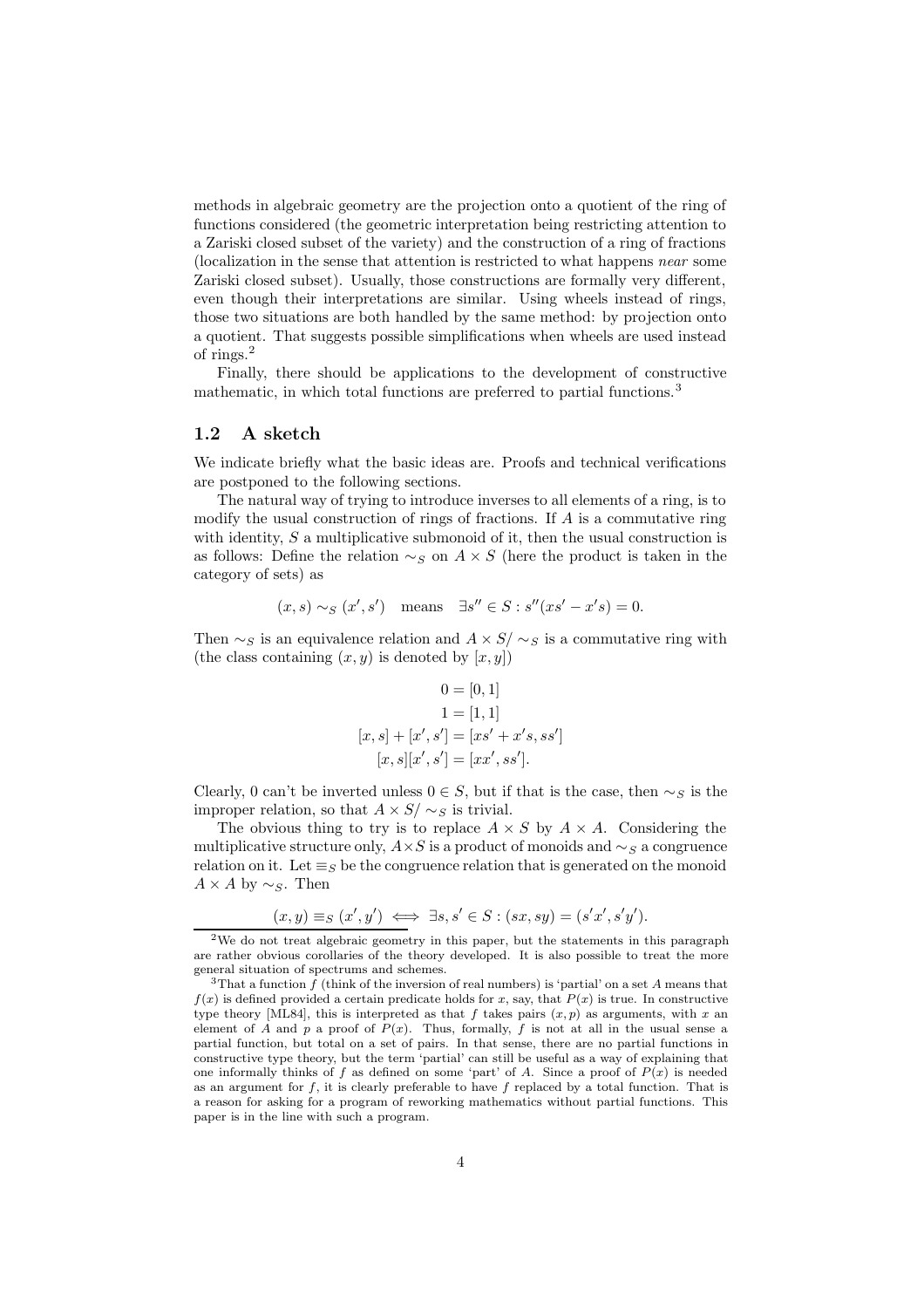methods in algebraic geometry are the projection onto a quotient of the ring of functions considered (the geometric interpretation being restricting attention to a Zariski closed subset of the variety) and the construction of a ring of fractions (localization in the sense that attention is restricted to what happens *near* some Zariski closed subset). Usually, those constructions are formally very different, even though their interpretations are similar. Using wheels instead of rings, those two situations are both handled by the same method: by projection onto a quotient. That suggests possible simplifications when wheels are used instead of rings.[2]

Finally, there should be applications to the development of constructive mathematic, in which total functions are preferred to partial functions.[3]

### 1.2 A sketch

We indicate briefly what the basic ideas are. Proofs and technical verifications are postponed to the following sections.

The natural way of trying to introduce inverses to all elements of a ring, is to modify the usual construction of rings of fractions. If $A$ is a commutative ring with identity, $S$ a multiplicative submonoid of it, then the usual construction is as follows: Define the relation $\sim_S$ on $A \times S$ (here the product is taken in the category of sets) as

$$(x, s) \sim_S (x', s') \quad \text{means} \quad \exists s'' \in S : s''(xs' - x's) = 0.$$

Then $\sim_S$ is an equivalence relation and $A \times S/\sim_S$ is a commutative ring with (the class containing $(x, y)$ is denoted by $[x, y]$)

$$\begin{aligned} 0 &= [0, 1] \\ 1 &= [1, 1] \\ [x, s] + [x', s'] &= [xs' + x's, ss'] \\ [x, s][x', s'] &= [xx', ss']. \end{aligned}$$

Clearly, 0 can't be inverted unless $0 \in S$, but if that is the case, then $\sim_S$ is the improper relation, so that $A \times S/\sim_S$ is trivial.

The obvious thing to try is to replace $A \times S$ by $A \times A$. Considering the multiplicative structure only, $A \times S$ is a product of monoids and $\sim_S$ a congruence relation on it. Let $\equiv_S$ be the congruence relation that is generated on the monoid $A \times A$ by $\sim_S$. Then

$$(x, y) \equiv_S (x', y') \iff \exists s, s' \in S : (sx, sy) = (s'x', s'y').$$

---

[2] We do not treat algebraic geometry in this paper, but the statements in this paragraph are rather obvious corollaries of the theory developed. It is also possible to treat the more general situation of spectrums and schemes.

[3] That a function $f$ (think of the inversion of real numbers) is 'partial' on a set $A$ means that $f(x)$ is defined provided a certain predicate holds for $x$, say, that $P(x)$ is true. In constructive type theory [ML84], this is interpreted as that $f$ takes pairs $(x, p)$ as arguments, with $x$ an element of $A$ and $p$ a proof of $P(x)$. Thus, formally, $f$ is not at all in the usual sense a partial function, but total on a set of pairs. In that sense, there are no partial functions in constructive type theory, but the term 'partial' can still be useful as a way of explaining that one informally thinks of $f$ as defined on some 'part' of $A$. Since a proof of $P(x)$ is needed as an argument for $f$, it is clearly preferable to have $f$ replaced by a total function. That is a reason for asking for a program of reworking mathematics without partial functions. This paper is in the line with such a program.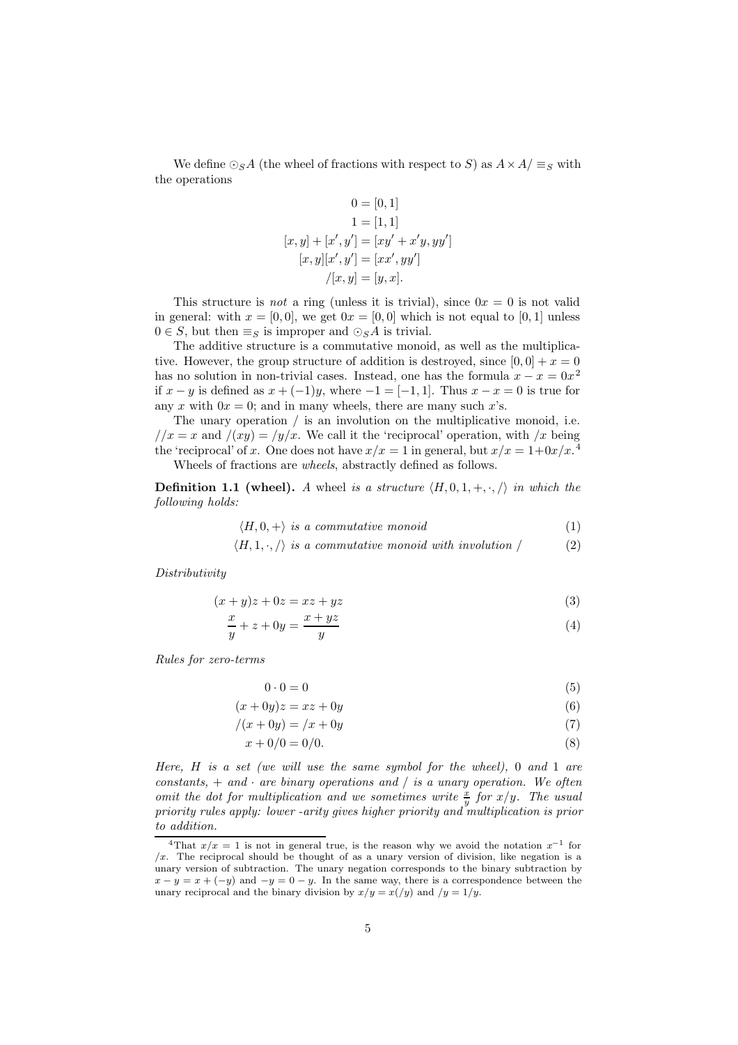We define $\odot_S A$ (the wheel of fractions with respect to $S$) as $A \times A / \equiv_S$ with the operations

$$
\begin{aligned}
0 &= [0, 1] \\
1 &= [1, 1] \\
[x, y] + [x', y'] &= [xy' + x'y, yy'] \\
[x, y][x', y'] &= [xx', yy'] \\
/[x, y] &= [y, x].
\end{aligned}
$$

This structure is *not* a ring (unless it is trivial), since $0x = 0$ is not valid in general: with $x = [0, 0]$, we get $0x = [0, 0]$ which is not equal to $[0, 1]$ unless $0 \in S$, but then $\equiv_S$ is improper and $\odot_S A$ is trivial.

The additive structure is a commutative monoid, as well as the multiplicative. However, the group structure of addition is destroyed, since $[0, 0] + x = 0$ has no solution in non-trivial cases. Instead, one has the formula $x - x = 0x^2$ if $x - y$ is defined as $x + (-1)y$, where $-1 = [-1, 1]$. Thus $x - x = 0$ is true for any $x$ with $0x = 0$; and in many wheels, there are many such $x$'s.

The unary operation $/$ is an involution on the multiplicative monoid, i.e. $//x = x$ and $/(xy) = /y/x$. We call it the 'reciprocal' operation, with $/x$ being the 'reciprocal' of $x$. One does not have $x/x = 1$ in general, but $x/x = 1 + 0x/x$.[4]

Wheels of fractions are *wheels*, abstractly defined as follows.

**Definition 1.1 (wheel).** *A* wheel *is a structure* $\langle H, 0, 1, +, \cdot, / \rangle$ *in which the following holds:*

$$\langle H, 0, + \rangle \text{ is a commutative monoid} \tag{1}$$

$$\langle H, 1, \cdot, / \rangle \text{ is a commutative monoid with involution } / \tag{2}$$

*Distributivity*

$$(x + y)z + 0z = xz + yz \tag{3}$$

$$\frac{x}{y} + z + 0y = \frac{x + yz}{y} \tag{4}$$

*Rules for zero-terms*

$$0 \cdot 0 = 0 \tag{5}$$

$$(x + 0y)z = xz + 0y \tag{6}$$

$$/(x + 0y) = /x + 0y \tag{7}$$

$$x + 0/0 = 0/0. \tag{8}$$

*Here, $H$ is a set (we will use the same symbol for the wheel), $0$ and $1$ are constants, $+$ and $\cdot$ are binary operations and $/$ is a unary operation. We often omit the dot for multiplication and we sometimes write $\frac{x}{y}$ for $x/y$. The usual priority rules apply: lower -arity gives higher priority and multiplication is prior to addition.*

---

[4] That $x/x = 1$ is not in general true, is the reason why we avoid the notation $x^{-1}$ for $/x$. The reciprocal should be thought of as a unary version of division, like negation is a unary version of subtraction. The unary negation corresponds to the binary subtraction by $x - y = x + (-y)$ and $-y = 0 - y$. In the same way, there is a correspondence between the unary reciprocal and the binary division by $x/y = x(/y)$ and $/y = 1/y$.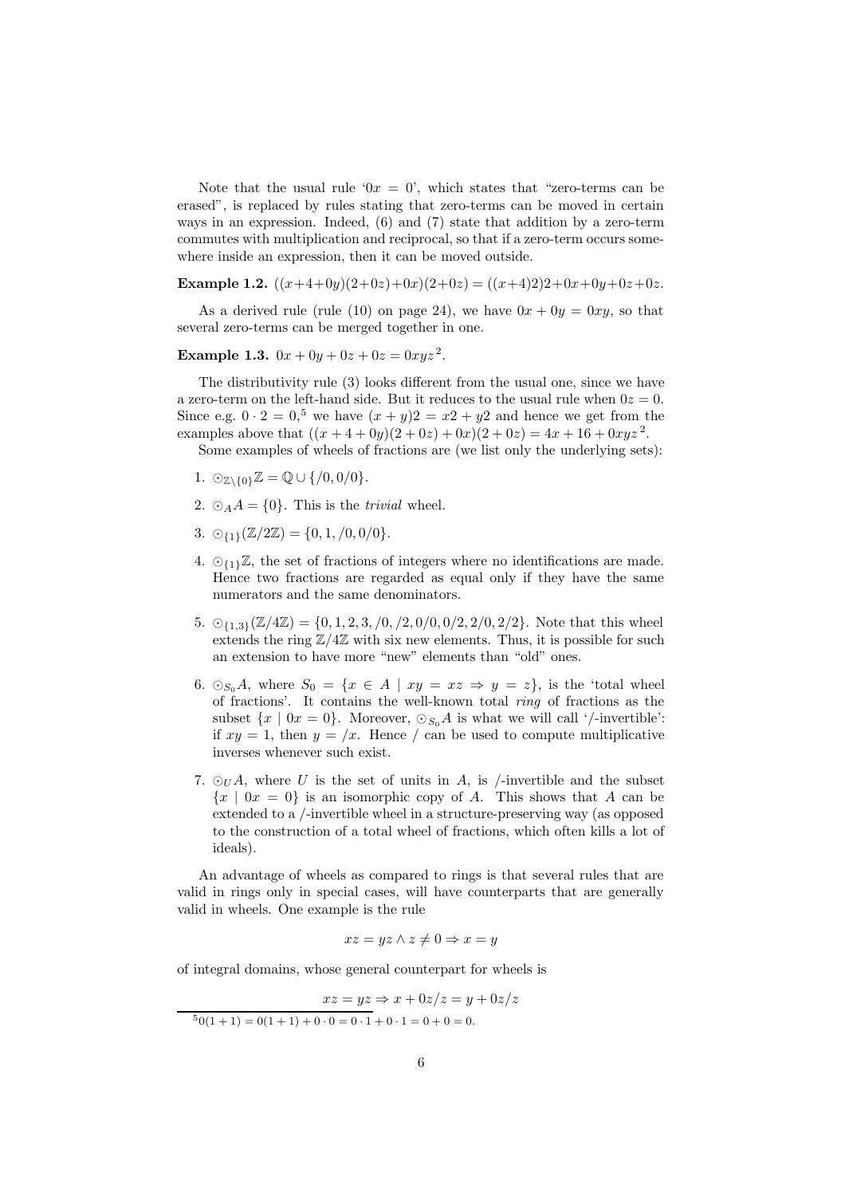Note that the usual rule '$0x = 0$', which states that "zero-terms can be erased", is replaced by rules stating that zero-terms can be moved in certain ways in an expression. Indeed, (6) and (7) state that addition by a zero-term commutes with multiplication and reciprocal, so that if a zero-term occurs somewhere inside an expression, then it can be moved outside.

**Example 1.2.** $((x+4+0y)(2+0z)+0x)(2+0z) = ((x+4)2)2+0x+0y+0z+0z$.

As a derived rule (rule (10) on page 24), we have $0x + 0y = 0xy$, so that several zero-terms can be merged together in one.

**Example 1.3.** $0x + 0y + 0z + 0z = 0xyz^2$.

The distributivity rule (3) looks different from the usual one, since we have a zero-term on the left-hand side. But it reduces to the usual rule when $0z = 0$. Since e.g. $0 \cdot 2 = 0$,[5] we have $(x + y)2 = x2 + y2$ and hence we get from the examples above that $((x + 4 + 0y)(2 + 0z) + 0x)(2 + 0z) = 4x + 16 + 0xyz^2$.

Some examples of wheels of fractions are (we list only the underlying sets):

1. $\odot_{\mathbb{Z}\setminus\{0\}}\mathbb{Z} = \mathbb{Q} \cup \{/0, 0/0\}$.
2. $\odot_A A = \{0\}$. This is the *trivial* wheel.
3. $\odot_{\{1\}}(\mathbb{Z}/2\mathbb{Z}) = \{0, 1, /0, 0/0\}$.
4. $\odot_{\{1\}}\mathbb{Z}$, the set of fractions of integers where no identifications are made. Hence two fractions are regarded as equal only if they have the same numerators and the same denominators.
5. $\odot_{\{1,3\}}(\mathbb{Z}/4\mathbb{Z}) = \{0, 1, 2, 3, /0, /2, 0/0, 0/2, 2/0, 2/2\}$. Note that this wheel extends the ring $\mathbb{Z}/4\mathbb{Z}$ with six new elements. Thus, it is possible for such an extension to have more "new" elements than "old" ones.
6. $\odot_{S_0}A$, where $S_0 = \{x \in A \mid xy = xz \Rightarrow y = z\}$, is the 'total wheel of fractions'. It contains the well-known total *ring* of fractions as the subset $\{x \mid 0x = 0\}$. Moreover, $\odot_{S_0}A$ is what we will call '/-invertible': if $xy = 1$, then $y = /x$. Hence / can be used to compute multiplicative inverses whenever such exist.
7. $\odot_U A$, where $U$ is the set of units in $A$, is /-invertible and the subset $\{x \mid 0x = 0\}$ is an isomorphic copy of $A$. This shows that $A$ can be extended to a /-invertible wheel in a structure-preserving way (as opposed to the construction of a total wheel of fractions, which often kills a lot of ideals).

An advantage of wheels as compared to rings is that several rules that are valid in rings only in special cases, will have counterparts that are generally valid in wheels. One example is the rule

$$xz = yz \wedge z \neq 0 \Rightarrow x = y$$

of integral domains, whose general counterpart for wheels is

$$xz = yz \Rightarrow x + 0z/z = y + 0z/z$$

[5] $0(1 + 1) = 0(1 + 1) + 0 \cdot 0 = 0 \cdot 1 + 0 \cdot 1 = 0 + 0 = 0$.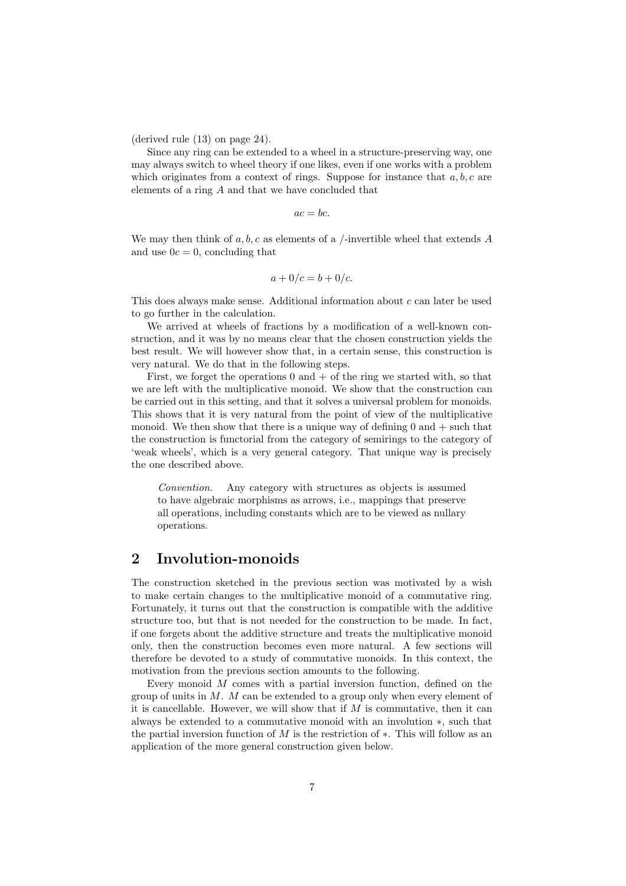(derived rule (13) on page 24).

Since any ring can be extended to a wheel in a structure-preserving way, one may always switch to wheel theory if one likes, even if one works with a problem which originates from a context of rings. Suppose for instance that $a, b, c$ are elements of a ring $A$ and that we have concluded that

$$ac = bc.$$

We may then think of $a, b, c$ as elements of a /-invertible wheel that extends $A$ and use $0c = 0$, concluding that

$$a + 0/c = b + 0/c.$$

This does always make sense. Additional information about $c$ can later be used to go further in the calculation.

We arrived at wheels of fractions by a modification of a well-known construction, and it was by no means clear that the chosen construction yields the best result. We will however show that, in a certain sense, this construction is very natural. We do that in the following steps.

First, we forget the operations 0 and + of the ring we started with, so that we are left with the multiplicative monoid. We show that the construction can be carried out in this setting, and that it solves a universal problem for monoids. This shows that it is very natural from the point of view of the multiplicative monoid. We then show that there is a unique way of defining 0 and + such that the construction is functorial from the category of semirings to the category of 'weak wheels', which is a very general category. That unique way is precisely the one described above.

> *Convention.* Any category with structures as objects is assumed to have algebraic morphisms as arrows, i.e., mappings that preserve all operations, including constants which are to be viewed as nullary operations.

## 2 Involution-monoids

The construction sketched in the previous section was motivated by a wish to make certain changes to the multiplicative monoid of a commutative ring. Fortunately, it turns out that the construction is compatible with the additive structure too, but that is not needed for the construction to be made. In fact, if one forgets about the additive structure and treats the multiplicative monoid only, then the construction becomes even more natural. A few sections will therefore be devoted to a study of commutative monoids. In this context, the motivation from the previous section amounts to the following.

Every monoid $M$ comes with a partial inversion function, defined on the group of units in $M$. $M$ can be extended to a group only when every element of it is cancellable. However, we will show that if $M$ is commutative, then it can always be extended to a commutative monoid with an involution $*$, such that the partial inversion function of $M$ is the restriction of $*$. This will follow as an application of the more general construction given below.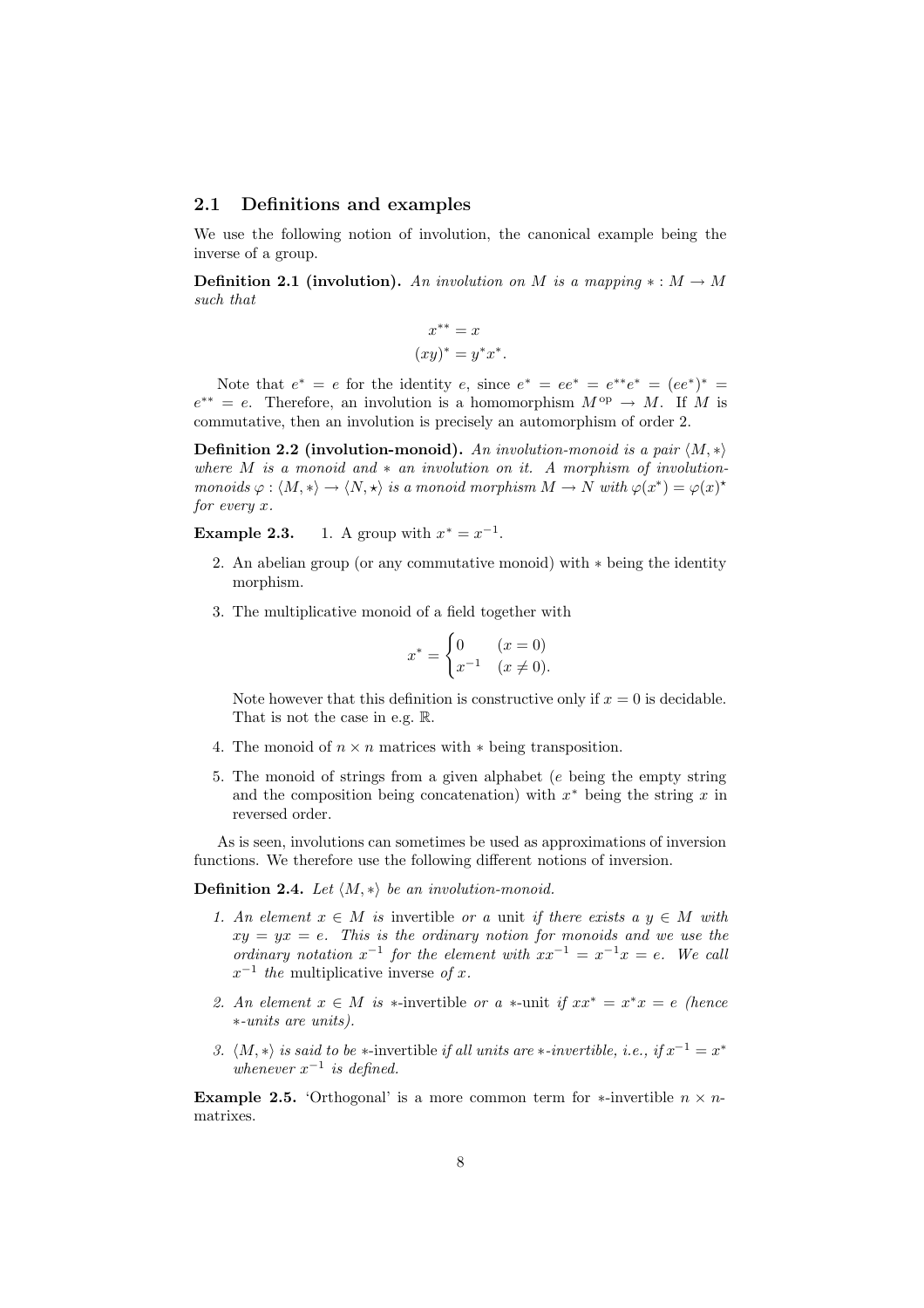## 2.1 Definitions and examples

We use the following notion of involution, the canonical example being the inverse of a group.

**Definition 2.1 (involution).** *An involution on $M$ is a mapping $*: M \to M$ such that*

$$x^{**} = x$$
$$(xy)^* = y^* x^*.$$

Note that $e^* = e$ for the identity $e$, since $e^* = ee^* = e^{**}e^* = (ee^*)^* = e^{**} = e$. Therefore, an involution is a homomorphism $M^{\mathrm{op}} \to M$. If $M$ is commutative, then an involution is precisely an automorphism of order 2.

**Definition 2.2 (involution-monoid).** *An involution-monoid is a pair $\langle M, * \rangle$ where $M$ is a monoid and $*$ an involution on it. A morphism of involution-monoids $\varphi : \langle M, * \rangle \to \langle N, \star \rangle$ is a monoid morphism $M \to N$ with $\varphi(x^*) = \varphi(x)^\star$ for every $x$.*

**Example 2.3.**

1. A group with $x^* = x^{-1}$.
2. An abelian group (or any commutative monoid) with $*$ being the identity morphism.
3. The multiplicative monoid of a field together with

$$x^* = \begin{cases} 0 & (x = 0) \\ x^{-1} & (x \neq 0). \end{cases}$$

   Note however that this definition is constructive only if $x = 0$ is decidable. That is not the case in e.g. $\mathbb{R}$.

4. The monoid of $n \times n$ matrices with $*$ being transposition.
5. The monoid of strings from a given alphabet ($e$ being the empty string and the composition being concatenation) with $x^*$ being the string $x$ in reversed order.

As is seen, involutions can sometimes be used as approximations of inversion functions. We therefore use the following different notions of inversion.

**Definition 2.4.** *Let $\langle M, * \rangle$ be an involution-monoid.*

1. *An element $x \in M$ is* invertible *or a* unit *if there exists a $y \in M$ with $xy = yx = e$. This is the ordinary notion for monoids and we use the ordinary notation $x^{-1}$ for the element with $xx^{-1} = x^{-1}x = e$. We call $x^{-1}$ the* multiplicative inverse *of $x$.*
2. *An element $x \in M$ is* $*$-invertible *or a* $*$-unit *if $xx^* = x^*x = e$ (hence $*$-units are units).*
3. *$\langle M, * \rangle$ is said to be* $*$-invertible *if all units are $*$-invertible, i.e., if $x^{-1} = x^*$ whenever $x^{-1}$ is defined.*

**Example 2.5.** 'Orthogonal' is a more common term for $*$-invertible $n \times n$-matrixes.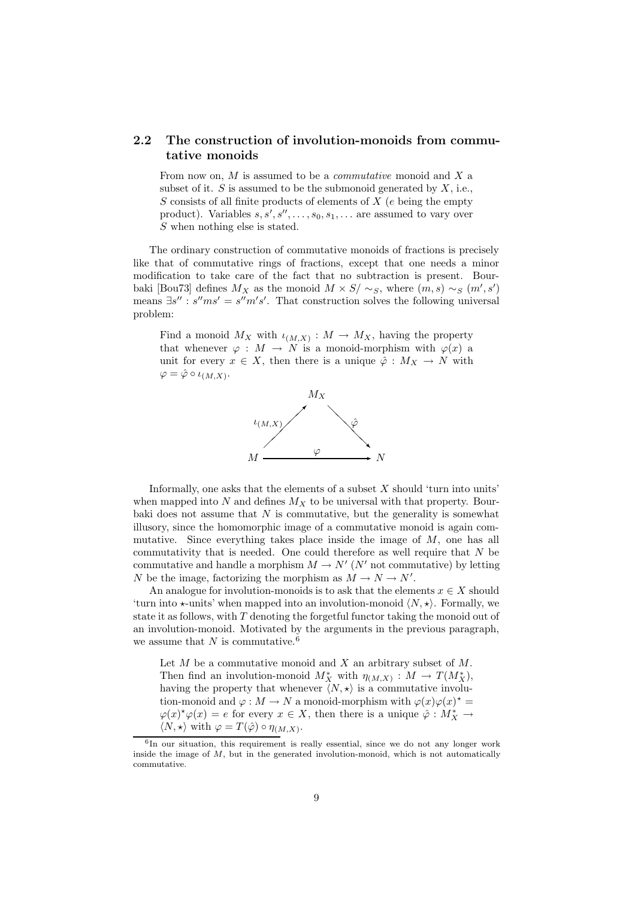### 2.2 The construction of involution-monoids from commutative monoids

From now on, $M$ is assumed to be a *commutative* monoid and $X$ a subset of it. $S$ is assumed to be the submonoid generated by $X$, i.e., $S$ consists of all finite products of elements of $X$ ($e$ being the empty product). Variables $s, s', s'', \ldots, s_0, s_1, \ldots$ are assumed to vary over $S$ when nothing else is stated.

The ordinary construction of commutative monoids of fractions is precisely like that of commutative rings of fractions, except that one needs a minor modification to take care of the fact that no subtraction is present. Bourbaki [Bou73] defines $M_X$ as the monoid $M \times S/\sim_S$, where $(m, s) \sim_S (m', s')$ means $\exists s'' : s''ms' = s''m's'$. That construction solves the following universal problem:

Find a monoid $M_X$ with $\iota_{(M,X)} : M \to M_X$, having the property that whenever $\varphi : M \to N$ is a monoid-morphism with $\varphi(x)$ a unit for every $x \in X$, then there is a unique $\hat{\varphi} : M_X \to N$ with $\varphi = \hat{\varphi} \circ \iota_{(M,X)}$.

$$
\begin{array}{ccc}
 & M_X & \\
\iota_{(M,X)} \nearrow & & \searrow \hat{\varphi} \\
M & \xrightarrow{\quad\varphi\quad} & N
\end{array}
$$

Informally, one asks that the elements of a subset $X$ should 'turn into units' when mapped into $N$ and defines $M_X$ to be universal with that property. Bourbaki does not assume that $N$ is commutative, but the generality is somewhat illusory, since the homomorphic image of a commutative monoid is again commutative. Since everything takes place inside the image of $M$, one has all commutativity that is needed. One could therefore as well require that $N$ be commutative and handle a morphism $M \to N'$ ($N'$ not commutative) by letting $N$ be the image, factorizing the morphism as $M \to N \to N'$.

An analogue for involution-monoids is to ask that the elements $x \in X$ should 'turn into $\star$-units' when mapped into an involution-monoid $\langle N, \star \rangle$. Formally, we state it as follows, with $T$ denoting the forgetful functor taking the monoid out of an involution-monoid. Motivated by the arguments in the previous paragraph, we assume that $N$ is commutative.[6]

Let $M$ be a commutative monoid and $X$ an arbitrary subset of $M$. Then find an involution-monoid $M_X^*$ with $\eta_{(M,X)} : M \to T(M_X^*)$, having the property that whenever $\langle N, \star \rangle$ is a commutative involution-monoid and $\varphi : M \to N$ a monoid-morphism with $\varphi(x)\varphi(x)^\star = \varphi(x)^\star\varphi(x) = e$ for every $x \in X$, then there is a unique $\hat{\varphi} : M_X^* \to \langle N, \star \rangle$ with $\varphi = T(\hat{\varphi}) \circ \eta_{(M,X)}$.

[6] In our situation, this requirement is really essential, since we do not any longer work inside the image of $M$, but in the generated involution-monoid, which is not automatically commutative.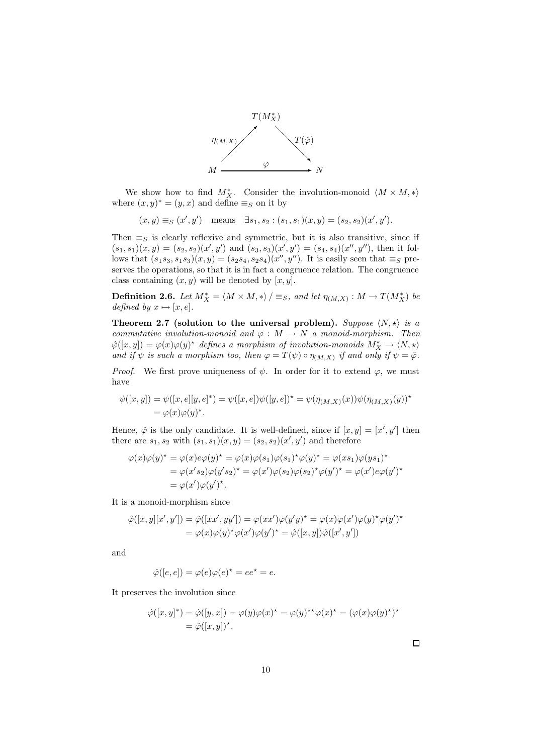$$\begin{array}{ccc} & T(M_X^*) & \\ \eta_{(M,X)} \nearrow & & \searrow T(\hat{\varphi}) \\ M & \xrightarrow{\quad \varphi \quad} & N \end{array}$$

We show how to find $M_X^*$. Consider the involution-monoid $\langle M \times M, * \rangle$ where $(x, y)^* = (y, x)$ and define $\equiv_S$ on it by

$$(x, y) \equiv_S (x', y') \quad \text{means} \quad \exists s_1, s_2 : (s_1, s_1)(x, y) = (s_2, s_2)(x', y').$$

Then $\equiv_S$ is clearly reflexive and symmetric, but it is also transitive, since if $(s_1, s_1)(x, y) = (s_2, s_2)(x', y')$ and $(s_3, s_3)(x', y') = (s_4, s_4)(x'', y'')$, then it follows that $(s_1 s_3, s_1 s_3)(x, y) = (s_2 s_4, s_2 s_4)(x'', y'')$. It is easily seen that $\equiv_S$ preserves the operations, so that it is in fact a congruence relation. The congruence class containing $(x, y)$ will be denoted by $[x, y]$.

**Definition 2.6.** *Let $M_X^* = \langle M \times M, * \rangle / \equiv_S$, and let $\eta_{(M,X)} : M \to T(M_X^*)$ be defined by $x \mapsto [x, e]$.*

**Theorem 2.7 (solution to the universal problem).** *Suppose $\langle N, \star \rangle$ is a commutative involution-monoid and $\varphi : M \to N$ a monoid-morphism. Then $\hat{\varphi}([x, y]) = \varphi(x)\varphi(y)^\star$ defines a morphism of involution-monoids $M_X^* \to \langle N, \star \rangle$ and if $\psi$ is such a morphism too, then $\varphi = T(\psi) \circ \eta_{(M,X)}$ if and only if $\psi = \hat{\varphi}$.*

*Proof.* We first prove uniqueness of $\psi$. In order for it to extend $\varphi$, we must have

$$\begin{aligned}\psi([x, y]) &= \psi([x, e][y, e]^*) = \psi([x, e])\psi([y, e])^\star = \psi(\eta_{(M,X)}(x))\psi(\eta_{(M,X)}(y))^\star \\ &= \varphi(x)\varphi(y)^\star.\end{aligned}$$

Hence, $\hat{\varphi}$ is the only candidate. It is well-defined, since if $[x, y] = [x', y']$ then there are $s_1, s_2$ with $(s_1, s_1)(x, y) = (s_2, s_2)(x', y')$ and therefore

$$\begin{aligned}\varphi(x)\varphi(y)^\star &= \varphi(x)e\varphi(y)^\star = \varphi(x)\varphi(s_1)\varphi(s_1)^\star\varphi(y)^\star = \varphi(xs_1)\varphi(ys_1)^\star \\ &= \varphi(x's_2)\varphi(y's_2)^\star = \varphi(x')\varphi(s_2)\varphi(s_2)^\star\varphi(y')^\star = \varphi(x')e\varphi(y')^\star \\ &= \varphi(x')\varphi(y')^\star.\end{aligned}$$

It is a monoid-morphism since

$$\begin{aligned}\hat{\varphi}([x, y][x', y']) &= \hat{\varphi}([xx', yy']) = \varphi(xx')\varphi(y'y)^\star = \varphi(x)\varphi(x')\varphi(y)^\star\varphi(y')^\star \\ &= \varphi(x)\varphi(y)^\star\varphi(x')\varphi(y')^\star = \hat{\varphi}([x, y])\hat{\varphi}([x', y'])\end{aligned}$$

and

$$\hat{\varphi}([e, e]) = \varphi(e)\varphi(e)^\star = ee^\star = e.$$

It preserves the involution since

$$\begin{aligned}\hat{\varphi}([x, y]^*) &= \hat{\varphi}([y, x]) = \varphi(y)\varphi(x)^\star = \varphi(y)^{\star\star}\varphi(x)^\star = (\varphi(x)\varphi(y)^\star)^\star \\ &= \hat{\varphi}([x, y])^\star.\end{aligned}$$

∎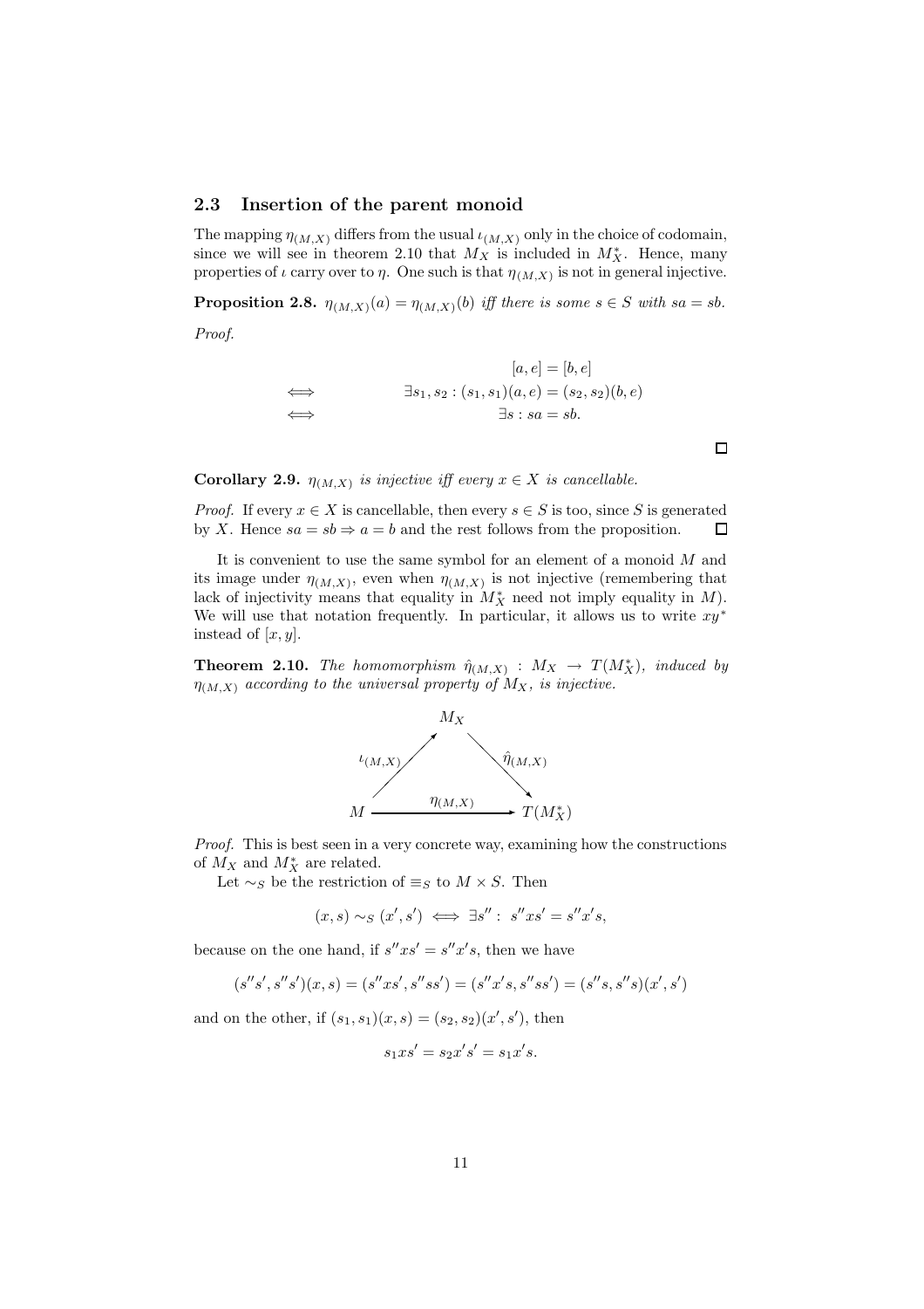## 2.3 Insertion of the parent monoid

The mapping $\eta_{(M,X)}$ differs from the usual $\iota_{(M,X)}$ only in the choice of codomain, since we will see in theorem 2.10 that $M_X$ is included in $M_X^*$. Hence, many properties of $\iota$ carry over to $\eta$. One such is that $\eta_{(M,X)}$ is not in general injective.

**Proposition 2.8.** *$\eta_{(M,X)}(a) = \eta_{(M,X)}(b)$ iff there is some $s \in S$ with $sa = sb$.*

*Proof.*

$$
\begin{aligned}
& [a,e] = [b,e] \\
\iff \quad & \exists s_1, s_2 : (s_1, s_1)(a,e) = (s_2, s_2)(b,e) \\
\iff \quad & \exists s : sa = sb.
\end{aligned}
$$

□

**Corollary 2.9.** *$\eta_{(M,X)}$ is injective iff every $x \in X$ is cancellable.*

*Proof.* If every $x \in X$ is cancellable, then every $s \in S$ is too, since $S$ is generated by $X$. Hence $sa = sb \Rightarrow a = b$ and the rest follows from the proposition. □

It is convenient to use the same symbol for an element of a monoid $M$ and its image under $\eta_{(M,X)}$, even when $\eta_{(M,X)}$ is not injective (remembering that lack of injectivity means that equality in $M_X^*$ need not imply equality in $M$). We will use that notation frequently. In particular, it allows us to write $xy^*$ instead of $[x,y]$.

**Theorem 2.10.** *The homomorphism $\hat{\eta}_{(M,X)} : M_X \to T(M_X^*)$, induced by $\eta_{(M,X)}$ according to the universal property of $M_X$, is injective.*

$$
\begin{array}{ccc}
 & M_X & \\
\nearrow^{\iota_{(M,X)}} & & \searrow^{\hat{\eta}_{(M,X)}} \\
M & \xrightarrow{\quad \eta_{(M,X)} \quad} & T(M_X^*)
\end{array}
$$

*Proof.* This is best seen in a very concrete way, examining how the constructions of $M_X$ and $M_X^*$ are related.

Let $\sim_S$ be the restriction of $\equiv_S$ to $M \times S$. Then

$$(x,s) \sim_S (x',s') \iff \exists s'' : \; s''xs' = s''x's,$$

because on the one hand, if $s''xs' = s''x's$, then we have

$$(s''s', s''s')(x,s) = (s''xs', s''ss') = (s''x's, s''ss') = (s''s, s''s)(x', s')$$

and on the other, if $(s_1, s_1)(x,s) = (s_2, s_2)(x', s')$, then

$$s_1 x s' = s_2 x' s' = s_1 x' s.$$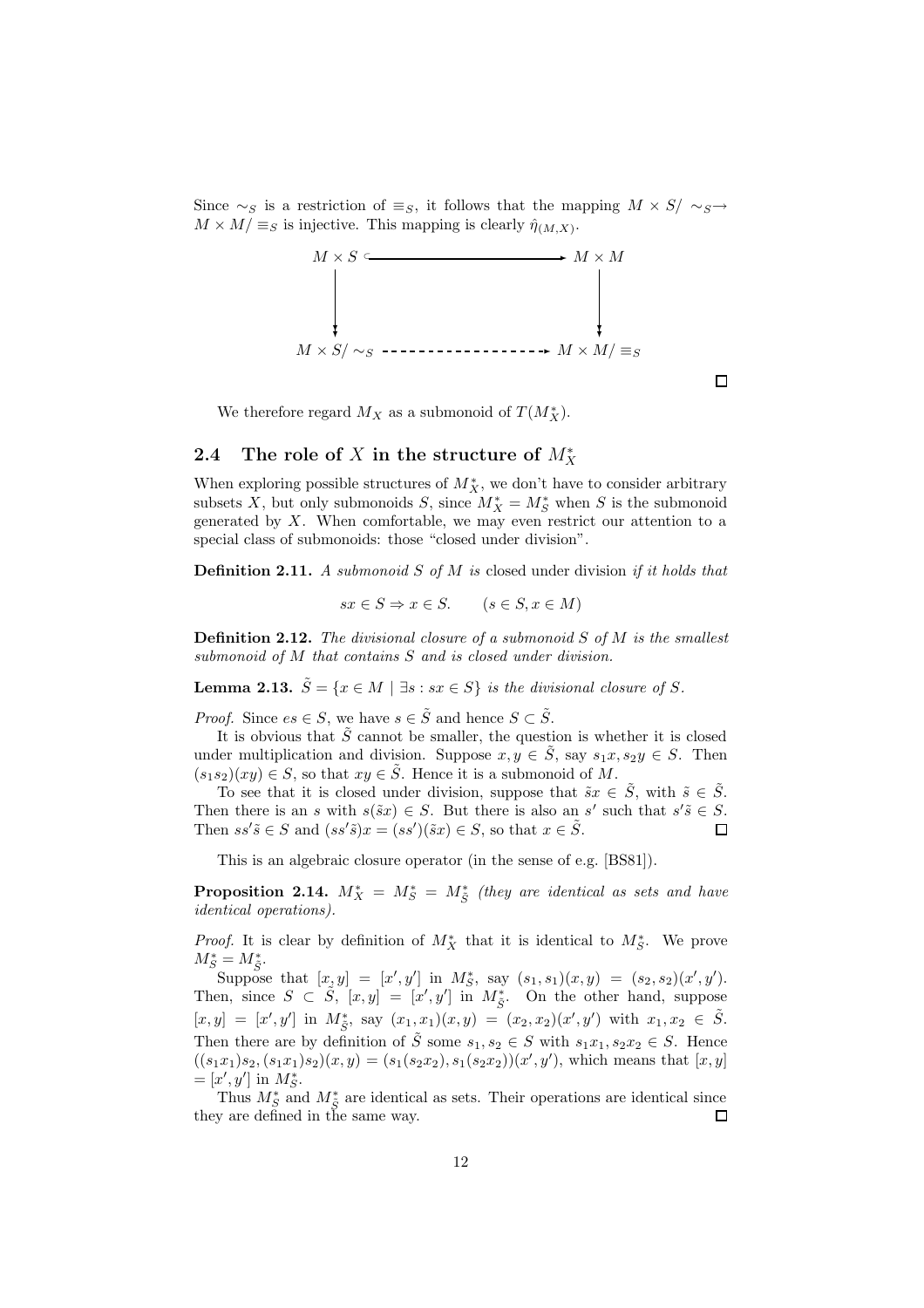Since $\sim_S$ is a restriction of $\equiv_S$, it follows that the mapping $M \times S/\sim_S \to M \times M/\equiv_S$ is injective. This mapping is clearly $\hat{\eta}_{(M,X)}$.

$$\begin{array}{ccc} M \times S & \hookrightarrow & M \times M \\ \downarrow & & \downarrow \\ M \times S/\sim_S & \dashrightarrow & M \times M/\equiv_S \end{array}$$

□

We therefore regard $M_X$ as a submonoid of $T(M^*_X)$.

## 2.4 The role of $X$ in the structure of $M^*_X$

When exploring possible structures of $M^*_X$, we don't have to consider arbitrary subsets $X$, but only submonoids $S$, since $M^*_X = M^*_S$ when $S$ is the submonoid generated by $X$. When comfortable, we may even restrict our attention to a special class of submonoids: those "closed under division".

**Definition 2.11.** *A submonoid $S$ of $M$ is* closed under division *if it holds that*

$$sx \in S \Rightarrow x \in S. \qquad (s \in S, x \in M)$$

**Definition 2.12.** *The divisional closure of a submonoid $S$ of $M$ is the smallest submonoid of $M$ that contains $S$ and is closed under division.*

**Lemma 2.13.** *$\tilde{S} = \{x \in M \mid \exists s : sx \in S\}$ is the divisional closure of $S$.*

*Proof.* Since $es \in S$, we have $s \in \tilde{S}$ and hence $S \subset \tilde{S}$.

It is obvious that $\tilde{S}$ cannot be smaller, the question is whether it is closed under multiplication and division. Suppose $x, y \in \tilde{S}$, say $s_1x, s_2y \in S$. Then $(s_1s_2)(xy) \in S$, so that $xy \in \tilde{S}$. Hence it is a submonoid of $M$.

To see that it is closed under division, suppose that $\tilde{s}x \in \tilde{S}$, with $\tilde{s} \in \tilde{S}$. Then there is an $s$ with $s(\tilde{s}x) \in S$. But there is also an $s'$ such that $s'\tilde{s} \in S$. Then $ss'\tilde{s} \in S$ and $(ss'\tilde{s})x = (ss')(\tilde{s}x) \in S$, so that $x \in \tilde{S}$. □

This is an algebraic closure operator (in the sense of e.g. [BS81]).

**Proposition 2.14.** *$M^*_X = M^*_S = M^*_{\tilde{S}}$ (they are identical as sets and have identical operations).*

*Proof.* It is clear by definition of $M^*_X$ that it is identical to $M^*_S$. We prove $M^*_S = M^*_{\tilde{S}}$.

Suppose that $[x, y] = [x', y']$ in $M^*_S$, say $(s_1, s_1)(x, y) = (s_2, s_2)(x', y')$. Then, since $S \subset \tilde{S}$, $[x, y] = [x', y']$ in $M^*_{\tilde{S}}$. On the other hand, suppose $[x, y] = [x', y']$ in $M^*_{\tilde{S}}$, say $(x_1, x_1)(x, y) = (x_2, x_2)(x', y')$ with $x_1, x_2 \in \tilde{S}$. Then there are by definition of $\tilde{S}$ some $s_1, s_2 \in S$ with $s_1x_1, s_2x_2 \in S$. Hence $((s_1x_1)s_2, (s_1x_1)s_2)(x, y) = (s_1(s_2x_2), s_1(s_2x_2))(x', y')$, which means that $[x, y] = [x', y']$ in $M^*_S$.

Thus $M^*_S$ and $M^*_{\tilde{S}}$ are identical as sets. Their operations are identical since they are defined in the same way. □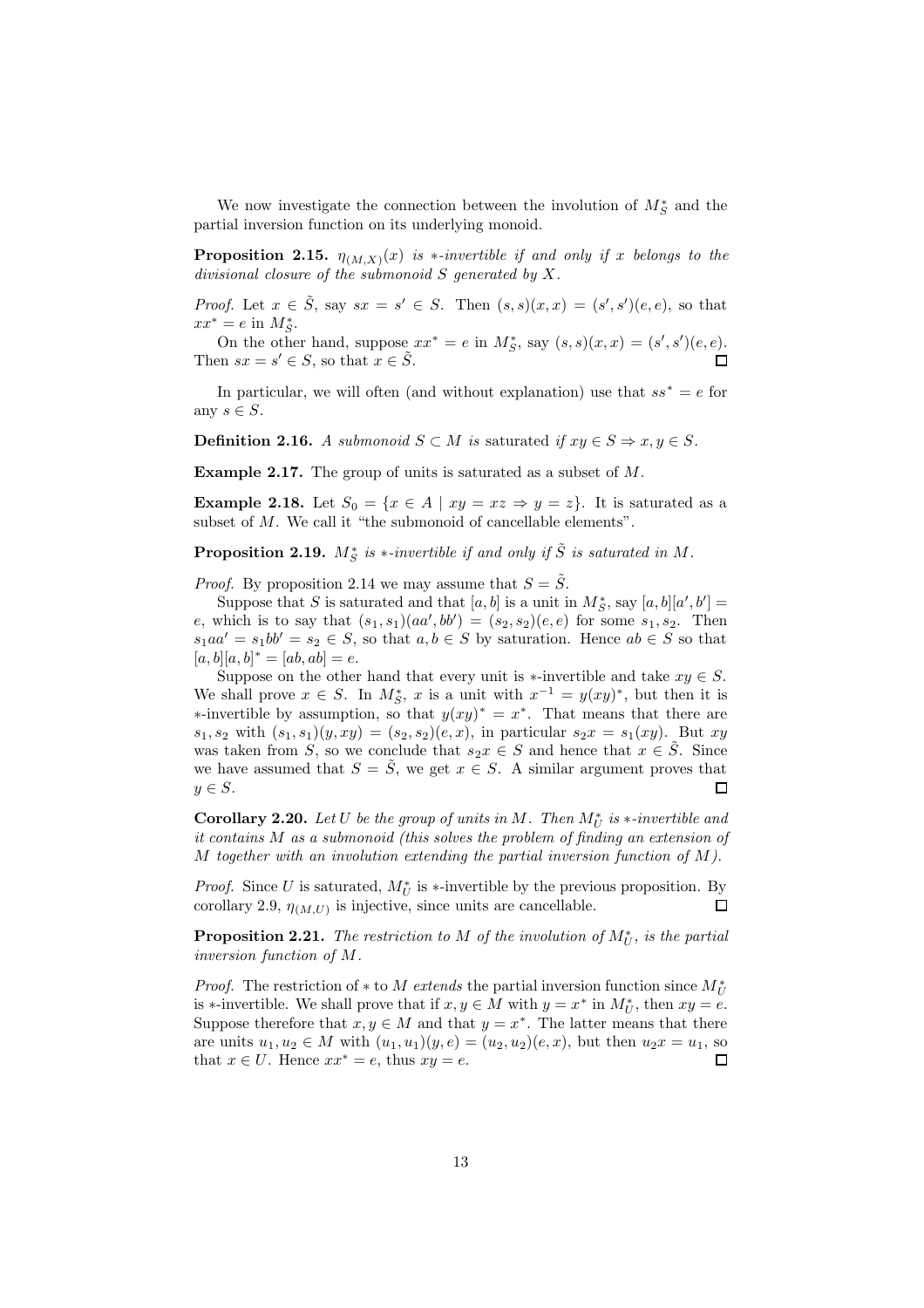We now investigate the connection between the involution of $M_S^*$ and the partial inversion function on its underlying monoid.

**Proposition 2.15.** *$\eta_{(M,X)}(x)$ is $*$-invertible if and only if $x$ belongs to the divisional closure of the submonoid $S$ generated by $X$.*

*Proof.* Let $x \in \tilde{S}$, say $sx = s' \in S$. Then $(s, s)(x, x) = (s', s')(e, e)$, so that $xx^* = e$ in $M_S^*$.

On the other hand, suppose $xx^* = e$ in $M_S^*$, say $(s, s)(x, x) = (s', s')(e, e)$. Then $sx = s' \in S$, so that $x \in \tilde{S}$. $\square$

In particular, we will often (and without explanation) use that $ss^* = e$ for any $s \in S$.

**Definition 2.16.** *A submonoid $S \subset M$ is* saturated *if $xy \in S \Rightarrow x, y \in S$.*

**Example 2.17.** The group of units is saturated as a subset of $M$.

**Example 2.18.** Let $S_0 = \{x \in A \mid xy = xz \Rightarrow y = z\}$. It is saturated as a subset of $M$. We call it "the submonoid of cancellable elements".

**Proposition 2.19.** *$M_S^*$ is $*$-invertible if and only if $\tilde{S}$ is saturated in $M$.*

*Proof.* By proposition 2.14 we may assume that $S = \tilde{S}$.

Suppose that $S$ is saturated and that $[a, b]$ is a unit in $M_S^*$, say $[a, b][a', b'] = e$, which is to say that $(s_1, s_1)(aa', bb') = (s_2, s_2)(e, e)$ for some $s_1, s_2$. Then $s_1 aa' = s_1 bb' = s_2 \in S$, so that $a, b \in S$ by saturation. Hence $ab \in S$ so that $[a, b][a, b]^* = [ab, ab] = e$.

Suppose on the other hand that every unit is $*$-invertible and take $xy \in S$. We shall prove $x \in S$. In $M_S^*$, $x$ is a unit with $x^{-1} = y(xy)^*$, but then it is $*$-invertible by assumption, so that $y(xy)^* = x^*$. That means that there are $s_1, s_2$ with $(s_1, s_1)(y, xy) = (s_2, s_2)(e, x)$, in particular $s_2 x = s_1(xy)$. But $xy$ was taken from $S$, so we conclude that $s_2 x \in S$ and hence that $x \in \tilde{S}$. Since we have assumed that $S = \tilde{S}$, we get $x \in S$. A similar argument proves that $y \in S$. $\square$

**Corollary 2.20.** *Let $U$ be the group of units in $M$. Then $M_U^*$ is $*$-invertible and it contains $M$ as a submonoid (this solves the problem of finding an extension of $M$ together with an involution extending the partial inversion function of $M$).*

*Proof.* Since $U$ is saturated, $M_U^*$ is $*$-invertible by the previous proposition. By corollary 2.9, $\eta_{(M,U)}$ is injective, since units are cancellable. $\square$

**Proposition 2.21.** *The restriction to $M$ of the involution of $M_U^*$, is the partial inversion function of $M$.*

*Proof.* The restriction of $*$ to $M$ *extends* the partial inversion function since $M_U^*$ is $*$-invertible. We shall prove that if $x, y \in M$ with $y = x^*$ in $M_U^*$, then $xy = e$. Suppose therefore that $x, y \in M$ and that $y = x^*$. The latter means that there are units $u_1, u_2 \in M$ with $(u_1, u_1)(y, e) = (u_2, u_2)(e, x)$, but then $u_2 x = u_1$, so that $x \in U$. Hence $xx^* = e$, thus $xy = e$. $\square$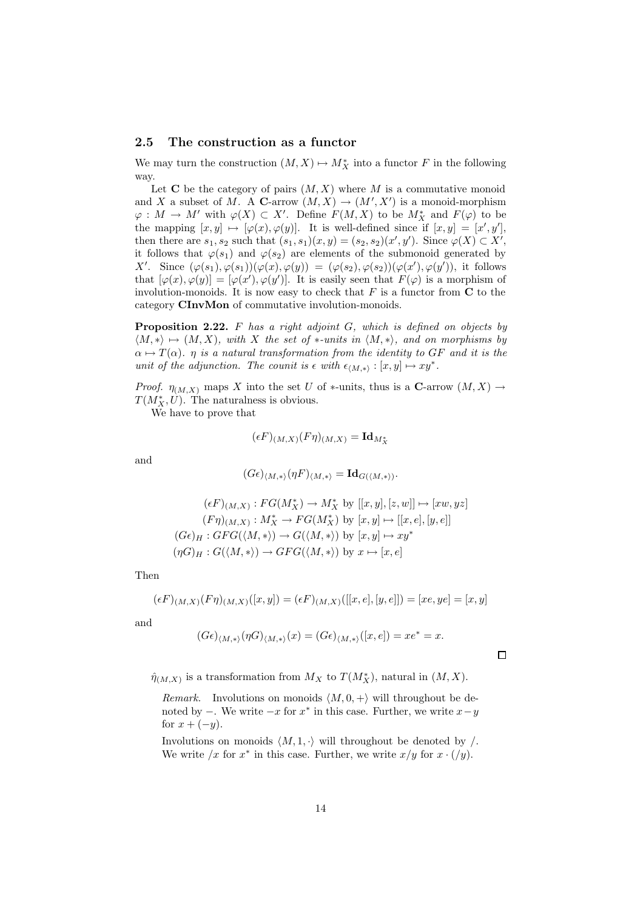### 2.5 The construction as a functor

We may turn the construction $(M, X) \mapsto M^*_X$ into a functor $F$ in the following way.

Let $\mathbf{C}$ be the category of pairs $(M, X)$ where $M$ is a commutative monoid and $X$ a subset of $M$. A $\mathbf{C}$-arrow $(M, X) \to (M', X')$ is a monoid-morphism $\varphi : M \to M'$ with $\varphi(X) \subset X'$. Define $F(M, X)$ to be $M^*_X$ and $F(\varphi)$ to be the mapping $[x, y] \mapsto [\varphi(x), \varphi(y)]$. It is well-defined since if $[x, y] = [x', y']$, then there are $s_1, s_2$ such that $(s_1, s_1)(x, y) = (s_2, s_2)(x', y')$. Since $\varphi(X) \subset X'$, it follows that $\varphi(s_1)$ and $\varphi(s_2)$ are elements of the submonoid generated by $X'$. Since $(\varphi(s_1), \varphi(s_1))(\varphi(x), \varphi(y)) = (\varphi(s_2), \varphi(s_2))(\varphi(x'), \varphi(y'))$, it follows that $[\varphi(x), \varphi(y)] = [\varphi(x'), \varphi(y')]$. It is easily seen that $F(\varphi)$ is a morphism of involution-monoids. It is now easy to check that $F$ is a functor from $\mathbf{C}$ to the category **CInvMon** of commutative involution-monoids.

**Proposition 2.22.** *$F$ has a right adjoint $G$, which is defined on objects by $\langle M, * \rangle \mapsto (M, X)$, with $X$ the set of $*$-units in $\langle M, * \rangle$, and on morphisms by $\alpha \mapsto T(\alpha)$. $\eta$ is a natural transformation from the identity to $GF$ and it is the unit of the adjunction. The counit is $\epsilon$ with $\epsilon_{\langle M,* \rangle} : [x, y] \mapsto xy^*$.*

*Proof.* $\eta_{(M,X)}$ maps $X$ into the set $U$ of $*$-units, thus is a $\mathbf{C}$-arrow $(M, X) \to T(M^*_X, U)$. The naturalness is obvious.

We have to prove that

$$(\epsilon F)_{(M,X)}(F\eta)_{(M,X)} = \mathbf{Id}_{M^*_X}$$

and

$$(G\epsilon)_{\langle M,* \rangle}(\eta F)_{\langle M,* \rangle} = \mathbf{Id}_{G(\langle M,* \rangle)}.$$

$$\begin{aligned}
(\epsilon F)_{(M,X)} &: FG(M^*_X) \to M^*_X \text{ by } [[x, y], [z, w]] \mapsto [xw, yz] \\
(F\eta)_{(M,X)} &: M^*_X \to FG(M^*_X) \text{ by } [x, y] \mapsto [[x, e], [y, e]] \\
(G\epsilon)_H &: GFG(\langle M, * \rangle) \to G(\langle M, * \rangle) \text{ by } [x, y] \mapsto xy^* \\
(\eta G)_H &: G(\langle M, * \rangle) \to GFG(\langle M, * \rangle) \text{ by } x \mapsto [x, e]
\end{aligned}$$

Then

$$(\epsilon F)_{(M,X)}(F\eta)_{(M,X)}([x, y]) = (\epsilon F)_{(M,X)}([[x, e], [y, e]]) = [xe, ye] = [x, y]$$

and

$$(G\epsilon)_{\langle M,* \rangle}(\eta G)_{\langle M,* \rangle}(x) = (G\epsilon)_{\langle M,* \rangle}([x, e]) = xe^* = x.$$

□

$\hat{\eta}_{(M,X)}$ is a transformation from $M_X$ to $T(M^*_X)$, natural in $(M, X)$.

*Remark.* Involutions on monoids $\langle M, 0, + \rangle$ will throughout be denoted by $-$. We write $-x$ for $x^*$ in this case. Further, we write $x - y$ for $x + (-y)$.

Involutions on monoids $\langle M, 1, \cdot \rangle$ will throughout be denoted by $/$. We write $/x$ for $x^*$ in this case. Further, we write $x/y$ for $x \cdot (/y)$.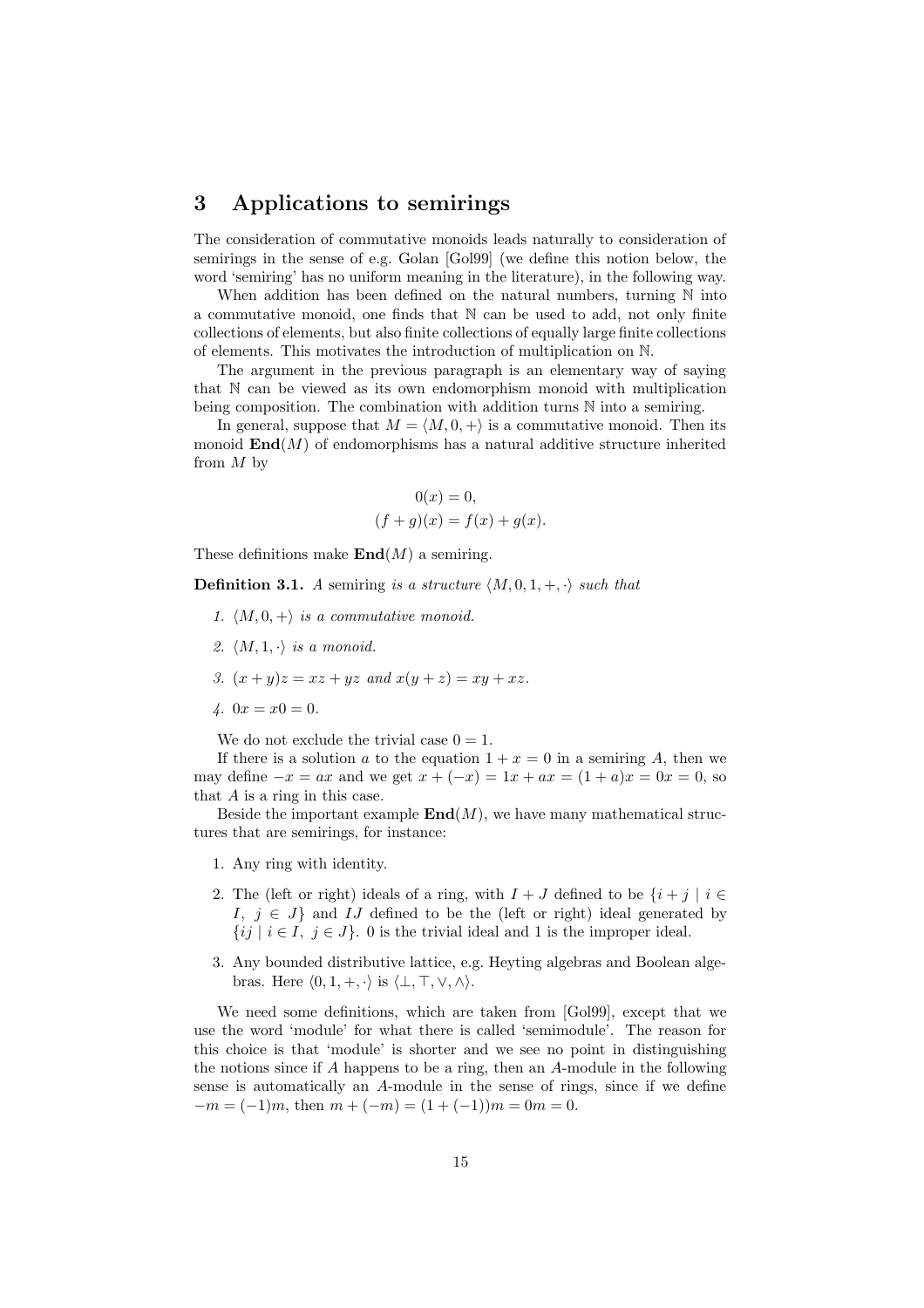## 3 Applications to semirings

The consideration of commutative monoids leads naturally to consideration of semirings in the sense of e.g. Golan [Gol99] (we define this notion below, the word 'semiring' has no uniform meaning in the literature), in the following way.

When addition has been defined on the natural numbers, turning $\mathbb{N}$ into a commutative monoid, one finds that $\mathbb{N}$ can be used to add, not only finite collections of elements, but also finite collections of equally large finite collections of elements. This motivates the introduction of multiplication on $\mathbb{N}$.

The argument in the previous paragraph is an elementary way of saying that $\mathbb{N}$ can be viewed as its own endomorphism monoid with multiplication being composition. The combination with addition turns $\mathbb{N}$ into a semiring.

In general, suppose that $M = \langle M, 0, + \rangle$ is a commutative monoid. Then its monoid $\mathbf{End}(M)$ of endomorphisms has a natural additive structure inherited from $M$ by

$$0(x) = 0,$$
$$(f + g)(x) = f(x) + g(x).$$

These definitions make $\mathbf{End}(M)$ a semiring.

**Definition 3.1.** *A* semiring *is a structure $\langle M, 0, 1, +, \cdot \rangle$ such that*

1. *$\langle M, 0, + \rangle$ is a commutative monoid.*
2. *$\langle M, 1, \cdot \rangle$ is a monoid.*
3. *$(x + y)z = xz + yz$ and $x(y + z) = xy + xz$.*
4. *$0x = x0 = 0$.*

We do not exclude the trivial case $0 = 1$.

If there is a solution $a$ to the equation $1 + x = 0$ in a semiring $A$, then we may define $-x = ax$ and we get $x + (-x) = 1x + ax = (1 + a)x = 0x = 0$, so that $A$ is a ring in this case.

Beside the important example $\mathbf{End}(M)$, we have many mathematical structures that are semirings, for instance:

1. Any ring with identity.
2. The (left or right) ideals of a ring, with $I + J$ defined to be $\{i + j \mid i \in I,\ j \in J\}$ and $IJ$ defined to be the (left or right) ideal generated by $\{ij \mid i \in I,\ j \in J\}$. 0 is the trivial ideal and 1 is the improper ideal.
3. Any bounded distributive lattice, e.g. Heyting algebras and Boolean algebras. Here $\langle 0, 1, +, \cdot \rangle$ is $\langle \bot, \top, \vee, \wedge \rangle$.

We need some definitions, which are taken from [Gol99], except that we use the word 'module' for what there is called 'semimodule'. The reason for this choice is that 'module' is shorter and we see no point in distinguishing the notions since if $A$ happens to be a ring, then an $A$-module in the following sense is automatically an $A$-module in the sense of rings, since if we define $-m = (-1)m$, then $m + (-m) = (1 + (-1))m = 0m = 0$.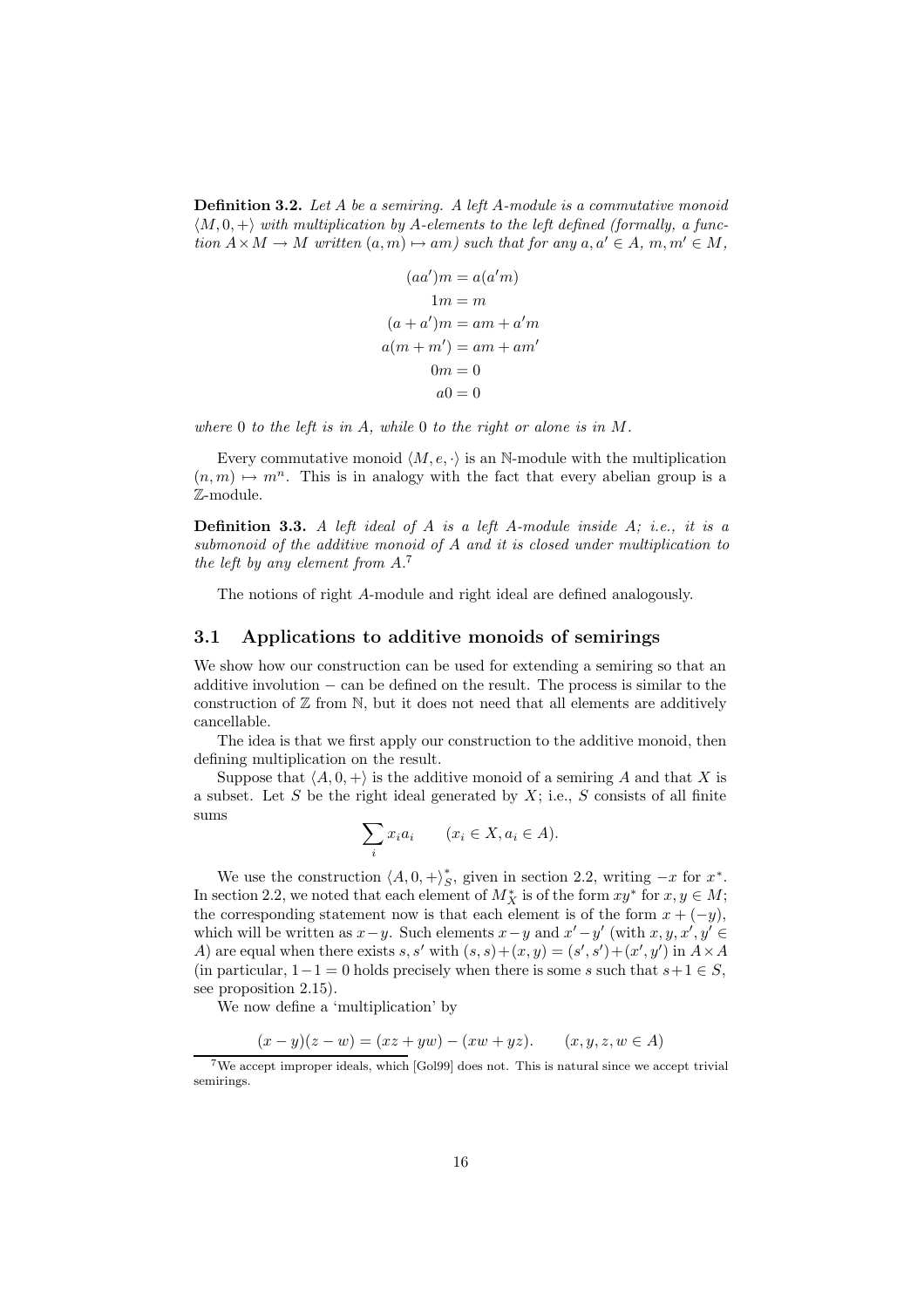**Definition 3.2.** *Let $A$ be a semiring. A left $A$-module is a commutative monoid $\langle M, 0, +\rangle$ with multiplication by $A$-elements to the left defined (formally, a function $A \times M \to M$ written $(a, m) \mapsto am$) such that for any $a, a' \in A$, $m, m' \in M$,*

$$
\begin{aligned}
(aa')m &= a(a'm) \\
1m &= m \\
(a + a')m &= am + a'm \\
a(m + m') &= am + am' \\
0m &= 0 \\
a0 &= 0
\end{aligned}
$$

*where 0 to the left is in $A$, while 0 to the right or alone is in $M$.*

Every commutative monoid $\langle M, e, \cdot\rangle$ is an $\mathbb{N}$-module with the multiplication $(n, m) \mapsto m^n$. This is in analogy with the fact that every abelian group is a $\mathbb{Z}$-module.

**Definition 3.3.** *A left ideal of $A$ is a left $A$-module inside $A$; i.e., it is a submonoid of the additive monoid of $A$ and it is closed under multiplication to the left by any element from $A$.*[7]

The notions of right $A$-module and right ideal are defined analogously.

## 3.1 Applications to additive monoids of semirings

We show how our construction can be used for extending a semiring so that an additive involution $-$ can be defined on the result. The process is similar to the construction of $\mathbb{Z}$ from $\mathbb{N}$, but it does not need that all elements are additively cancellable.

The idea is that we first apply our construction to the additive monoid, then defining multiplication on the result.

Suppose that $\langle A, 0, +\rangle$ is the additive monoid of a semiring $A$ and that $X$ is a subset. Let $S$ be the right ideal generated by $X$; i.e., $S$ consists of all finite sums

$$\sum_i x_i a_i \qquad (x_i \in X, a_i \in A).$$

We use the construction $\langle A, 0, +\rangle^*_S$, given in section 2.2, writing $-x$ for $x^*$. In section 2.2, we noted that each element of $M^*_X$ is of the form $xy^*$ for $x, y \in M$; the corresponding statement now is that each element is of the form $x + (-y)$, which will be written as $x - y$. Such elements $x - y$ and $x' - y'$ (with $x, y, x', y' \in A$) are equal when there exists $s, s'$ with $(s, s) + (x, y) = (s', s') + (x', y')$ in $A \times A$ (in particular, $1 - 1 = 0$ holds precisely when there is some $s$ such that $s + 1 \in S$, see proposition 2.15).

We now define a 'multiplication' by

$$(x - y)(z - w) = (xz + yw) - (xw + yz). \qquad (x, y, z, w \in A)$$

[7] We accept improper ideals, which [Gol99] does not. This is natural since we accept trivial semirings.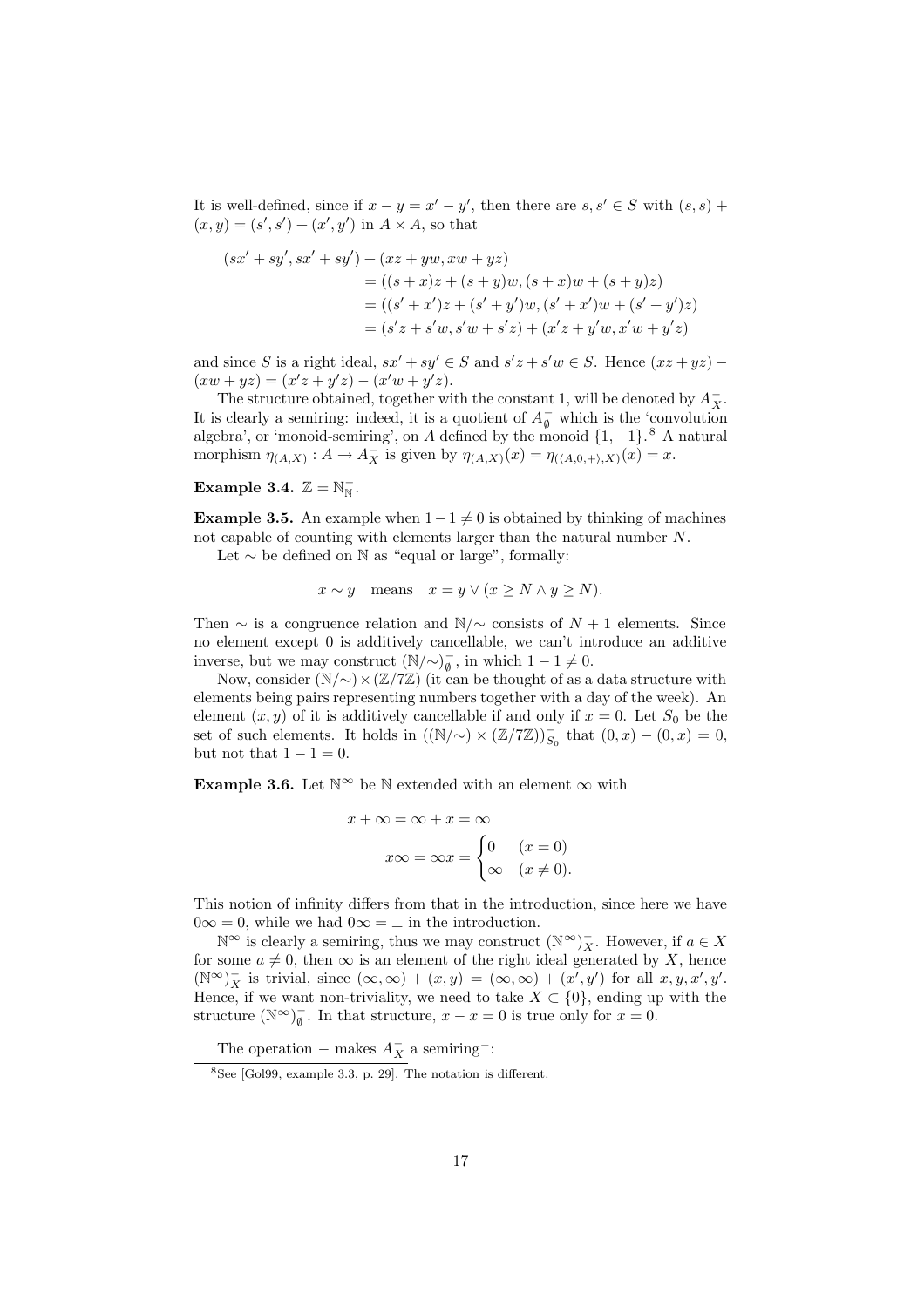It is well-defined, since if $x - y = x' - y'$, then there are $s, s' \in S$ with $(s, s) + (x, y) = (s', s') + (x', y')$ in $A \times A$, so that

$$
\begin{aligned}
(sx' + sy', sx' + sy') &+ (xz + yw, xw + yz) \\
&= ((s + x)z + (s + y)w, (s + x)w + (s + y)z) \\
&= ((s' + x')z + (s' + y')w, (s' + x')w + (s' + y')z) \\
&= (s'z + s'w, s'w + s'z) + (x'z + y'w, x'w + y'z)
\end{aligned}
$$

and since $S$ is a right ideal, $sx' + sy' \in S$ and $s'z + s'w \in S$. Hence $(xz + yz) - (xw + yz) = (x'z + y'z) - (x'w + y'z)$.

The structure obtained, together with the constant 1, will be denoted by $A^-_X$. It is clearly a semiring: indeed, it is a quotient of $A^-_\emptyset$ which is the 'convolution algebra', or 'monoid-semiring', on $A$ defined by the monoid $\{1, -1\}$.[8] A natural morphism $\eta_{(A,X)} : A \to A^-_X$ is given by $\eta_{(A,X)}(x) = \eta_{(\langle A,0,+\rangle,X)}(x) = x$.

**Example 3.4.** $\mathbb{Z} = \mathbb{N}^-_\mathbb{N}$.

**Example 3.5.** An example when $1 - 1 \neq 0$ is obtained by thinking of machines not capable of counting with elements larger than the natural number $N$.

Let $\sim$ be defined on $\mathbb{N}$ as "equal or large", formally:

$$
x \sim y \quad \text{means} \quad x = y \vee (x \geq N \wedge y \geq N).
$$

Then $\sim$ is a congruence relation and $\mathbb{N}/\sim$ consists of $N + 1$ elements. Since no element except 0 is additively cancellable, we can't introduce an additive inverse, but we may construct $(\mathbb{N}/\sim)^-_\emptyset$, in which $1 - 1 \neq 0$.

Now, consider $(\mathbb{N}/\sim) \times (\mathbb{Z}/7\mathbb{Z})$ (it can be thought of as a data structure with elements being pairs representing numbers together with a day of the week). An element $(x, y)$ of it is additively cancellable if and only if $x = 0$. Let $S_0$ be the set of such elements. It holds in $((\mathbb{N}/\sim) \times (\mathbb{Z}/7\mathbb{Z}))^-_{S_0}$ that $(0, x) - (0, x) = 0$, but not that $1 - 1 = 0$.

**Example 3.6.** Let $\mathbb{N}^\infty$ be $\mathbb{N}$ extended with an element $\infty$ with

$$
x + \infty = \infty + x = \infty
$$

$$
x\infty = \infty x = \begin{cases} 0 & (x = 0) \\ \infty & (x \neq 0). \end{cases}
$$

This notion of infinity differs from that in the introduction, since here we have $0\infty = 0$, while we had $0\infty = \bot$ in the introduction.

$\mathbb{N}^\infty$ is clearly a semiring, thus we may construct $(\mathbb{N}^\infty)^-_X$. However, if $a \in X$ for some $a \neq 0$, then $\infty$ is an element of the right ideal generated by $X$, hence $(\mathbb{N}^\infty)^-_X$ is trivial, since $(\infty, \infty) + (x, y) = (\infty, \infty) + (x', y')$ for all $x, y, x', y'$. Hence, if we want non-triviality, we need to take $X \subset \{0\}$, ending up with the structure $(\mathbb{N}^\infty)^-_\emptyset$. In that structure, $x - x = 0$ is true only for $x = 0$.

The operation $-$ makes $A^-_X$ a semiring$^-$:

[8] See [Gol99, example 3.3, p. 29]. The notation is different.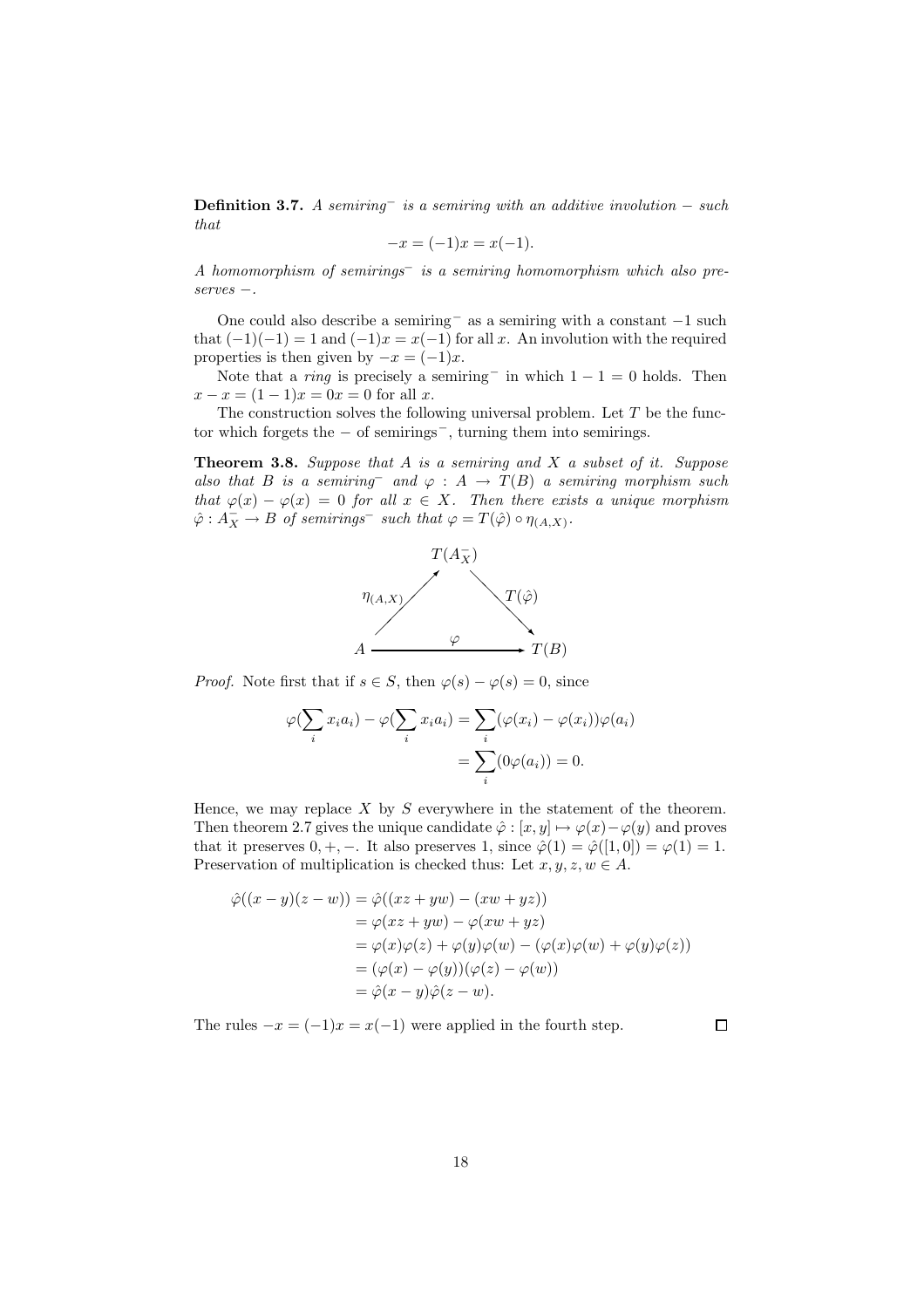**Definition 3.7.** *A semiring$^-$ is a semiring with an additive involution $-$ such that*

$$-x = (-1)x = x(-1).$$

*A homomorphism of semirings$^-$ is a semiring homomorphism which also preserves $-$.*

One could also describe a semiring$^-$ as a semiring with a constant $-1$ such that $(-1)(-1) = 1$ and $(-1)x = x(-1)$ for all $x$. An involution with the required properties is then given by $-x = (-1)x$.

Note that a *ring* is precisely a semiring$^-$ in which $1 - 1 = 0$ holds. Then $x - x = (1 - 1)x = 0x = 0$ for all $x$.

The construction solves the following universal problem. Let $T$ be the functor which forgets the $-$ of semirings$^-$, turning them into semirings.

**Theorem 3.8.** *Suppose that $A$ is a semiring and $X$ a subset of it. Suppose also that $B$ is a semiring$^-$ and $\varphi : A \to T(B)$ a semiring morphism such that $\varphi(x) - \varphi(x) = 0$ for all $x \in X$. Then there exists a unique morphism $\hat{\varphi} : A_X^- \to B$ of semirings$^-$ such that $\varphi = T(\hat{\varphi}) \circ \eta_{(A,X)}$.*

$$\begin{array}{ccc} & T(A_X^-) & \\ {\scriptstyle \eta_{(A,X)}} \nearrow & & \searrow {\scriptstyle T(\hat{\varphi})} \\ A & \xrightarrow{\quad \varphi \quad} & T(B) \end{array}$$

*Proof.* Note first that if $s \in S$, then $\varphi(s) - \varphi(s) = 0$, since

$$\begin{aligned} \varphi(\sum_i x_i a_i) - \varphi(\sum_i x_i a_i) &= \sum_i (\varphi(x_i) - \varphi(x_i))\varphi(a_i) \\ &= \sum_i (0\varphi(a_i)) = 0. \end{aligned}$$

Hence, we may replace $X$ by $S$ everywhere in the statement of the theorem. Then theorem 2.7 gives the unique candidate $\hat{\varphi} : [x, y] \mapsto \varphi(x) - \varphi(y)$ and proves that it preserves $0, +, -$. It also preserves 1, since $\hat{\varphi}(1) = \hat{\varphi}([1, 0]) = \varphi(1) = 1$. Preservation of multiplication is checked thus: Let $x, y, z, w \in A$.

$$\begin{aligned} \hat{\varphi}((x - y)(z - w)) &= \hat{\varphi}((xz + yw) - (xw + yz)) \\ &= \varphi(xz + yw) - \varphi(xw + yz) \\ &= \varphi(x)\varphi(z) + \varphi(y)\varphi(w) - (\varphi(x)\varphi(w) + \varphi(y)\varphi(z)) \\ &= (\varphi(x) - \varphi(y))(\varphi(z) - \varphi(w)) \\ &= \hat{\varphi}(x - y)\hat{\varphi}(z - w). \end{aligned}$$

The rules $-x = (-1)x = x(-1)$ were applied in the fourth step. $\square$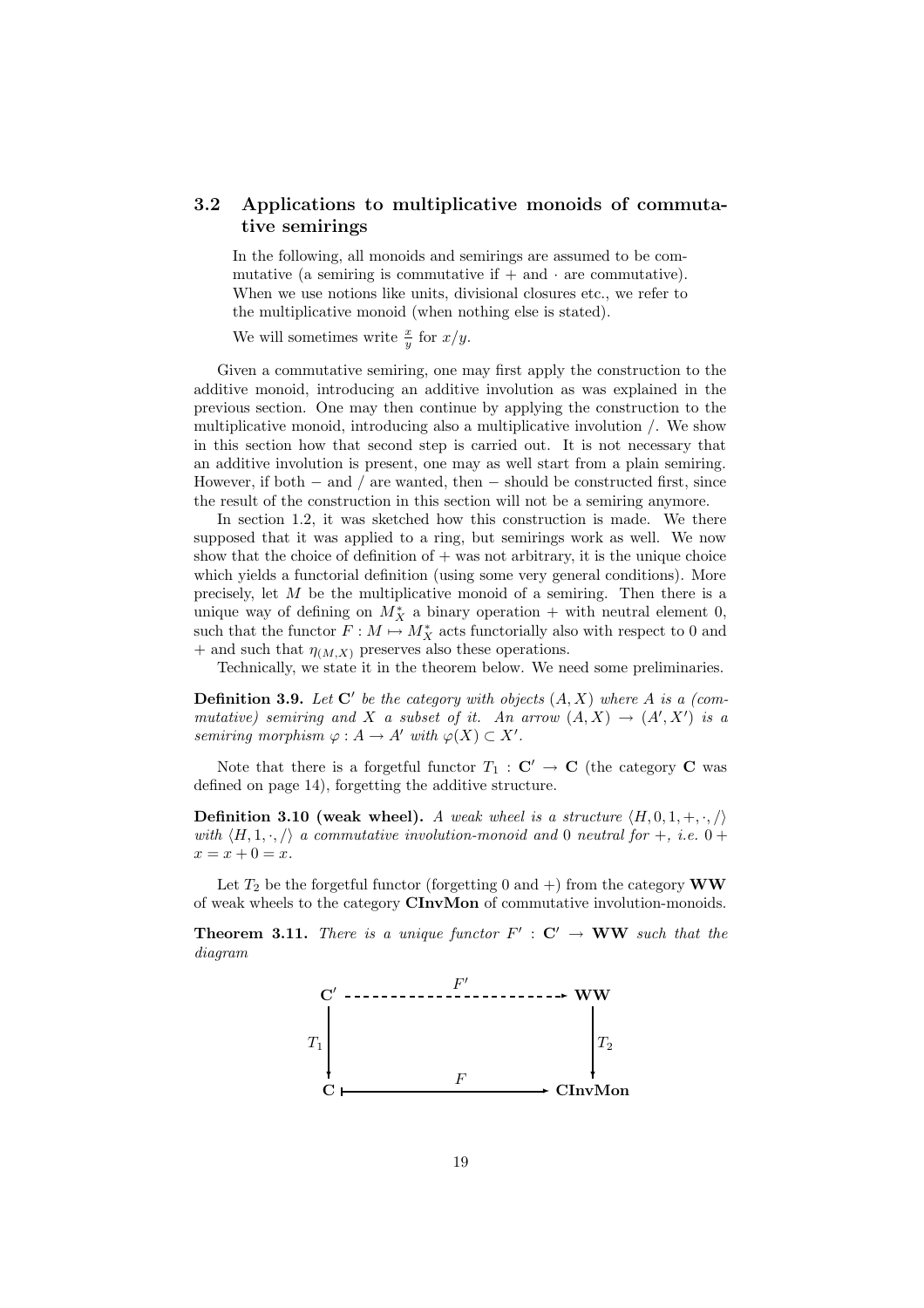### 3.2 Applications to multiplicative monoids of commutative semirings

In the following, all monoids and semirings are assumed to be commutative (a semiring is commutative if $+$ and $\cdot$ are commutative). When we use notions like units, divisional closures etc., we refer to the multiplicative monoid (when nothing else is stated).

We will sometimes write $\frac{x}{y}$ for $x/y$.

Given a commutative semiring, one may first apply the construction to the additive monoid, introducing an additive involution as was explained in the previous section. One may then continue by applying the construction to the multiplicative monoid, introducing also a multiplicative involution $/$. We show in this section how that second step is carried out. It is not necessary that an additive involution is present, one may as well start from a plain semiring. However, if both $-$ and $/$ are wanted, then $-$ should be constructed first, since the result of the construction in this section will not be a semiring anymore.

In section 1.2, it was sketched how this construction is made. We there supposed that it was applied to a ring, but semirings work as well. We now show that the choice of definition of $+$ was not arbitrary, it is the unique choice which yields a functorial definition (using some very general conditions). More precisely, let $M$ be the multiplicative monoid of a semiring. Then there is a unique way of defining on $M^*_X$ a binary operation $+$ with neutral element 0, such that the functor $F : M \mapsto M^*_X$ acts functorially also with respect to 0 and $+$ and such that $\eta_{(M,X)}$ preserves also these operations.

Technically, we state it in the theorem below. We need some preliminaries.

**Definition 3.9.** *Let $\mathbf{C}'$ be the category with objects $(A, X)$ where $A$ is a (commutative) semiring and $X$ a subset of it. An arrow $(A, X) \to (A', X')$ is a semiring morphism $\varphi : A \to A'$ with $\varphi(X) \subset X'$.*

Note that there is a forgetful functor $T_1 : \mathbf{C}' \to \mathbf{C}$ (the category $\mathbf{C}$ was defined on page 14), forgetting the additive structure.

**Definition 3.10 (weak wheel).** *A weak wheel is a structure $\langle H, 0, 1, +, \cdot, / \rangle$ with $\langle H, 1, \cdot, / \rangle$ a commutative involution-monoid and 0 neutral for $+$, i.e. $0 + x = x + 0 = x$.*

Let $T_2$ be the forgetful functor (forgetting 0 and $+$) from the category $\mathbf{WW}$ of weak wheels to the category $\mathbf{CInvMon}$ of commutative involution-monoids.

**Theorem 3.11.** *There is a unique functor $F' : \mathbf{C}' \to \mathbf{WW}$ such that the diagram*

$$\begin{array}{ccc}
\mathbf{C}' & \overset{F'}{\dashrightarrow} & \mathbf{WW} \\
\downarrow{\scriptstyle T_1} & & \downarrow{\scriptstyle T_2} \\
\mathbf{C} & \overset{F}{\longmapsto} & \mathbf{CInvMon}
\end{array}$$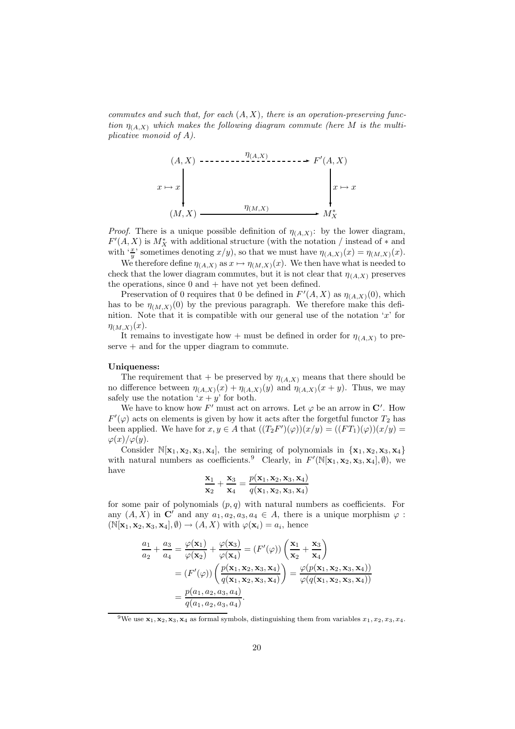*commutes and such that, for each $(A, X)$, there is an operation-preserving function $\eta_{(A,X)}$ which makes the following diagram commute (here $M$ is the multiplicative monoid of $A$).*

$$\begin{array}{ccc} (A, X) & \overset{\eta_{(A,X)}}{\dashrightarrow} & F'(A, X) \\ {\scriptstyle x \mapsto x} \big\downarrow & & \big\downarrow {\scriptstyle x \mapsto x} \\ (M, X) & \xrightarrow{\eta_{(M,X)}} & M_X^* \end{array}$$

*Proof.* There is a unique possible definition of $\eta_{(A,X)}$: by the lower diagram, $F'(A, X)$ is $M_X^*$ with additional structure (with the notation / instead of $*$ and with '$\frac{x}{y}$' sometimes denoting $x/y$), so that we must have $\eta_{(A,X)}(x) = \eta_{(M,X)}(x)$.

We therefore define $\eta_{(A,X)}$ as $x \mapsto \eta_{(M,X)}(x)$. We then have what is needed to check that the lower diagram commutes, but it is not clear that $\eta_{(A,X)}$ preserves the operations, since 0 and + have not yet been defined.

Preservation of 0 requires that 0 be defined in $F'(A, X)$ as $\eta_{(A,X)}(0)$, which has to be $\eta_{(M,X)}(0)$ by the previous paragraph. We therefore make this definition. Note that it is compatible with our general use of the notation '$x$' for $\eta_{(M,X)}(x)$.

It remains to investigate how + must be defined in order for $\eta_{(A,X)}$ to preserve + and for the upper diagram to commute.

**Uniqueness:**

The requirement that + be preserved by $\eta_{(A,X)}$ means that there should be no difference between $\eta_{(A,X)}(x) + \eta_{(A,X)}(y)$ and $\eta_{(A,X)}(x + y)$. Thus, we may safely use the notation '$x + y$' for both.

We have to know how $F'$ must act on arrows. Let $\varphi$ be an arrow in $\mathbf{C}'$. How $F'(\varphi)$ acts on elements is given by how it acts after the forgetful functor $T_2$ has been applied. We have for $x, y \in A$ that $((T_2 F')(\varphi))(x/y) = ((F T_1)(\varphi))(x/y) = \varphi(x)/\varphi(y)$.

Consider $\mathbb{N}[\mathbf{x}_1, \mathbf{x}_2, \mathbf{x}_3, \mathbf{x}_4]$, the semiring of polynomials in $\{\mathbf{x}_1, \mathbf{x}_2, \mathbf{x}_3, \mathbf{x}_4\}$ with natural numbers as coefficients.[9] Clearly, in $F'(\mathbb{N}[\mathbf{x}_1, \mathbf{x}_2, \mathbf{x}_3, \mathbf{x}_4], \emptyset)$, we have

$$\frac{\mathbf{x}_1}{\mathbf{x}_2} + \frac{\mathbf{x}_3}{\mathbf{x}_4} = \frac{p(\mathbf{x}_1, \mathbf{x}_2, \mathbf{x}_3, \mathbf{x}_4)}{q(\mathbf{x}_1, \mathbf{x}_2, \mathbf{x}_3, \mathbf{x}_4)}$$

for some pair of polynomials $(p, q)$ with natural numbers as coefficients. For any $(A, X)$ in $\mathbf{C}'$ and any $a_1, a_2, a_3, a_4 \in A$, there is a unique morphism $\varphi : (\mathbb{N}[\mathbf{x}_1, \mathbf{x}_2, \mathbf{x}_3, \mathbf{x}_4], \emptyset) \to (A, X)$ with $\varphi(\mathbf{x}_i) = a_i$, hence

$$\begin{aligned} \frac{a_1}{a_2} + \frac{a_3}{a_4} &= \frac{\varphi(\mathbf{x}_1)}{\varphi(\mathbf{x}_2)} + \frac{\varphi(\mathbf{x}_3)}{\varphi(\mathbf{x}_4)} = (F'(\varphi)) \left( \frac{\mathbf{x}_1}{\mathbf{x}_2} + \frac{\mathbf{x}_3}{\mathbf{x}_4} \right) \\ &= (F'(\varphi)) \left( \frac{p(\mathbf{x}_1, \mathbf{x}_2, \mathbf{x}_3, \mathbf{x}_4)}{q(\mathbf{x}_1, \mathbf{x}_2, \mathbf{x}_3, \mathbf{x}_4)} \right) = \frac{\varphi(p(\mathbf{x}_1, \mathbf{x}_2, \mathbf{x}_3, \mathbf{x}_4))}{\varphi(q(\mathbf{x}_1, \mathbf{x}_2, \mathbf{x}_3, \mathbf{x}_4))} \\ &= \frac{p(a_1, a_2, a_3, a_4)}{q(a_1, a_2, a_3, a_4)}. \end{aligned}$$

[9] We use $\mathbf{x}_1, \mathbf{x}_2, \mathbf{x}_3, \mathbf{x}_4$ as formal symbols, distinguishing them from variables $x_1, x_2, x_3, x_4$.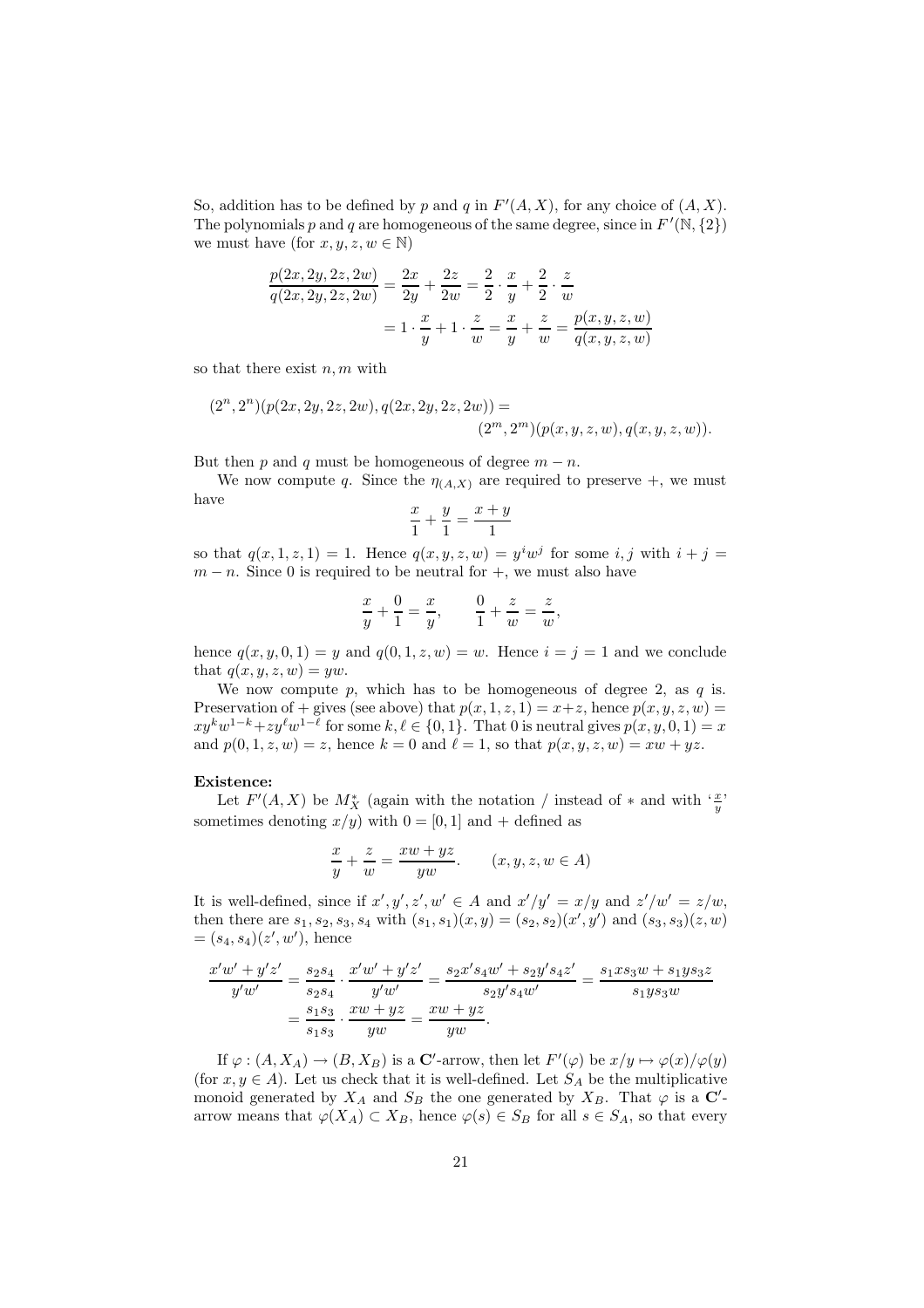So, addition has to be defined by $p$ and $q$ in $F'(A, X)$, for any choice of $(A, X)$. The polynomials $p$ and $q$ are homogeneous of the same degree, since in $F'(\mathbb{N}, \{2\})$ we must have (for $x, y, z, w \in \mathbb{N}$)

$$\frac{p(2x, 2y, 2z, 2w)}{q(2x, 2y, 2z, 2w)} = \frac{2x}{2y} + \frac{2z}{2w} = \frac{2}{2} \cdot \frac{x}{y} + \frac{2}{2} \cdot \frac{z}{w}$$
$$= 1 \cdot \frac{x}{y} + 1 \cdot \frac{z}{w} = \frac{x}{y} + \frac{z}{w} = \frac{p(x, y, z, w)}{q(x, y, z, w)}$$

so that there exist $n, m$ with

$$(2^n, 2^n)(p(2x, 2y, 2z, 2w), q(2x, 2y, 2z, 2w)) = (2^m, 2^m)(p(x, y, z, w), q(x, y, z, w)).$$

But then $p$ and $q$ must be homogeneous of degree $m - n$.

We now compute $q$. Since the $\eta_{(A,X)}$ are required to preserve $+$, we must have

$$\frac{x}{1} + \frac{y}{1} = \frac{x + y}{1}$$

so that $q(x, 1, z, 1) = 1$. Hence $q(x, y, z, w) = y^i w^j$ for some $i, j$ with $i + j = m - n$. Since 0 is required to be neutral for $+$, we must also have

$$\frac{x}{y} + \frac{0}{1} = \frac{x}{y}, \qquad \frac{0}{1} + \frac{z}{w} = \frac{z}{w},$$

hence $q(x, y, 0, 1) = y$ and $q(0, 1, z, w) = w$. Hence $i = j = 1$ and we conclude that $q(x, y, z, w) = yw$.

We now compute $p$, which has to be homogeneous of degree 2, as $q$ is. Preservation of $+$ gives (see above) that $p(x, 1, z, 1) = x + z$, hence $p(x, y, z, w) = xy^k w^{1-k} + zy^\ell w^{1-\ell}$ for some $k, \ell \in \{0, 1\}$. That 0 is neutral gives $p(x, y, 0, 1) = x$ and $p(0, 1, z, w) = z$, hence $k = 0$ and $\ell = 1$, so that $p(x, y, z, w) = xw + yz$.

**Existence:**

Let $F'(A, X)$ be $M_X^*$ (again with the notation / instead of $*$ and with '$\frac{x}{y}$' sometimes denoting $x/y$) with $0 = [0, 1]$ and $+$ defined as

$$\frac{x}{y} + \frac{z}{w} = \frac{xw + yz}{yw}. \qquad (x, y, z, w \in A)$$

It is well-defined, since if $x', y', z', w' \in A$ and $x'/y' = x/y$ and $z'/w' = z/w$, then there are $s_1, s_2, s_3, s_4$ with $(s_1, s_1)(x, y) = (s_2, s_2)(x', y')$ and $(s_3, s_3)(z, w) = (s_4, s_4)(z', w')$, hence

$$\frac{x'w' + y'z'}{y'w'} = \frac{s_2 s_4}{s_2 s_4} \cdot \frac{x'w' + y'z'}{y'w'} = \frac{s_2 x' s_4 w' + s_2 y' s_4 z'}{s_2 y' s_4 w'} = \frac{s_1 x s_3 w + s_1 y s_3 z}{s_1 y s_3 w}$$
$$= \frac{s_1 s_3}{s_1 s_3} \cdot \frac{xw + yz}{yw} = \frac{xw + yz}{yw}.$$

If $\varphi : (A, X_A) \to (B, X_B)$ is a $\mathbf{C}'$-arrow, then let $F'(\varphi)$ be $x/y \mapsto \varphi(x)/\varphi(y)$ (for $x, y \in A$). Let us check that it is well-defined. Let $S_A$ be the multiplicative monoid generated by $X_A$ and $S_B$ the one generated by $X_B$. That $\varphi$ is a $\mathbf{C}'$-arrow means that $\varphi(X_A) \subset X_B$, hence $\varphi(s) \in S_B$ for all $s \in S_A$, so that every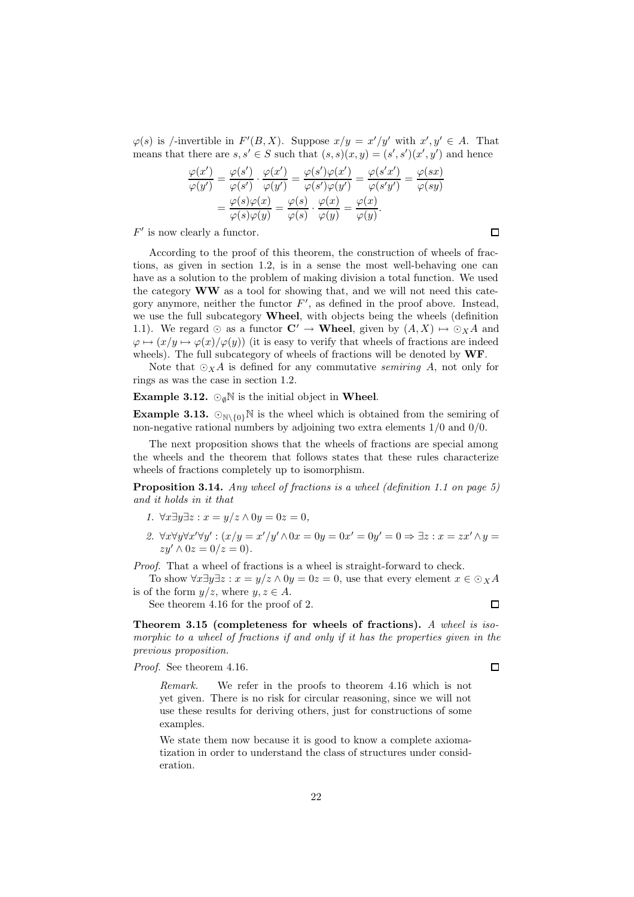$\varphi(s)$ is /-invertible in $F'(B, X)$. Suppose $x/y = x'/y'$ with $x', y' \in A$. That means that there are $s, s' \in S$ such that $(s, s)(x, y) = (s', s')(x', y')$ and hence

$$\frac{\varphi(x')}{\varphi(y')} = \frac{\varphi(s')}{\varphi(s')} \cdot \frac{\varphi(x')}{\varphi(y')} = \frac{\varphi(s')\varphi(x')}{\varphi(s')\varphi(y')} = \frac{\varphi(s'x')}{\varphi(s'y')} = \frac{\varphi(sx)}{\varphi(sy)}$$
$$= \frac{\varphi(s)\varphi(x)}{\varphi(s)\varphi(y)} = \frac{\varphi(s)}{\varphi(s)} \cdot \frac{\varphi(x)}{\varphi(y)} = \frac{\varphi(x)}{\varphi(y)}.$$

$F'$ is now clearly a functor. □

According to the proof of this theorem, the construction of wheels of fractions, as given in section 1.2, is in a sense the most well-behaving one can have as a solution to the problem of making division a total function. We used the category **WW** as a tool for showing that, and we will not need this category anymore, neither the functor $F'$, as defined in the proof above. Instead, we use the full subcategory **Wheel**, with objects being the wheels (definition 1.1). We regard $\odot$ as a functor $\mathbf{C}' \to \mathbf{Wheel}$, given by $(A, X) \mapsto \odot_X A$ and $\varphi \mapsto (x/y \mapsto \varphi(x)/\varphi(y))$ (it is easy to verify that wheels of fractions are indeed wheels). The full subcategory of wheels of fractions will be denoted by **WF**.

Note that $\odot_X A$ is defined for any commutative *semiring* $A$, not only for rings as was the case in section 1.2.

**Example 3.12.** $\odot_\emptyset \mathbb{N}$ is the initial object in **Wheel**.

**Example 3.13.** $\odot_{\mathbb{N}\setminus\{0\}}\mathbb{N}$ is the wheel which is obtained from the semiring of non-negative rational numbers by adjoining two extra elements $1/0$ and $0/0$.

The next proposition shows that the wheels of fractions are special among the wheels and the theorem that follows states that these rules characterize wheels of fractions completely up to isomorphism.

**Proposition 3.14.** *Any wheel of fractions is a wheel (definition 1.1 on page 5) and it holds in it that*

1. $\forall x \exists y \exists z : x = y/z \wedge 0y = 0z = 0,$
2. $\forall x \forall y \forall x' \forall y' : (x/y = x'/y' \wedge 0x = 0y = 0x' = 0y' = 0 \Rightarrow \exists z : x = zx' \wedge y = zy' \wedge 0z = 0/z = 0).$

*Proof.* That a wheel of fractions is a wheel is straight-forward to check.

To show $\forall x \exists y \exists z : x = y/z \wedge 0y = 0z = 0$, use that every element $x \in \odot_X A$ is of the form $y/z$, where $y, z \in A$.

See theorem 4.16 for the proof of 2. □

**Theorem 3.15 (completeness for wheels of fractions).** *A wheel is isomorphic to a wheel of fractions if and only if it has the properties given in the previous proposition.*

*Proof.* See theorem 4.16. □

> *Remark.* We refer in the proofs to theorem 4.16 which is not yet given. There is no risk for circular reasoning, since we will not use these results for deriving others, just for constructions of some examples.
>
> We state them now because it is good to know a complete axiomatization in order to understand the class of structures under consideration.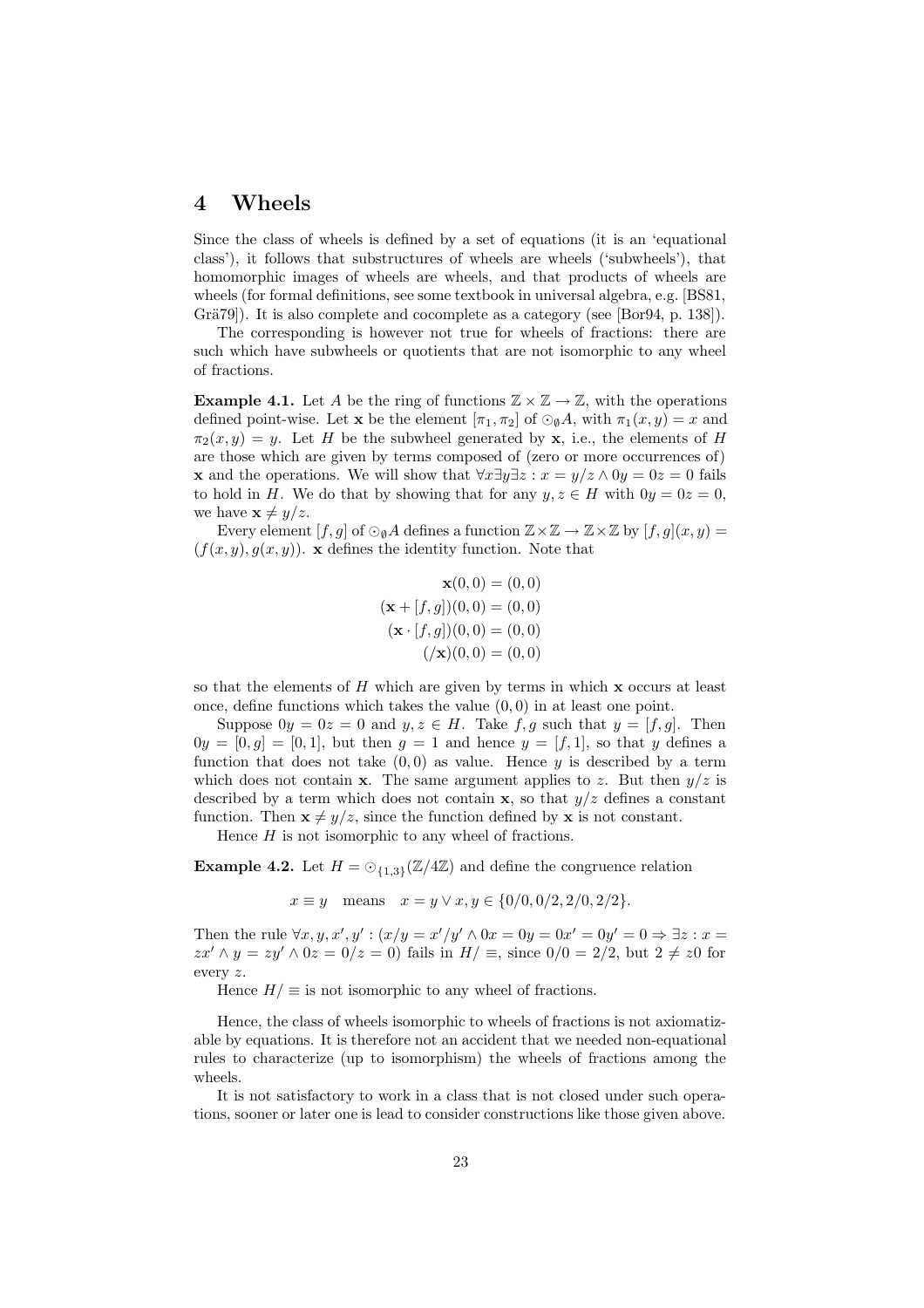# 4 Wheels

Since the class of wheels is defined by a set of equations (it is an 'equational class'), it follows that substructures of wheels are wheels ('subwheels'), that homomorphic images of wheels are wheels, and that products of wheels are wheels (for formal definitions, see some textbook in universal algebra, e.g. [BS81, Grä79]). It is also complete and cocomplete as a category (see [Bor94, p. 138]).

The corresponding is however not true for wheels of fractions: there are such which have subwheels or quotients that are not isomorphic to any wheel of fractions.

**Example 4.1.** Let $A$ be the ring of functions $\mathbb{Z} \times \mathbb{Z} \to \mathbb{Z}$, with the operations defined point-wise. Let $\mathbf{x}$ be the element $[\pi_1, \pi_2]$ of $\odot_{\emptyset} A$, with $\pi_1(x, y) = x$ and $\pi_2(x, y) = y$. Let $H$ be the subwheel generated by $\mathbf{x}$, i.e., the elements of $H$ are those which are given by terms composed of (zero or more occurrences of) $\mathbf{x}$ and the operations. We will show that $\forall x \exists y \exists z : x = y/z \wedge 0y = 0z = 0$ fails to hold in $H$. We do that by showing that for any $y, z \in H$ with $0y = 0z = 0$, we have $\mathbf{x} \neq y/z$.

Every element $[f, g]$ of $\odot_{\emptyset} A$ defines a function $\mathbb{Z} \times \mathbb{Z} \to \mathbb{Z} \times \mathbb{Z}$ by $[f, g](x, y) = (f(x, y), g(x, y))$. $\mathbf{x}$ defines the identity function. Note that

$$\begin{aligned}
\mathbf{x}(0,0) &= (0,0) \\
(\mathbf{x} + [f, g])(0,0) &= (0,0) \\
(\mathbf{x} \cdot [f, g])(0,0) &= (0,0) \\
(/\mathbf{x})(0,0) &= (0,0)
\end{aligned}$$

so that the elements of $H$ which are given by terms in which $\mathbf{x}$ occurs at least once, define functions which takes the value $(0, 0)$ in at least one point.

Suppose $0y = 0z = 0$ and $y, z \in H$. Take $f, g$ such that $y = [f, g]$. Then $0y = [0, g] = [0, 1]$, but then $g = 1$ and hence $y = [f, 1]$, so that $y$ defines a function that does not take $(0, 0)$ as value. Hence $y$ is described by a term which does not contain $\mathbf{x}$. The same argument applies to $z$. But then $y/z$ is described by a term which does not contain $\mathbf{x}$, so that $y/z$ defines a constant function. Then $\mathbf{x} \neq y/z$, since the function defined by $\mathbf{x}$ is not constant.

Hence $H$ is not isomorphic to any wheel of fractions.

**Example 4.2.** Let $H = \odot_{\{1,3\}}(\mathbb{Z}/4\mathbb{Z})$ and define the congruence relation

$$x \equiv y \quad \text{means} \quad x = y \vee x, y \in \{0/0, 0/2, 2/0, 2/2\}.$$

Then the rule $\forall x, y, x', y' : (x/y = x'/y' \wedge 0x = 0y = 0x' = 0y' = 0 \Rightarrow \exists z : x = zx' \wedge y = zy' \wedge 0z = 0/z = 0)$ fails in $H/\equiv$, since $0/0 = 2/2$, but $2 \neq z0$ for every $z$.

Hence $H/\equiv$ is not isomorphic to any wheel of fractions.

Hence, the class of wheels isomorphic to wheels of fractions is not axiomatizable by equations. It is therefore not an accident that we needed non-equational rules to characterize (up to isomorphism) the wheels of fractions among the wheels.

It is not satisfactory to work in a class that is not closed under such operations, sooner or later one is lead to consider constructions like those given above.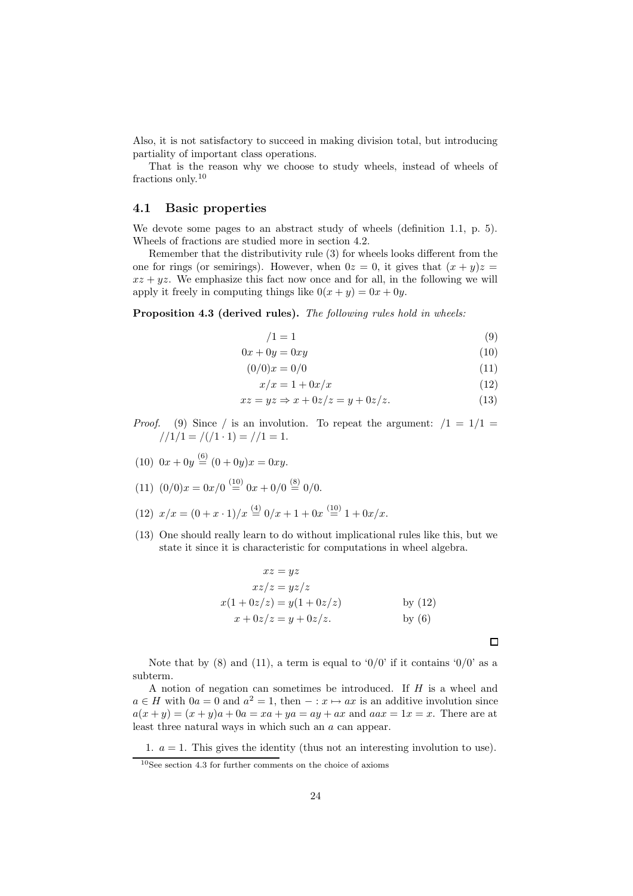Also, it is not satisfactory to succeed in making division total, but introducing partiality of important class operations.

That is the reason why we choose to study wheels, instead of wheels of fractions only.[10]

### 4.1 Basic properties

We devote some pages to an abstract study of wheels (definition 1.1, p. 5). Wheels of fractions are studied more in section 4.2.

Remember that the distributivity rule (3) for wheels looks different from the one for rings (or semirings). However, when $0z = 0$, it gives that $(x + y)z = xz + yz$. We emphasize this fact now once and for all, in the following we will apply it freely in computing things like $0(x + y) = 0x + 0y$.

**Proposition 4.3 (derived rules).** *The following rules hold in wheels:*

$$/1 = 1 \tag{9}$$

$$0x + 0y = 0xy \tag{10}$$

$$(0/0)x = 0/0 \tag{11}$$

$$x/x = 1 + 0x/x \tag{12}$$

$$xz = yz \Rightarrow x + 0z/z = y + 0z/z. \tag{13}$$

*Proof.* (9) Since / is an involution. To repeat the argument: $/1 = 1/1 = //1/1 = /(/1 \cdot 1) = //1 = 1$.

(10) $0x + 0y \stackrel{(6)}{=} (0 + 0y)x = 0xy$.

(11) $(0/0)x = 0x/0 \stackrel{(10)}{=} 0x + 0/0 \stackrel{(8)}{=} 0/0$.

(12) $x/x = (0 + x \cdot 1)/x \stackrel{(4)}{=} 0/x + 1 + 0x \stackrel{(10)}{=} 1 + 0x/x$.

(13) One should really learn to do without implicational rules like this, but we state it since it is characteristic for computations in wheel algebra.

$$
\begin{aligned}
xz &= yz \\
xz/z &= yz/z \\
x(1 + 0z/z) &= y(1 + 0z/z) && \text{by (12)} \\
x + 0z/z &= y + 0z/z. && \text{by (6)}
\end{aligned}
$$

□

Note that by (8) and (11), a term is equal to '0/0' if it contains '0/0' as a subterm.

A notion of negation can sometimes be introduced. If $H$ is a wheel and $a \in H$ with $0a = 0$ and $a^2 = 1$, then $- : x \mapsto ax$ is an additive involution since $a(x + y) = (x + y)a + 0a = xa + ya = ay + ax$ and $aax = 1x = x$. There are at least three natural ways in which such an $a$ can appear.

1. $a = 1$. This gives the identity (thus not an interesting involution to use).

---

[10] See section 4.3 for further comments on the choice of axioms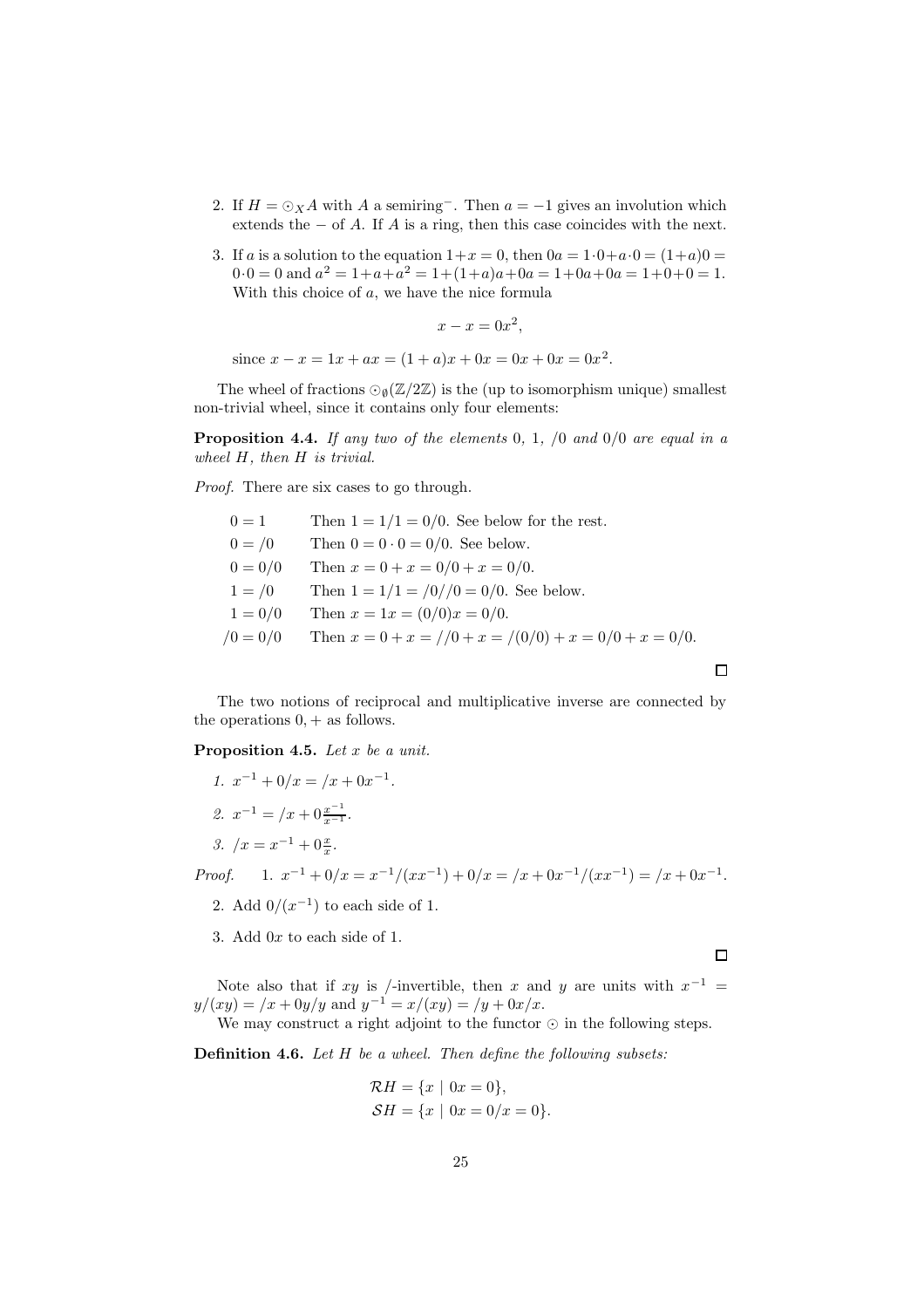2. If $H = \odot_X A$ with $A$ a semiring$^-$. Then $a = -1$ gives an involution which extends the $-$ of $A$. If $A$ is a ring, then this case coincides with the next.

3. If $a$ is a solution to the equation $1+x=0$, then $0a = 1\cdot 0 + a\cdot 0 = (1+a)0 = 0\cdot 0 = 0$ and $a^2 = 1+a+a^2 = 1+(1+a)a+0a = 1+0a+0a = 1+0+0 = 1$. With this choice of $a$, we have the nice formula

$$x - x = 0x^2,$$

since $x - x = 1x + ax = (1+a)x + 0x = 0x + 0x = 0x^2$.

The wheel of fractions $\odot_\emptyset(\mathbb{Z}/2\mathbb{Z})$ is the (up to isomorphism unique) smallest non-trivial wheel, since it contains only four elements:

**Proposition 4.4.** *If any two of the elements $0$, $1$, $/0$ and $0/0$ are equal in a wheel $H$, then $H$ is trivial.*

*Proof.* There are six cases to go through.

| | |
|---|---|
| $0 = 1$ | Then $1 = 1/1 = 0/0$. See below for the rest. |
| $0 = /0$ | Then $0 = 0\cdot 0 = 0/0$. See below. |
| $0 = 0/0$ | Then $x = 0 + x = 0/0 + x = 0/0$. |
| $1 = /0$ | Then $1 = 1/1 = /0//0 = 0/0$. See below. |
| $1 = 0/0$ | Then $x = 1x = (0/0)x = 0/0$. |
| $/0 = 0/0$ | Then $x = 0 + x = //0 + x = /(0/0) + x = 0/0 + x = 0/0$. |

□

The two notions of reciprocal and multiplicative inverse are connected by the operations $0, +$ as follows.

**Proposition 4.5.** *Let $x$ be a unit.*

1. $x^{-1} + 0/x = /x + 0x^{-1}$.
2. $x^{-1} = /x + 0\frac{x^{-1}}{x^{-1}}$.
3. $/x = x^{-1} + 0\frac{x}{x}$.

*Proof.*
1. $x^{-1} + 0/x = x^{-1}/(xx^{-1}) + 0/x = /x + 0x^{-1}/(xx^{-1}) = /x + 0x^{-1}$.
2. Add $0/(x^{-1})$ to each side of 1.
3. Add $0x$ to each side of 1.

□

Note also that if $xy$ is /-invertible, then $x$ and $y$ are units with $x^{-1} = y/(xy) = /x + 0y/y$ and $y^{-1} = x/(xy) = /y + 0x/x$.

We may construct a right adjoint to the functor $\odot$ in the following steps.

**Definition 4.6.** *Let $H$ be a wheel. Then define the following subsets:*

$$\mathcal{R}H = \{x \mid 0x = 0\},$$
$$\mathcal{S}H = \{x \mid 0x = 0/x = 0\}.$$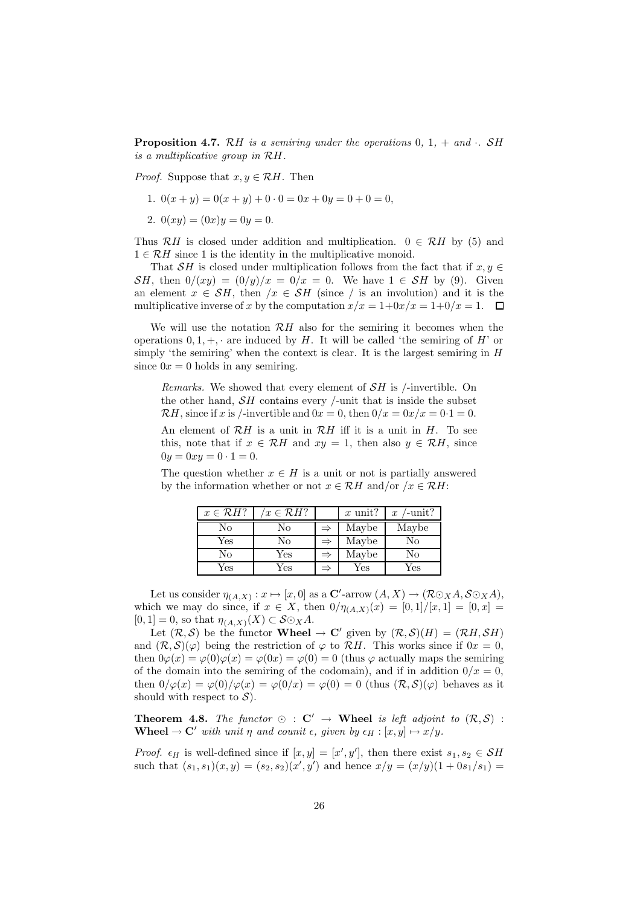**Proposition 4.7.** *$\mathcal{R}H$ is a semiring under the operations 0, 1, + and $\cdot$. $\mathcal{S}H$ is a multiplicative group in $\mathcal{R}H$.*

*Proof.* Suppose that $x, y \in \mathcal{R}H$. Then

1. $0(x+y) = 0(x+y) + 0 \cdot 0 = 0x + 0y = 0 + 0 = 0$,
2. $0(xy) = (0x)y = 0y = 0$.

Thus $\mathcal{R}H$ is closed under addition and multiplication. $0 \in \mathcal{R}H$ by (5) and $1 \in \mathcal{R}H$ since 1 is the identity in the multiplicative monoid.

That $\mathcal{S}H$ is closed under multiplication follows from the fact that if $x, y \in \mathcal{S}H$, then $0/(xy) = (0/y)/x = 0/x = 0$. We have $1 \in \mathcal{S}H$ by (9). Given an element $x \in \mathcal{S}H$, then $/x \in \mathcal{S}H$ (since $/$ is an involution) and it is the multiplicative inverse of $x$ by the computation $x/x = 1+0x/x = 1+0/x = 1$. $\square$

We will use the notation $\mathcal{R}H$ also for the semiring it becomes when the operations $0, 1, +, \cdot$ are induced by $H$. It will be called 'the semiring of $H$' or simply 'the semiring' when the context is clear. It is the largest semiring in $H$ since $0x = 0$ holds in any semiring.

> *Remarks.* We showed that every element of $\mathcal{S}H$ is /-invertible. On the other hand, $\mathcal{S}H$ contains every /-unit that is inside the subset $\mathcal{R}H$, since if $x$ is /-invertible and $0x = 0$, then $0/x = 0x/x = 0 \cdot 1 = 0$.
>
> An element of $\mathcal{R}H$ is a unit in $\mathcal{R}H$ iff it is a unit in $H$. To see this, note that if $x \in \mathcal{R}H$ and $xy = 1$, then also $y \in \mathcal{R}H$, since $0y = 0xy = 0 \cdot 1 = 0$.
>
> The question whether $x \in H$ is a unit or not is partially answered by the information whether or not $x \in \mathcal{R}H$ and/or $/x \in \mathcal{R}H$:

| $x \in \mathcal{R}H$? | $/x \in \mathcal{R}H$? | | $x$ unit? | $x$ /-unit? |
|---|---|---|---|---|
| No | No | $\Rightarrow$ | Maybe | Maybe |
| Yes | No | $\Rightarrow$ | Maybe | No |
| No | Yes | $\Rightarrow$ | Maybe | No |
| Yes | Yes | $\Rightarrow$ | Yes | Yes |

Let us consider $\eta_{(A,X)} : x \mapsto [x, 0]$ as a $\mathbf{C}'$-arrow $(A, X) \to (\mathcal{R}\odot_X A, \mathcal{S}\odot_X A)$, which we may do since, if $x \in X$, then $0/\eta_{(A,X)}(x) = [0,1]/[x,1] = [0,x] = [0,1] = 0$, so that $\eta_{(A,X)}(X) \subset \mathcal{S}\odot_X A$.

Let $(\mathcal{R}, \mathcal{S})$ be the functor $\mathbf{Wheel} \to \mathbf{C}'$ given by $(\mathcal{R}, \mathcal{S})(H) = (\mathcal{R}H, \mathcal{S}H)$ and $(\mathcal{R}, \mathcal{S})(\varphi)$ being the restriction of $\varphi$ to $\mathcal{R}H$. This works since if $0x = 0$, then $0\varphi(x) = \varphi(0)\varphi(x) = \varphi(0x) = \varphi(0) = 0$ (thus $\varphi$ actually maps the semiring of the domain into the semiring of the codomain), and if in addition $0/x = 0$, then $0/\varphi(x) = \varphi(0)/\varphi(x) = \varphi(0/x) = \varphi(0) = 0$ (thus $(\mathcal{R}, \mathcal{S})(\varphi)$ behaves as it should with respect to $\mathcal{S}$).

**Theorem 4.8.** *The functor $\odot : \mathbf{C}' \to \mathbf{Wheel}$ is left adjoint to $(\mathcal{R}, \mathcal{S}) : \mathbf{Wheel} \to \mathbf{C}'$ with unit $\eta$ and counit $\epsilon$, given by $\epsilon_H : [x, y] \mapsto x/y$.*

*Proof.* $\epsilon_H$ is well-defined since if $[x, y] = [x', y']$, then there exist $s_1, s_2 \in \mathcal{S}H$ such that $(s_1, s_1)(x, y) = (s_2, s_2)(x', y')$ and hence $x/y = (x/y)(1 + 0s_1/s_1) =$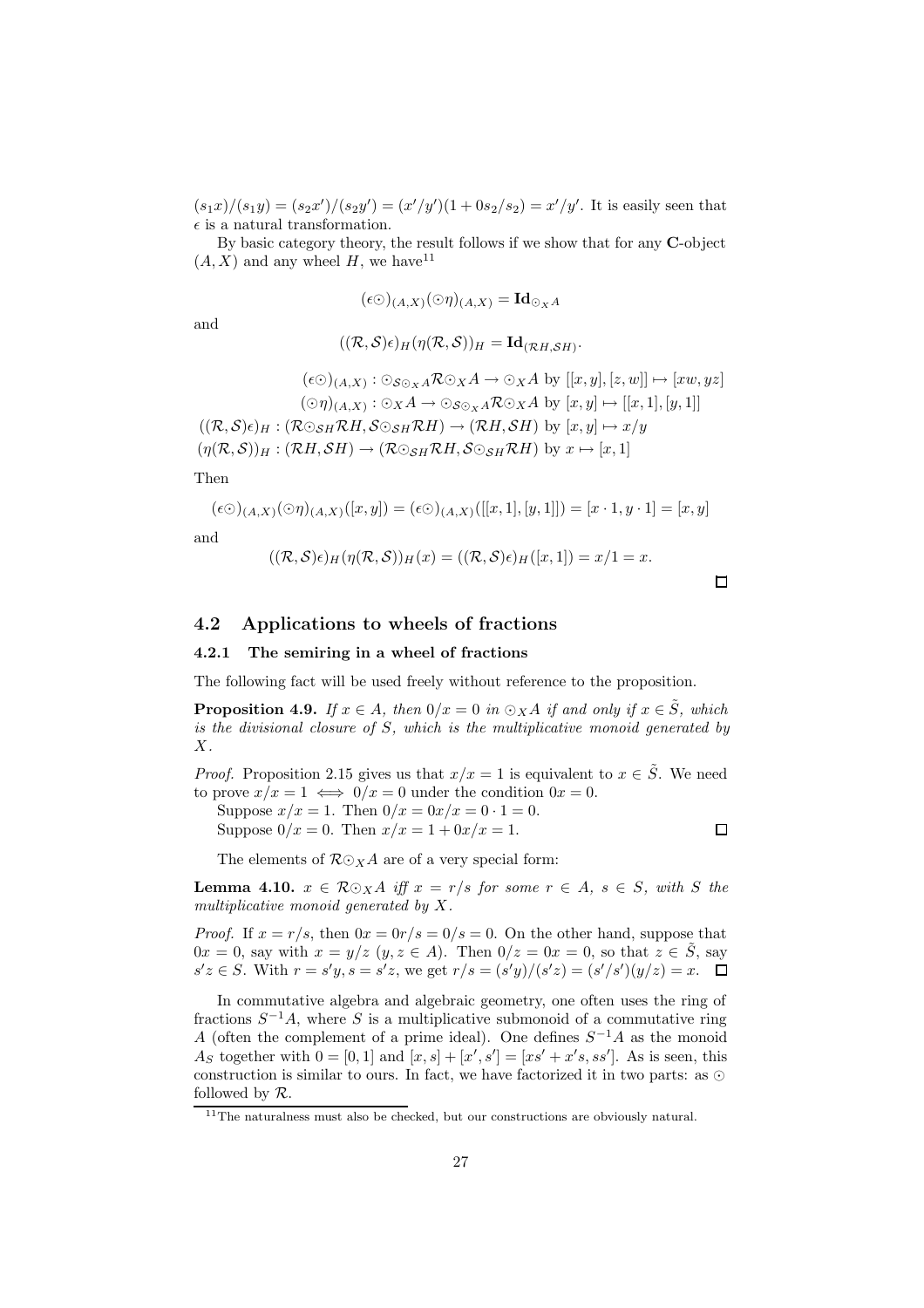$(s_1x)/(s_1y) = (s_2x')/(s_2y') = (x'/y')(1 + 0s_2/s_2) = x'/y'$. It is easily seen that $\epsilon$ is a natural transformation.

By basic category theory, the result follows if we show that for any **C**-object $(A, X)$ and any wheel $H$, we have[11]

$$(\epsilon\odot)_{(A,X)}(\odot\eta)_{(A,X)} = \mathbf{Id}_{\odot_X A}$$

and

$$((\mathcal{R}, \mathcal{S})\epsilon)_H(\eta(\mathcal{R}, \mathcal{S}))_H = \mathbf{Id}_{(\mathcal{R}H,\mathcal{S}H)}.$$

$$(\epsilon\odot)_{(A,X)} : \odot_{\mathcal{S}\odot_X A}\mathcal{R}\odot_X A \to \odot_X A \text{ by } [[x, y], [z, w]] \mapsto [xw, yz]$$

$$(\odot\eta)_{(A,X)} : \odot_X A \to \odot_{\mathcal{S}\odot_X A}\mathcal{R}\odot_X A \text{ by } [x, y] \mapsto [[x, 1], [y, 1]]$$

$$((\mathcal{R}, \mathcal{S})\epsilon)_H : (\mathcal{R}\odot_{\mathcal{S}H}\mathcal{R}H, \mathcal{S}\odot_{\mathcal{S}H}\mathcal{R}H) \to (\mathcal{R}H, \mathcal{S}H) \text{ by } [x, y] \mapsto x/y$$

$$(\eta(\mathcal{R}, \mathcal{S}))_H : (\mathcal{R}H, \mathcal{S}H) \to (\mathcal{R}\odot_{\mathcal{S}H}\mathcal{R}H, \mathcal{S}\odot_{\mathcal{S}H}\mathcal{R}H) \text{ by } x \mapsto [x, 1]$$

Then

$$(\epsilon\odot)_{(A,X)}(\odot\eta)_{(A,X)}([x, y]) = (\epsilon\odot)_{(A,X)}([[x, 1], [y, 1]]) = [x \cdot 1, y \cdot 1] = [x, y]$$

and

$$((\mathcal{R}, \mathcal{S})\epsilon)_H(\eta(\mathcal{R}, \mathcal{S}))_H(x) = ((\mathcal{R}, \mathcal{S})\epsilon)_H([x, 1]) = x/1 = x.$$

□

## 4.2 Applications to wheels of fractions

### 4.2.1 The semiring in a wheel of fractions

The following fact will be used freely without reference to the proposition.

**Proposition 4.9.** *If $x \in A$, then $0/x = 0$ in $\odot_X A$ if and only if $x \in \tilde{S}$, which is the divisional closure of $S$, which is the multiplicative monoid generated by $X$.*

*Proof.* Proposition 2.15 gives us that $x/x = 1$ is equivalent to $x \in \tilde{S}$. We need to prove $x/x = 1 \iff 0/x = 0$ under the condition $0x = 0$.

Suppose $x/x = 1$. Then $0/x = 0x/x = 0 \cdot 1 = 0$.

Suppose $0/x = 0$. Then $x/x = 1 + 0x/x = 1$. □

The elements of $\mathcal{R}\odot_X A$ are of a very special form:

**Lemma 4.10.** *$x \in \mathcal{R}\odot_X A$ iff $x = r/s$ for some $r \in A$, $s \in S$, with $S$ the multiplicative monoid generated by $X$.*

*Proof.* If $x = r/s$, then $0x = 0r/s = 0/s = 0$. On the other hand, suppose that $0x = 0$, say with $x = y/z$ ($y, z \in A$). Then $0/z = 0x = 0$, so that $z \in \tilde{S}$, say $s'z \in S$. With $r = s'y, s = s'z$, we get $r/s = (s'y)/(s'z) = (s'/s')(y/z) = x$. □

In commutative algebra and algebraic geometry, one often uses the ring of fractions $S^{-1}A$, where $S$ is a multiplicative submonoid of a commutative ring $A$ (often the complement of a prime ideal). One defines $S^{-1}A$ as the monoid $A_S$ together with $0 = [0, 1]$ and $[x, s] + [x', s'] = [xs' + x's, ss']$. As is seen, this construction is similar to ours. In fact, we have factorized it in two parts: as $\odot$ followed by $\mathcal{R}$.

[11] The naturalness must also be checked, but our constructions are obviously natural.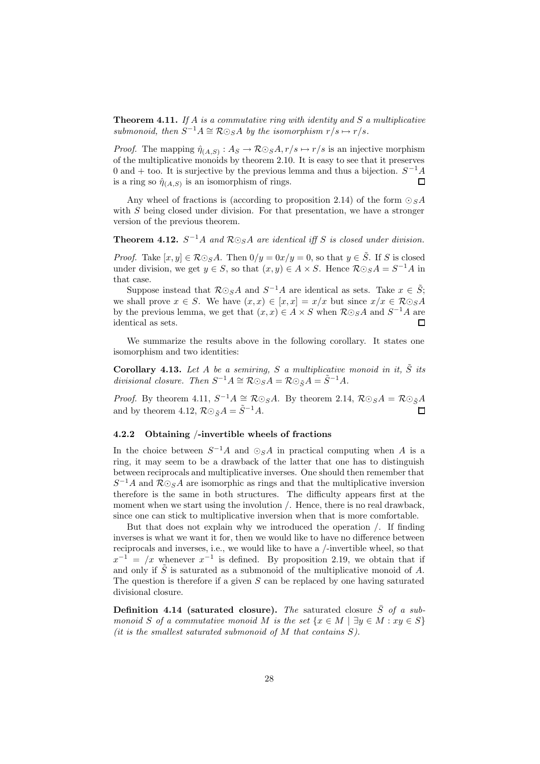**Theorem 4.11.** *If $A$ is a commutative ring with identity and $S$ a multiplicative submonoid, then $S^{-1}A \cong \mathcal{R}\odot_S A$ by the isomorphism $r/s \mapsto r/s$.*

*Proof.* The mapping $\hat{\eta}_{(A,S)} : A_S \to \mathcal{R}\odot_S A, r/s \mapsto r/s$ is an injective morphism of the multiplicative monoids by theorem 2.10. It is easy to see that it preserves 0 and + too. It is surjective by the previous lemma and thus a bijection. $S^{-1}A$ is a ring so $\hat{\eta}_{(A,S)}$ is an isomorphism of rings. $\square$

Any wheel of fractions is (according to proposition 2.14) of the form $\odot_S A$ with $S$ being closed under division. For that presentation, we have a stronger version of the previous theorem.

**Theorem 4.12.** *$S^{-1}A$ and $\mathcal{R}\odot_S A$ are identical iff $S$ is closed under division.*

*Proof.* Take $[x, y] \in \mathcal{R}\odot_S A$. Then $0/y = 0x/y = 0$, so that $y \in \tilde{S}$. If $S$ is closed under division, we get $y \in S$, so that $(x, y) \in A \times S$. Hence $\mathcal{R}\odot_S A = S^{-1}A$ in that case.

Suppose instead that $\mathcal{R}\odot_S A$ and $S^{-1}A$ are identical as sets. Take $x \in \tilde{S}$; we shall prove $x \in S$. We have $(x, x) \in [x, x] = x/x$ but since $x/x \in \mathcal{R}\odot_S A$ by the previous lemma, we get that $(x, x) \in A \times S$ when $\mathcal{R}\odot_S A$ and $S^{-1}A$ are identical as sets. $\square$

We summarize the results above in the following corollary. It states one isomorphism and two identities:

**Corollary 4.13.** *Let $A$ be a semiring, $S$ a multiplicative monoid in it, $\tilde{S}$ its divisional closure. Then $S^{-1}A \cong \mathcal{R}\odot_S A = \mathcal{R}\odot_{\tilde{S}} A = \tilde{S}^{-1}A$.*

*Proof.* By theorem 4.11, $S^{-1}A \cong \mathcal{R}\odot_S A$. By theorem 2.14, $\mathcal{R}\odot_S A = \mathcal{R}\odot_{\tilde{S}} A$ and by theorem 4.12, $\mathcal{R}\odot_{\tilde{S}} A = \tilde{S}^{-1}A$. $\square$

### 4.2.2 Obtaining /-invertible wheels of fractions

In the choice between $S^{-1}A$ and $\odot_S A$ in practical computing when $A$ is a ring, it may seem to be a drawback of the latter that one has to distinguish between reciprocals and multiplicative inverses. One should then remember that $S^{-1}A$ and $\mathcal{R}\odot_S A$ are isomorphic as rings and that the multiplicative inversion therefore is the same in both structures. The difficulty appears first at the moment when we start using the involution /. Hence, there is no real drawback, since one can stick to multiplicative inversion when that is more comfortable.

But that does not explain why we introduced the operation /. If finding inverses is what we want it for, then we would like to have no difference between reciprocals and inverses, i.e., we would like to have a /-invertible wheel, so that $x^{-1} = /x$ whenever $x^{-1}$ is defined. By proposition 2.19, we obtain that if and only if $\tilde{S}$ is saturated as a submonoid of the multiplicative monoid of $A$. The question is therefore if a given $S$ can be replaced by one having saturated divisional closure.

**Definition 4.14 (saturated closure).** *The* saturated closure *$\bar{S}$ of a submonoid $S$ of a commutative monoid $M$ is the set $\{x \in M \mid \exists y \in M : xy \in S\}$ (it is the smallest saturated submonoid of $M$ that contains $S$).*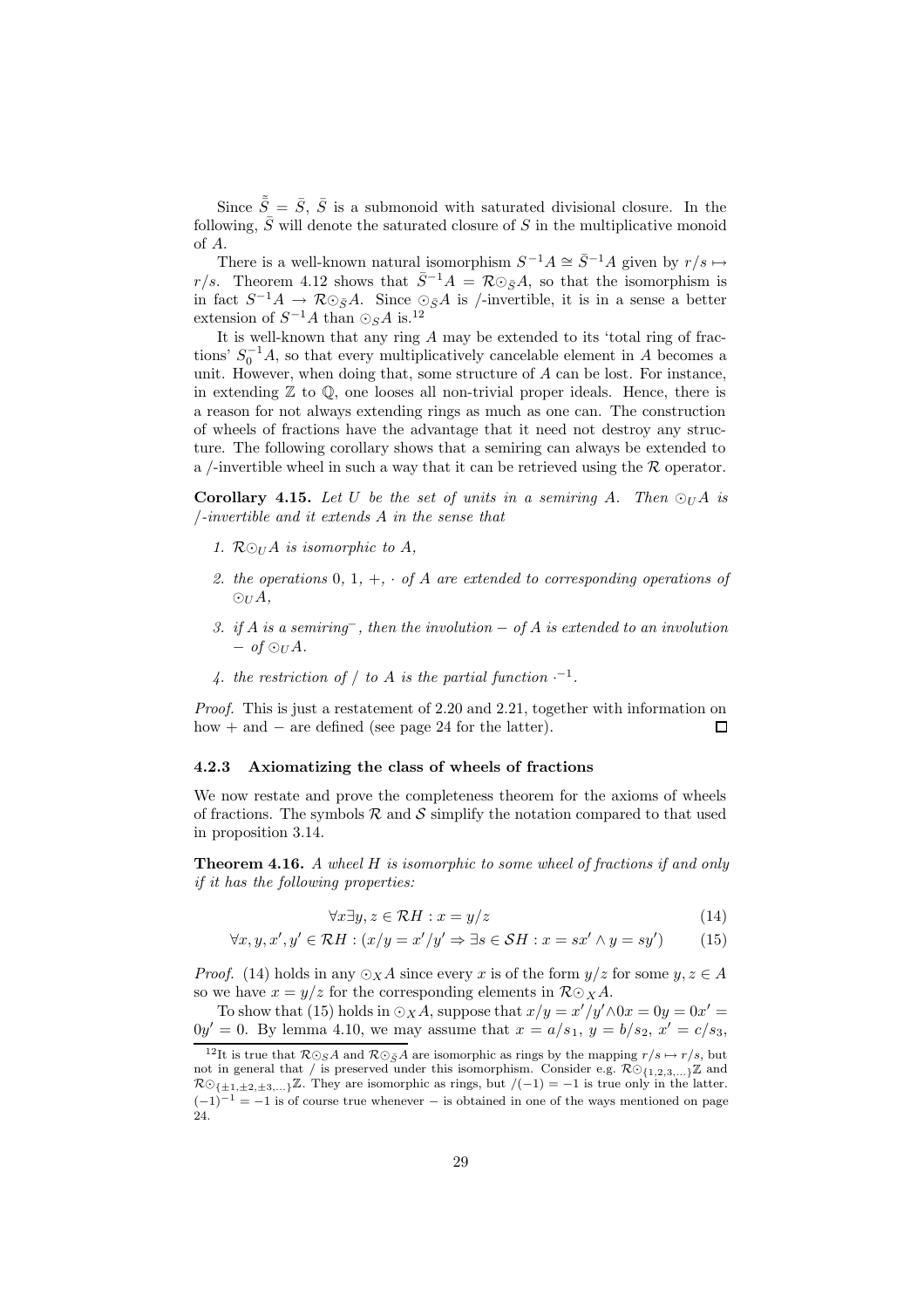Since $\tilde{\bar{S}} = \bar{S}$, $\bar{S}$ is a submonoid with saturated divisional closure. In the following, $\bar{S}$ will denote the saturated closure of $S$ in the multiplicative monoid of $A$.

There is a well-known natural isomorphism $S^{-1}A \cong \bar{S}^{-1}A$ given by $r/s \mapsto r/s$. Theorem 4.12 shows that $\bar{S}^{-1}A = \mathcal{R}\odot_{\bar{S}}A$, so that the isomorphism is in fact $S^{-1}A \to \mathcal{R}\odot_{\bar{S}}A$. Since $\odot_{\bar{S}}A$ is /-invertible, it is in a sense a better extension of $S^{-1}A$ than $\odot_S A$ is.[12]

It is well-known that any ring $A$ may be extended to its 'total ring of fractions' $S_0^{-1}A$, so that every multiplicatively cancelable element in $A$ becomes a unit. However, when doing that, some structure of $A$ can be lost. For instance, in extending $\mathbb{Z}$ to $\mathbb{Q}$, one looses all non-trivial proper ideals. Hence, there is a reason for not always extending rings as much as one can. The construction of wheels of fractions have the advantage that it need not destroy any structure. The following corollary shows that a semiring can always be extended to a /-invertible wheel in such a way that it can be retrieved using the $\mathcal{R}$ operator.

**Corollary 4.15.** *Let $U$ be the set of units in a semiring $A$. Then $\odot_U A$ is /-invertible and it extends $A$ in the sense that*

1. *$\mathcal{R}\odot_U A$ is isomorphic to $A$,*
2. *the operations $0$, $1$, $+$, $\cdot$ of $A$ are extended to corresponding operations of $\odot_U A$,*
3. *if $A$ is a semiring$^-$, then the involution $-$ of $A$ is extended to an involution $-$ of $\odot_U A$.*
4. *the restriction of / to $A$ is the partial function $\cdot^{-1}$.*

*Proof.* This is just a restatement of 2.20 and 2.21, together with information on how $+$ and $-$ are defined (see page 24 for the latter). ∎

### 4.2.3 Axiomatizing the class of wheels of fractions

We now restate and prove the completeness theorem for the axioms of wheels of fractions. The symbols $\mathcal{R}$ and $\mathcal{S}$ simplify the notation compared to that used in proposition 3.14.

**Theorem 4.16.** *A wheel $H$ is isomorphic to some wheel of fractions if and only if it has the following properties:*

$$\forall x \exists y, z \in \mathcal{R}H : x = y/z \tag{14}$$

$$\forall x, y, x', y' \in \mathcal{R}H : (x/y = x'/y' \Rightarrow \exists s \in \mathcal{S}H : x = sx' \wedge y = sy') \tag{15}$$

*Proof.* (14) holds in any $\odot_X A$ since every $x$ is of the form $y/z$ for some $y, z \in A$ so we have $x = y/z$ for the corresponding elements in $\mathcal{R}\odot_X A$.

To show that (15) holds in $\odot_X A$, suppose that $x/y = x'/y' \wedge 0x = 0y = 0x' = 0y' = 0$. By lemma 4.10, we may assume that $x = a/s_1$, $y = b/s_2$, $x' = c/s_3$,

[12] It is true that $\mathcal{R}\odot_S A$ and $\mathcal{R}\odot_{\bar{S}}A$ are isomorphic as rings by the mapping $r/s \mapsto r/s$, but not in general that / is preserved under this isomorphism. Consider e.g. $\mathcal{R}\odot_{\{1,2,3,\ldots\}}\mathbb{Z}$ and $\mathcal{R}\odot_{\{\pm1,\pm2,\pm3,\ldots\}}\mathbb{Z}$. They are isomorphic as rings, but $/(-1) = -1$ is true only in the latter. $(-1)^{-1} = -1$ is of course true whenever $-$ is obtained in one of the ways mentioned on page 24.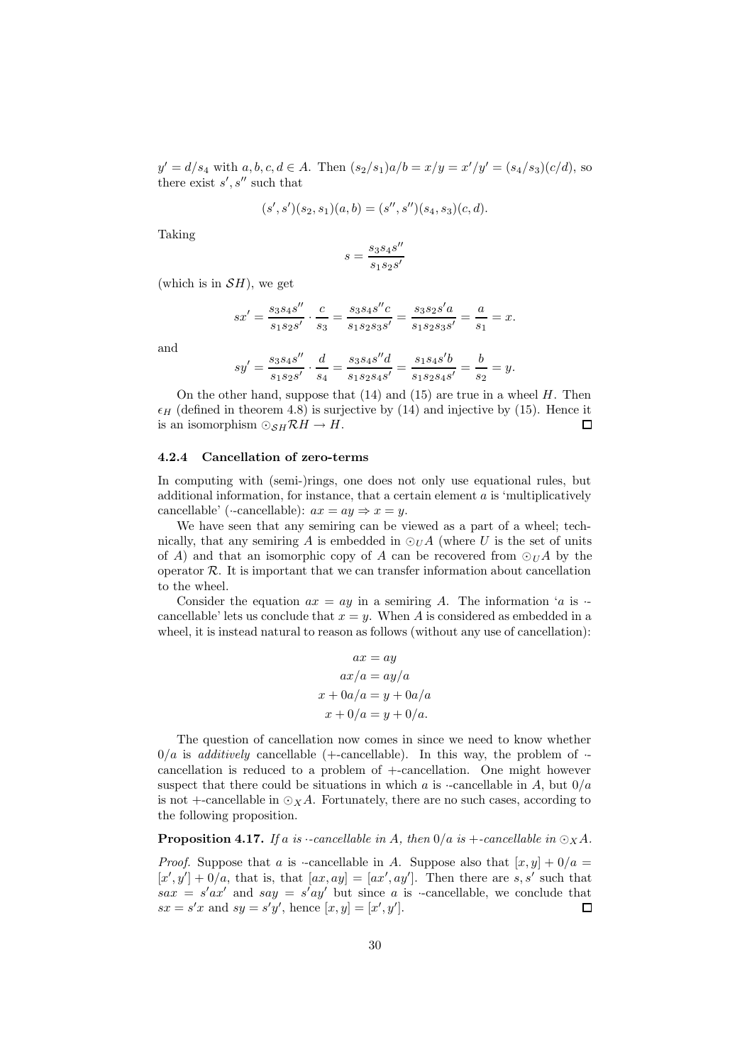$y' = d/s_4$ with $a, b, c, d \in A$. Then $(s_2/s_1)a/b = x/y = x'/y' = (s_4/s_3)(c/d)$, so there exist $s', s''$ such that

$$(s', s')(s_2, s_1)(a, b) = (s'', s'')(s_4, s_3)(c, d).$$

Taking

$$s = \frac{s_3 s_4 s''}{s_1 s_2 s'}$$

(which is in $\mathcal{S}H$), we get

$$sx' = \frac{s_3 s_4 s''}{s_1 s_2 s'} \cdot \frac{c}{s_3} = \frac{s_3 s_4 s'' c}{s_1 s_2 s_3 s'} = \frac{s_3 s_2 s' a}{s_1 s_2 s_3 s'} = \frac{a}{s_1} = x.$$

and

$$sy' = \frac{s_3 s_4 s''}{s_1 s_2 s'} \cdot \frac{d}{s_4} = \frac{s_3 s_4 s'' d}{s_1 s_2 s_4 s'} = \frac{s_1 s_4 s' b}{s_1 s_2 s_4 s'} = \frac{b}{s_2} = y.$$

On the other hand, suppose that (14) and (15) are true in a wheel $H$. Then $\epsilon_H$ (defined in theorem 4.8) is surjective by (14) and injective by (15). Hence it is an isomorphism $\odot_{\mathcal{S}H}\mathcal{R}H \to H$. ◻

#### 4.2.4 Cancellation of zero-terms

In computing with (semi-)rings, one does not only use equational rules, but additional information, for instance, that a certain element $a$ is 'multiplicatively cancellable' ($\cdot$-cancellable): $ax = ay \Rightarrow x = y$.

We have seen that any semiring can be viewed as a part of a wheel; technically, that any semiring $A$ is embedded in $\odot_U A$ (where $U$ is the set of units of $A$) and that an isomorphic copy of $A$ can be recovered from $\odot_U A$ by the operator $\mathcal{R}$. It is important that we can transfer information about cancellation to the wheel.

Consider the equation $ax = ay$ in a semiring $A$. The information '$a$ is $\cdot$-cancellable' lets us conclude that $x = y$. When $A$ is considered as embedded in a wheel, it is instead natural to reason as follows (without any use of cancellation):

$$ax = ay$$
$$ax/a = ay/a$$
$$x + 0a/a = y + 0a/a$$
$$x + 0/a = y + 0/a.$$

The question of cancellation now comes in since we need to know whether $0/a$ is *additively* cancellable (+-cancellable). In this way, the problem of $\cdot$-cancellation is reduced to a problem of +-cancellation. One might however suspect that there could be situations in which $a$ is $\cdot$-cancellable in $A$, but $0/a$ is not +-cancellable in $\odot_X A$. Fortunately, there are no such cases, according to the following proposition.

**Proposition 4.17.** *If $a$ is $\cdot$-cancellable in $A$, then $0/a$ is +-cancellable in $\odot_X A$.*

*Proof.* Suppose that $a$ is $\cdot$-cancellable in $A$. Suppose also that $[x, y] + 0/a = [x', y'] + 0/a$, that is, that $[ax, ay] = [ax', ay']$. Then there are $s, s'$ such that $sax = s'ax'$ and $say = s'ay'$ but since $a$ is $\cdot$-cancellable, we conclude that $sx = s'x$ and $sy = s'y'$, hence $[x, y] = [x', y']$. ◻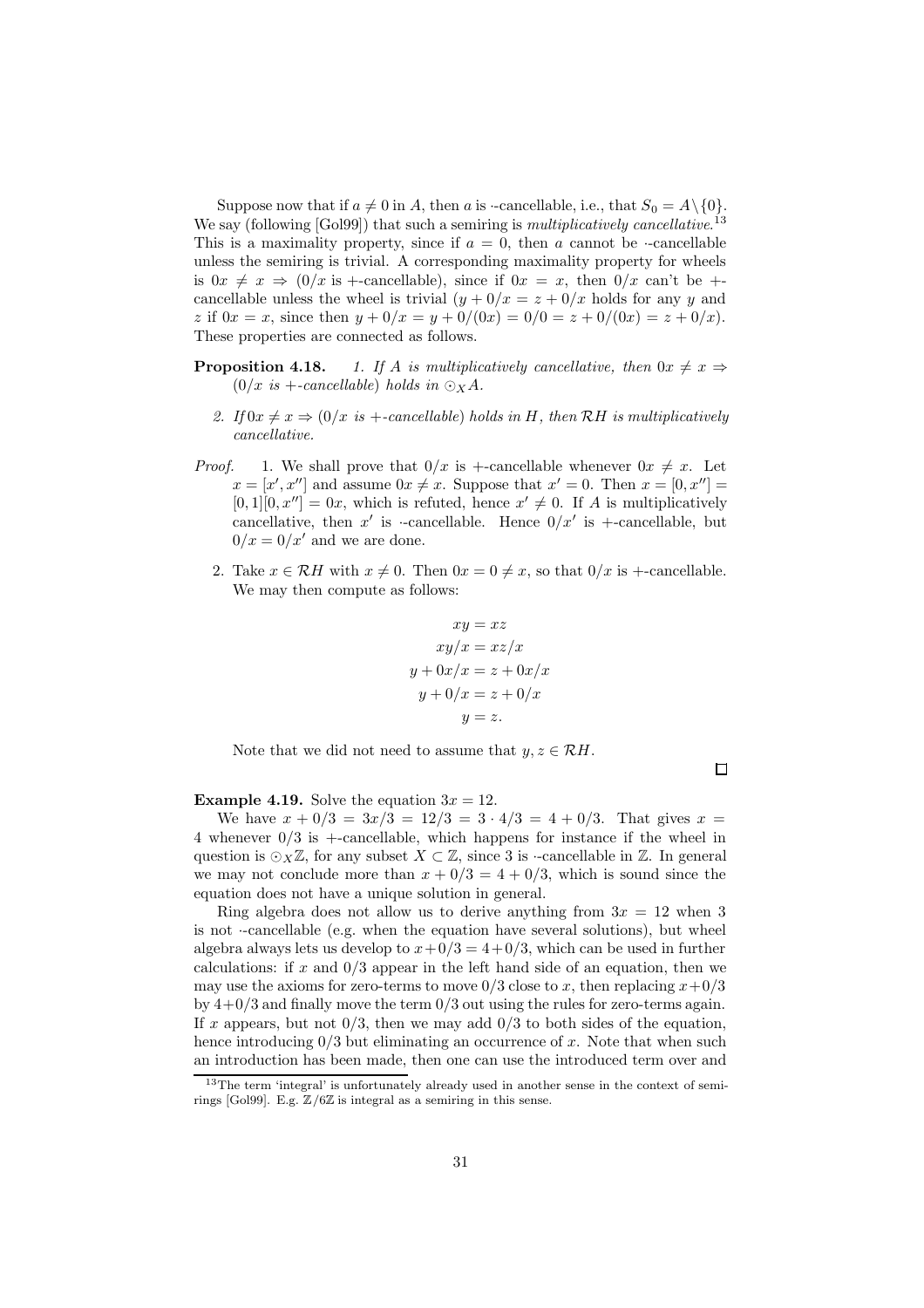Suppose now that if $a \neq 0$ in $A$, then $a$ is $\cdot$-cancellable, i.e., that $S_0 = A \setminus \{0\}$. We say (following [Gol99]) that such a semiring is *multiplicatively cancellative*.[13] This is a maximality property, since if $a = 0$, then $a$ cannot be $\cdot$-cancellable unless the semiring is trivial. A corresponding maximality property for wheels is $0x \neq x \Rightarrow (0/x$ is $+$-cancellable$)$, since if $0x = x$, then $0/x$ can't be $+$-cancellable unless the wheel is trivial ($y + 0/x = z + 0/x$ holds for any $y$ and $z$ if $0x = x$, since then $y + 0/x = y + 0/(0x) = 0/0 = z + 0/(0x) = z + 0/x$). These properties are connected as follows.

**Proposition 4.18.**

1. *If $A$ is multiplicatively cancellative, then $0x \neq x \Rightarrow (0/x$ is $+$-cancellable$)$ holds in $\odot_X A$.*
2. *If $0x \neq x \Rightarrow (0/x$ is $+$-cancellable$)$ holds in $H$, then $\mathcal{R}H$ is multiplicatively cancellative.*

*Proof.*

1. We shall prove that $0/x$ is $+$-cancellable whenever $0x \neq x$. Let $x = [x', x'']$ and assume $0x \neq x$. Suppose that $x' = 0$. Then $x = [0, x''] = [0, 1][0, x''] = 0x$, which is refuted, hence $x' \neq 0$. If $A$ is multiplicatively cancellative, then $x'$ is $\cdot$-cancellable. Hence $0/x'$ is $+$-cancellable, but $0/x = 0/x'$ and we are done.

2. Take $x \in \mathcal{R}H$ with $x \neq 0$. Then $0x = 0 \neq x$, so that $0/x$ is $+$-cancellable. We may then compute as follows:

$$
\begin{aligned}
xy &= xz \\
xy/x &= xz/x \\
y + 0x/x &= z + 0x/x \\
y + 0/x &= z + 0/x \\
y &= z.
\end{aligned}
$$

Note that we did not need to assume that $y, z \in \mathcal{R}H$.

□

**Example 4.19.** Solve the equation $3x = 12$.

We have $x + 0/3 = 3x/3 = 12/3 = 3 \cdot 4/3 = 4 + 0/3$. That gives $x = 4$ whenever $0/3$ is $+$-cancellable, which happens for instance if the wheel in question is $\odot_X \mathbb{Z}$, for any subset $X \subset \mathbb{Z}$, since 3 is $\cdot$-cancellable in $\mathbb{Z}$. In general we may not conclude more than $x + 0/3 = 4 + 0/3$, which is sound since the equation does not have a unique solution in general.

Ring algebra does not allow us to derive anything from $3x = 12$ when 3 is not $\cdot$-cancellable (e.g. when the equation have several solutions), but wheel algebra always lets us develop to $x + 0/3 = 4 + 0/3$, which can be used in further calculations: if $x$ and $0/3$ appear in the left hand side of an equation, then we may use the axioms for zero-terms to move $0/3$ close to $x$, then replacing $x + 0/3$ by $4 + 0/3$ and finally move the term $0/3$ out using the rules for zero-terms again. If $x$ appears, but not $0/3$, then we may add $0/3$ to both sides of the equation, hence introducing $0/3$ but eliminating an occurrence of $x$. Note that when such an introduction has been made, then one can use the introduced term over and

[13] The term 'integral' is unfortunately already used in another sense in the context of semirings [Gol99]. E.g. $\mathbb{Z}/6\mathbb{Z}$ is integral as a semiring in this sense.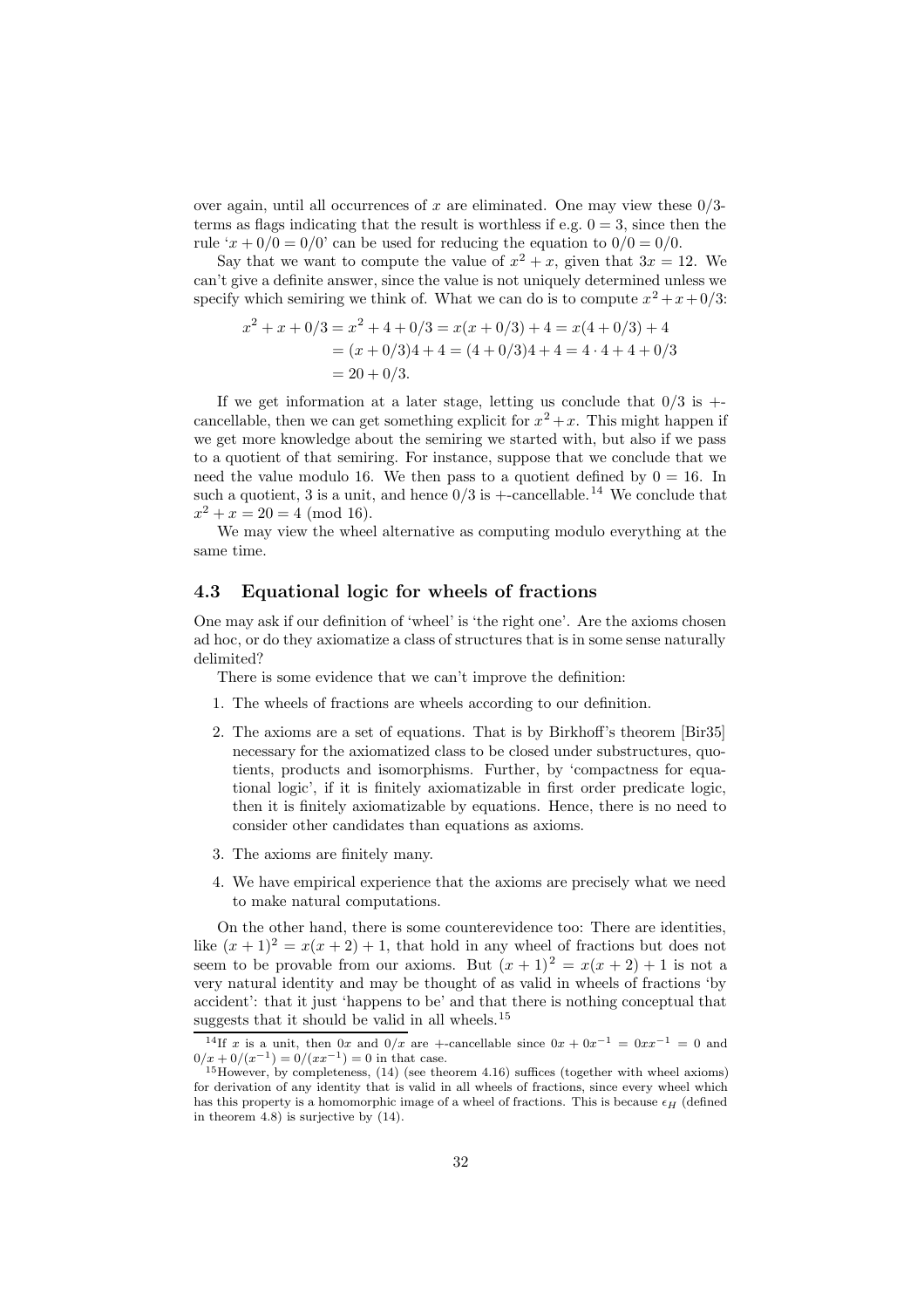over again, until all occurrences of $x$ are eliminated. One may view these $0/3$-terms as flags indicating that the result is worthless if e.g. $0 = 3$, since then the rule '$x + 0/0 = 0/0$' can be used for reducing the equation to $0/0 = 0/0$.

Say that we want to compute the value of $x^2 + x$, given that $3x = 12$. We can't give a definite answer, since the value is not uniquely determined unless we specify which semiring we think of. What we can do is to compute $x^2 + x + 0/3$:

$$
\begin{aligned}
x^2 + x + 0/3 &= x^2 + 4 + 0/3 = x(x + 0/3) + 4 = x(4 + 0/3) + 4 \\
&= (x + 0/3)4 + 4 = (4 + 0/3)4 + 4 = 4 \cdot 4 + 4 + 0/3 \\
&= 20 + 0/3.
\end{aligned}
$$

If we get information at a later stage, letting us conclude that $0/3$ is $+$-cancellable, then we can get something explicit for $x^2 + x$. This might happen if we get more knowledge about the semiring we started with, but also if we pass to a quotient of that semiring. For instance, suppose that we conclude that we need the value modulo 16. We then pass to a quotient defined by $0 = 16$. In such a quotient, 3 is a unit, and hence $0/3$ is $+$-cancellable.[14] We conclude that $x^2 + x = 20 = 4 \pmod{16}$.

We may view the wheel alternative as computing modulo everything at the same time.

### 4.3 Equational logic for wheels of fractions

One may ask if our definition of 'wheel' is 'the right one'. Are the axioms chosen ad hoc, or do they axiomatize a class of structures that is in some sense naturally delimited?

There is some evidence that we can't improve the definition:

1. The wheels of fractions are wheels according to our definition.
2. The axioms are a set of equations. That is by Birkhoff's theorem [Bir35] necessary for the axiomatized class to be closed under substructures, quotients, products and isomorphisms. Further, by 'compactness for equational logic', if it is finitely axiomatizable in first order predicate logic, then it is finitely axiomatizable by equations. Hence, there is no need to consider other candidates than equations as axioms.
3. The axioms are finitely many.
4. We have empirical experience that the axioms are precisely what we need to make natural computations.

On the other hand, there is some counterevidence too: There are identities, like $(x + 1)^2 = x(x + 2) + 1$, that hold in any wheel of fractions but does not seem to be provable from our axioms. But $(x + 1)^2 = x(x + 2) + 1$ is not a very natural identity and may be thought of as valid in wheels of fractions 'by accident': that it just 'happens to be' and that there is nothing conceptual that suggests that it should be valid in all wheels.[15]

---

[14] If $x$ is a unit, then $0x$ and $0/x$ are $+$-cancellable since $0x + 0x^{-1} = 0xx^{-1} = 0$ and $0/x + 0/(x^{-1}) = 0/(xx^{-1}) = 0$ in that case.

[15] However, by completeness, (14) (see theorem 4.16) suffices (together with wheel axioms) for derivation of any identity that is valid in all wheels of fractions, since every wheel which has this property is a homomorphic image of a wheel of fractions. This is because $\epsilon_H$ (defined in theorem 4.8) is surjective by (14).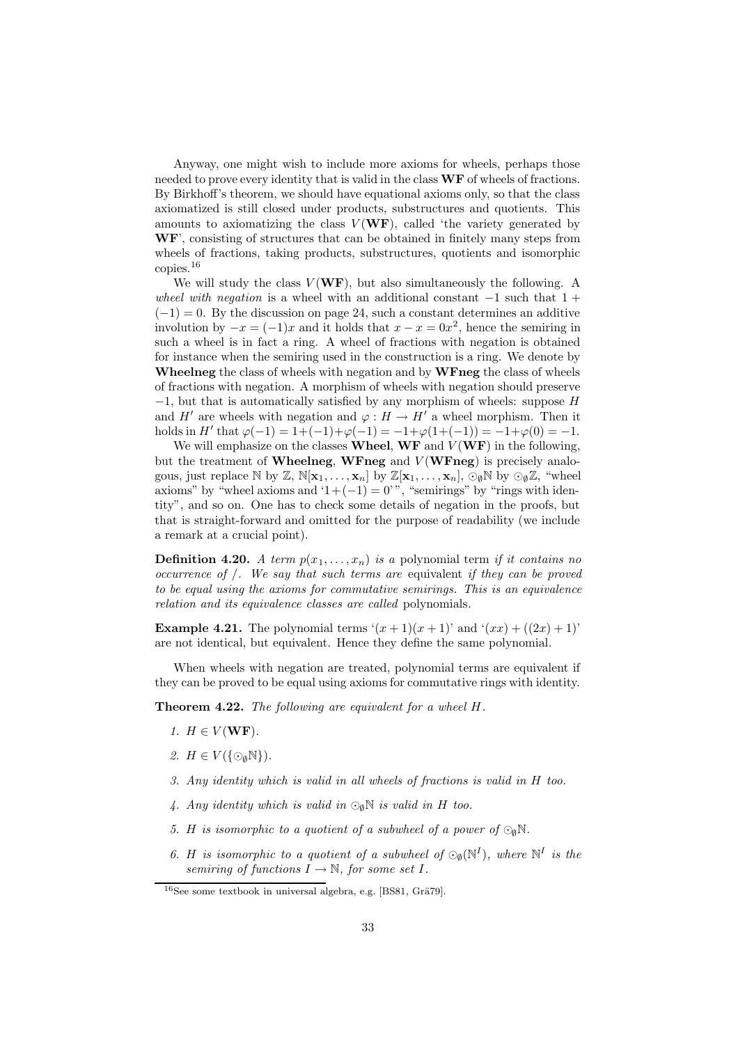Anyway, one might wish to include more axioms for wheels, perhaps those needed to prove every identity that is valid in the class **WF** of wheels of fractions. By Birkhoff's theorem, we should have equational axioms only, so that the class axiomatized is still closed under products, substructures and quotients. This amounts to axiomatizing the class $V(\mathbf{WF})$, called 'the variety generated by **WF**', consisting of structures that can be obtained in finitely many steps from wheels of fractions, taking products, substructures, quotients and isomorphic copies.[16]

We will study the class $V(\mathbf{WF})$, but also simultaneously the following. A *wheel with negation* is a wheel with an additional constant $-1$ such that $1 + (-1) = 0$. By the discussion on page 24, such a constant determines an additive involution by $-x = (-1)x$ and it holds that $x - x = 0x^2$, hence the semiring in such a wheel is in fact a ring. A wheel of fractions with negation is obtained for instance when the semiring used in the construction is a ring. We denote by **Wheelneg** the class of wheels with negation and by **WFneg** the class of wheels of fractions with negation. A morphism of wheels with negation should preserve $-1$, but that is automatically satisfied by any morphism of wheels: suppose $H$ and $H'$ are wheels with negation and $\varphi : H \to H'$ a wheel morphism. Then it holds in $H'$ that $\varphi(-1) = 1+(-1)+\varphi(-1) = -1+\varphi(1+(-1)) = -1+\varphi(0) = -1$.

We will emphasize on the classes **Wheel**, **WF** and $V(\mathbf{WF})$ in the following, but the treatment of **Wheelneg**, **WFneg** and $V(\mathbf{WFneg})$ is precisely analogous, just replace $\mathbb{N}$ by $\mathbb{Z}$, $\mathbb{N}[\mathbf{x}_1, \ldots, \mathbf{x}_n]$ by $\mathbb{Z}[\mathbf{x}_1, \ldots, \mathbf{x}_n]$, $\odot_\emptyset\mathbb{N}$ by $\odot_\emptyset\mathbb{Z}$, "wheel axioms" by "wheel axioms and '$1+(-1) = 0$'", "semirings" by "rings with identity", and so on. One has to check some details of negation in the proofs, but that is straight-forward and omitted for the purpose of readability (we include a remark at a crucial point).

**Definition 4.20.** *A term $p(x_1, \ldots, x_n)$ is a* polynomial term *if it contains no occurrence of $/$. We say that such terms are* equivalent *if they can be proved to be equal using the axioms for commutative semirings. This is an equivalence relation and its equivalence classes are called* polynomials.

**Example 4.21.** The polynomial terms '$(x + 1)(x + 1)$' and '$(xx) + ((2x) + 1)$' are not identical, but equivalent. Hence they define the same polynomial.

When wheels with negation are treated, polynomial terms are equivalent if they can be proved to be equal using axioms for commutative rings with identity.

**Theorem 4.22.** *The following are equivalent for a wheel $H$.*

1. *$H \in V(\mathbf{WF})$.*
2. *$H \in V(\{\odot_\emptyset\mathbb{N}\})$.*
3. *Any identity which is valid in all wheels of fractions is valid in $H$ too.*
4. *Any identity which is valid in $\odot_\emptyset\mathbb{N}$ is valid in $H$ too.*
5. *$H$ is isomorphic to a quotient of a subwheel of a power of $\odot_\emptyset\mathbb{N}$.*
6. *$H$ is isomorphic to a quotient of a subwheel of $\odot_\emptyset(\mathbb{N}^I)$, where $\mathbb{N}^I$ is the semiring of functions $I \to \mathbb{N}$, for some set $I$.*

[16] See some textbook in universal algebra, e.g. [BS81, Grä79].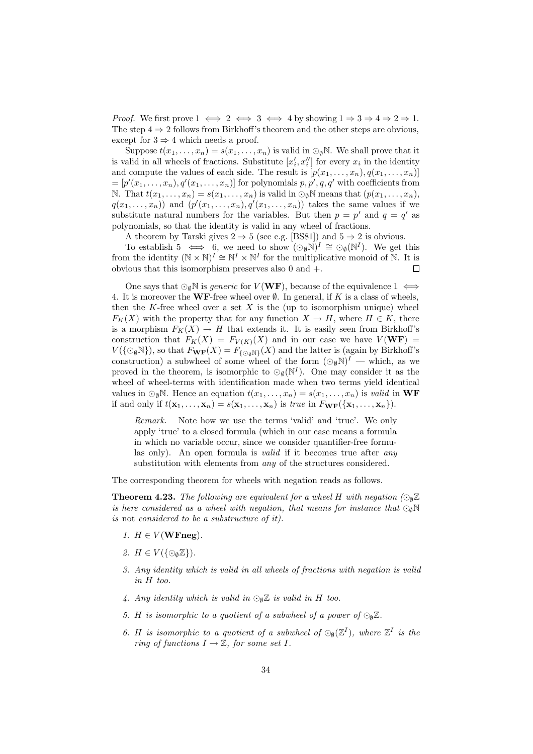*Proof.* We first prove $1 \iff 2 \iff 3 \iff 4$ by showing $1 \Rightarrow 3 \Rightarrow 4 \Rightarrow 2 \Rightarrow 1$. The step $4 \Rightarrow 2$ follows from Birkhoff's theorem and the other steps are obvious, except for $3 \Rightarrow 4$ which needs a proof.

Suppose $t(x_1, \ldots, x_n) = s(x_1, \ldots, x_n)$ is valid in $\odot_\emptyset \mathbb{N}$. We shall prove that it is valid in all wheels of fractions. Substitute $[x_i', x_i'']$ for every $x_i$ in the identity and compute the values of each side. The result is $[p(x_1, \ldots, x_n), q(x_1, \ldots, x_n)] = [p'(x_1, \ldots, x_n), q'(x_1, \ldots, x_n)]$ for polynomials $p, p', q, q'$ with coefficients from $\mathbb{N}$. That $t(x_1, \ldots, x_n) = s(x_1, \ldots, x_n)$ is valid in $\odot_\emptyset \mathbb{N}$ means that $(p(x_1, \ldots, x_n), q(x_1, \ldots, x_n))$ and $(p'(x_1, \ldots, x_n), q'(x_1, \ldots, x_n))$ takes the same values if we substitute natural numbers for the variables. But then $p = p'$ and $q = q'$ as polynomials, so that the identity is valid in any wheel of fractions.

A theorem by Tarski gives $2 \Rightarrow 5$ (see e.g. [BS81]) and $5 \Rightarrow 2$ is obvious.

To establish $5 \iff 6$, we need to show $(\odot_\emptyset \mathbb{N})^I \cong \odot_\emptyset(\mathbb{N}^I)$. We get this from the identity $(\mathbb{N} \times \mathbb{N})^I \cong \mathbb{N}^I \times \mathbb{N}^I$ for the multiplicative monoid of $\mathbb{N}$. It is obvious that this isomorphism preserves also 0 and $+$. $\square$

One says that $\odot_\emptyset \mathbb{N}$ is *generic* for $V(\mathbf{WF})$, because of the equivalence $1 \iff 4$. It is moreover the $\mathbf{WF}$-free wheel over $\emptyset$. In general, if $K$ is a class of wheels, then the $K$-free wheel over a set $X$ is the (up to isomorphism unique) wheel $F_K(X)$ with the property that for any function $X \to H$, where $H \in K$, there is a morphism $F_K(X) \to H$ that extends it. It is easily seen from Birkhoff's construction that $F_K(X) = F_{V(K)}(X)$ and in our case we have $V(\mathbf{WF}) = V(\{\odot_\emptyset \mathbb{N}\})$, so that $F_{\mathbf{WF}}(X) = F_{\{\odot_\emptyset \mathbb{N}\}}(X)$ and the latter is (again by Birkhoff's construction) a subwheel of some wheel of the form $(\odot_\emptyset \mathbb{N})^I$ — which, as we proved in the theorem, is isomorphic to $\odot_\emptyset(\mathbb{N}^I)$. One may consider it as the wheel of wheel-terms with identification made when two terms yield identical values in $\odot_\emptyset \mathbb{N}$. Hence an equation $t(x_1, \ldots, x_n) = s(x_1, \ldots, x_n)$ is *valid* in $\mathbf{WF}$ if and only if $t(\mathbf{x}_1, \ldots, \mathbf{x}_n) = s(\mathbf{x}_1, \ldots, \mathbf{x}_n)$ is *true* in $F_{\mathbf{WF}}(\{\mathbf{x}_1, \ldots, \mathbf{x}_n\})$.

> *Remark.* Note how we use the terms 'valid' and 'true'. We only apply 'true' to a closed formula (which in our case means a formula in which no variable occur, since we consider quantifier-free formulas only). An open formula is *valid* if it becomes true after *any* substitution with elements from *any* of the structures considered.

The corresponding theorem for wheels with negation reads as follows.

**Theorem 4.23.** *The following are equivalent for a wheel $H$ with negation ($\odot_\emptyset \mathbb{Z}$ is here considered as a wheel with negation, that means for instance that $\odot_\emptyset \mathbb{N}$ is* not *considered to be a substructure of it).*

1. *$H \in V(\mathbf{WFneg})$.*
2. *$H \in V(\{\odot_\emptyset \mathbb{Z}\})$.*
3. *Any identity which is valid in all wheels of fractions with negation is valid in $H$ too.*
4. *Any identity which is valid in $\odot_\emptyset \mathbb{Z}$ is valid in $H$ too.*
5. *$H$ is isomorphic to a quotient of a subwheel of a power of $\odot_\emptyset \mathbb{Z}$.*
6. *$H$ is isomorphic to a quotient of a subwheel of $\odot_\emptyset(\mathbb{Z}^I)$, where $\mathbb{Z}^I$ is the ring of functions $I \to \mathbb{Z}$, for some set $I$.*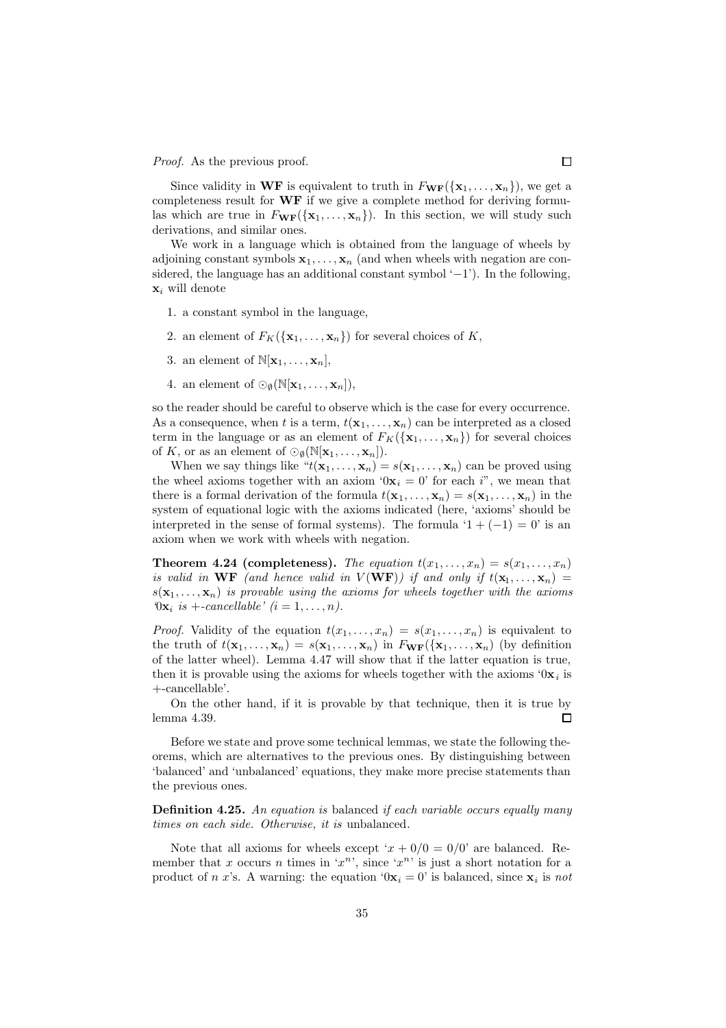*Proof.* As the previous proof. $\square$

Since validity in **WF** is equivalent to truth in $F_{\mathbf{WF}}(\{\mathbf{x}_1, \ldots, \mathbf{x}_n\})$, we get a completeness result for **WF** if we give a complete method for deriving formulas which are true in $F_{\mathbf{WF}}(\{\mathbf{x}_1, \ldots, \mathbf{x}_n\})$. In this section, we will study such derivations, and similar ones.

We work in a language which is obtained from the language of wheels by adjoining constant symbols $\mathbf{x}_1, \ldots, \mathbf{x}_n$ (and when wheels with negation are considered, the language has an additional constant symbol '$-1$'). In the following, $\mathbf{x}_i$ will denote

1. a constant symbol in the language,
2. an element of $F_K(\{\mathbf{x}_1, \ldots, \mathbf{x}_n\})$ for several choices of $K$,
3. an element of $\mathbb{N}[\mathbf{x}_1, \ldots, \mathbf{x}_n]$,
4. an element of $\odot_\emptyset(\mathbb{N}[\mathbf{x}_1, \ldots, \mathbf{x}_n])$,

so the reader should be careful to observe which is the case for every occurrence. As a consequence, when $t$ is a term, $t(\mathbf{x}_1, \ldots, \mathbf{x}_n)$ can be interpreted as a closed term in the language or as an element of $F_K(\{\mathbf{x}_1, \ldots, \mathbf{x}_n\})$ for several choices of $K$, or as an element of $\odot_\emptyset(\mathbb{N}[\mathbf{x}_1, \ldots, \mathbf{x}_n])$.

When we say things like "$t(\mathbf{x}_1, \ldots, \mathbf{x}_n) = s(\mathbf{x}_1, \ldots, \mathbf{x}_n)$ can be proved using the wheel axioms together with an axiom '$0\mathbf{x}_i = 0$' for each $i$", we mean that there is a formal derivation of the formula $t(\mathbf{x}_1, \ldots, \mathbf{x}_n) = s(\mathbf{x}_1, \ldots, \mathbf{x}_n)$ in the system of equational logic with the axioms indicated (here, 'axioms' should be interpreted in the sense of formal systems). The formula '$1 + (-1) = 0$' is an axiom when we work with wheels with negation.

**Theorem 4.24 (completeness).** *The equation $t(x_1, \ldots, x_n) = s(x_1, \ldots, x_n)$ is valid in* **WF** *(and hence valid in $V(\mathbf{WF})$) if and only if $t(\mathbf{x}_1, \ldots, \mathbf{x}_n) = s(\mathbf{x}_1, \ldots, \mathbf{x}_n)$ is provable using the axioms for wheels together with the axioms '$0\mathbf{x}_i$ is $+$-cancellable' ($i = 1, \ldots, n$).*

*Proof.* Validity of the equation $t(x_1, \ldots, x_n) = s(x_1, \ldots, x_n)$ is equivalent to the truth of $t(\mathbf{x}_1, \ldots, \mathbf{x}_n) = s(\mathbf{x}_1, \ldots, \mathbf{x}_n)$ in $F_{\mathbf{WF}}(\{\mathbf{x}_1, \ldots, \mathbf{x}_n\})$ (by definition of the latter wheel). Lemma 4.47 will show that if the latter equation is true, then it is provable using the axioms for wheels together with the axioms '$0\mathbf{x}_i$ is $+$-cancellable'.

On the other hand, if it is provable by that technique, then it is true by lemma 4.39. $\square$

Before we state and prove some technical lemmas, we state the following theorems, which are alternatives to the previous ones. By distinguishing between 'balanced' and 'unbalanced' equations, they make more precise statements than the previous ones.

**Definition 4.25.** *An equation is* balanced *if each variable occurs equally many times on each side. Otherwise, it is* unbalanced.

Note that all axioms for wheels except '$x + 0/0 = 0/0$' are balanced. Remember that $x$ occurs $n$ times in '$x^n$', since '$x^n$' is just a short notation for a product of $n$ $x$'s. A warning: the equation '$0\mathbf{x}_i = 0$' is balanced, since $\mathbf{x}_i$ is *not*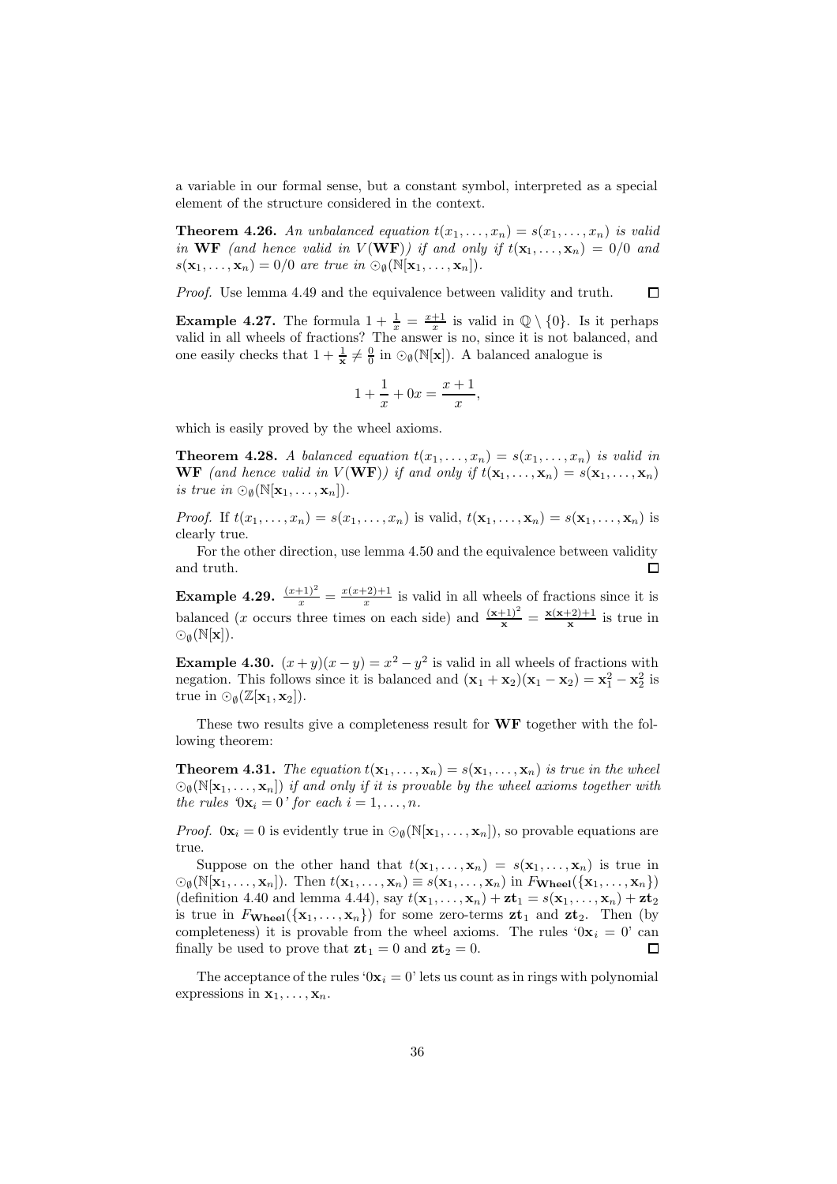a variable in our formal sense, but a constant symbol, interpreted as a special element of the structure considered in the context.

**Theorem 4.26.** *An unbalanced equation $t(x_1, \ldots, x_n) = s(x_1, \ldots, x_n)$ is valid in* **WF** *(and hence valid in $V(\mathbf{WF})$) if and only if $t(\mathbf{x}_1, \ldots, \mathbf{x}_n) = 0/0$ and $s(\mathbf{x}_1, \ldots, \mathbf{x}_n) = 0/0$ are true in $\odot_\emptyset(\mathbb{N}[\mathbf{x}_1, \ldots, \mathbf{x}_n])$.*

*Proof.* Use lemma 4.49 and the equivalence between validity and truth. $\square$

**Example 4.27.** The formula $1 + \frac{1}{x} = \frac{x+1}{x}$ is valid in $\mathbb{Q} \setminus \{0\}$. Is it perhaps valid in all wheels of fractions? The answer is no, since it is not balanced, and one easily checks that $1 + \frac{1}{\mathbf{x}} \neq \frac{0}{0}$ in $\odot_\emptyset(\mathbb{N}[\mathbf{x}])$. A balanced analogue is

$$1 + \frac{1}{x} + 0x = \frac{x+1}{x},$$

which is easily proved by the wheel axioms.

**Theorem 4.28.** *A balanced equation $t(x_1, \ldots, x_n) = s(x_1, \ldots, x_n)$ is valid in* **WF** *(and hence valid in $V(\mathbf{WF})$) if and only if $t(\mathbf{x}_1, \ldots, \mathbf{x}_n) = s(\mathbf{x}_1, \ldots, \mathbf{x}_n)$ is true in $\odot_\emptyset(\mathbb{N}[\mathbf{x}_1, \ldots, \mathbf{x}_n])$.*

*Proof.* If $t(x_1, \ldots, x_n) = s(x_1, \ldots, x_n)$ is valid, $t(\mathbf{x}_1, \ldots, \mathbf{x}_n) = s(\mathbf{x}_1, \ldots, \mathbf{x}_n)$ is clearly true.

For the other direction, use lemma 4.50 and the equivalence between validity and truth. $\square$

**Example 4.29.** $\frac{(x+1)^2}{x} = \frac{x(x+2)+1}{x}$ is valid in all wheels of fractions since it is balanced ($x$ occurs three times on each side) and $\frac{(\mathbf{x}+1)^2}{\mathbf{x}} = \frac{\mathbf{x}(\mathbf{x}+2)+1}{\mathbf{x}}$ is true in $\odot_\emptyset(\mathbb{N}[\mathbf{x}])$.

**Example 4.30.** $(x + y)(x - y) = x^2 - y^2$ is valid in all wheels of fractions with negation. This follows since it is balanced and $(\mathbf{x}_1 + \mathbf{x}_2)(\mathbf{x}_1 - \mathbf{x}_2) = \mathbf{x}_1^2 - \mathbf{x}_2^2$ is true in $\odot_\emptyset(\mathbb{Z}[\mathbf{x}_1, \mathbf{x}_2])$.

These two results give a completeness result for **WF** together with the following theorem:

**Theorem 4.31.** *The equation $t(\mathbf{x}_1, \ldots, \mathbf{x}_n) = s(\mathbf{x}_1, \ldots, \mathbf{x}_n)$ is true in the wheel $\odot_\emptyset(\mathbb{N}[\mathbf{x}_1, \ldots, \mathbf{x}_n])$ if and only if it is provable by the wheel axioms together with the rules '$0\mathbf{x}_i = 0$' for each $i = 1, \ldots, n$.*

*Proof.* $0\mathbf{x}_i = 0$ is evidently true in $\odot_\emptyset(\mathbb{N}[\mathbf{x}_1, \ldots, \mathbf{x}_n])$, so provable equations are true.

Suppose on the other hand that $t(\mathbf{x}_1, \ldots, \mathbf{x}_n) = s(\mathbf{x}_1, \ldots, \mathbf{x}_n)$ is true in $\odot_\emptyset(\mathbb{N}[\mathbf{x}_1, \ldots, \mathbf{x}_n])$. Then $t(\mathbf{x}_1, \ldots, \mathbf{x}_n) \equiv s(\mathbf{x}_1, \ldots, \mathbf{x}_n)$ in $F_{\mathbf{Wheel}}(\{\mathbf{x}_1, \ldots, \mathbf{x}_n\})$ (definition 4.40 and lemma 4.44), say $t(\mathbf{x}_1, \ldots, \mathbf{x}_n) + \mathbf{zt}_1 = s(\mathbf{x}_1, \ldots, \mathbf{x}_n) + \mathbf{zt}_2$ is true in $F_{\mathbf{Wheel}}(\{\mathbf{x}_1, \ldots, \mathbf{x}_n\})$ for some zero-terms $\mathbf{zt}_1$ and $\mathbf{zt}_2$. Then (by completeness) it is provable from the wheel axioms. The rules '$0\mathbf{x}_i = 0$' can finally be used to prove that $\mathbf{zt}_1 = 0$ and $\mathbf{zt}_2 = 0$. $\square$

The acceptance of the rules '$0\mathbf{x}_i = 0$' lets us count as in rings with polynomial expressions in $\mathbf{x}_1, \ldots, \mathbf{x}_n$.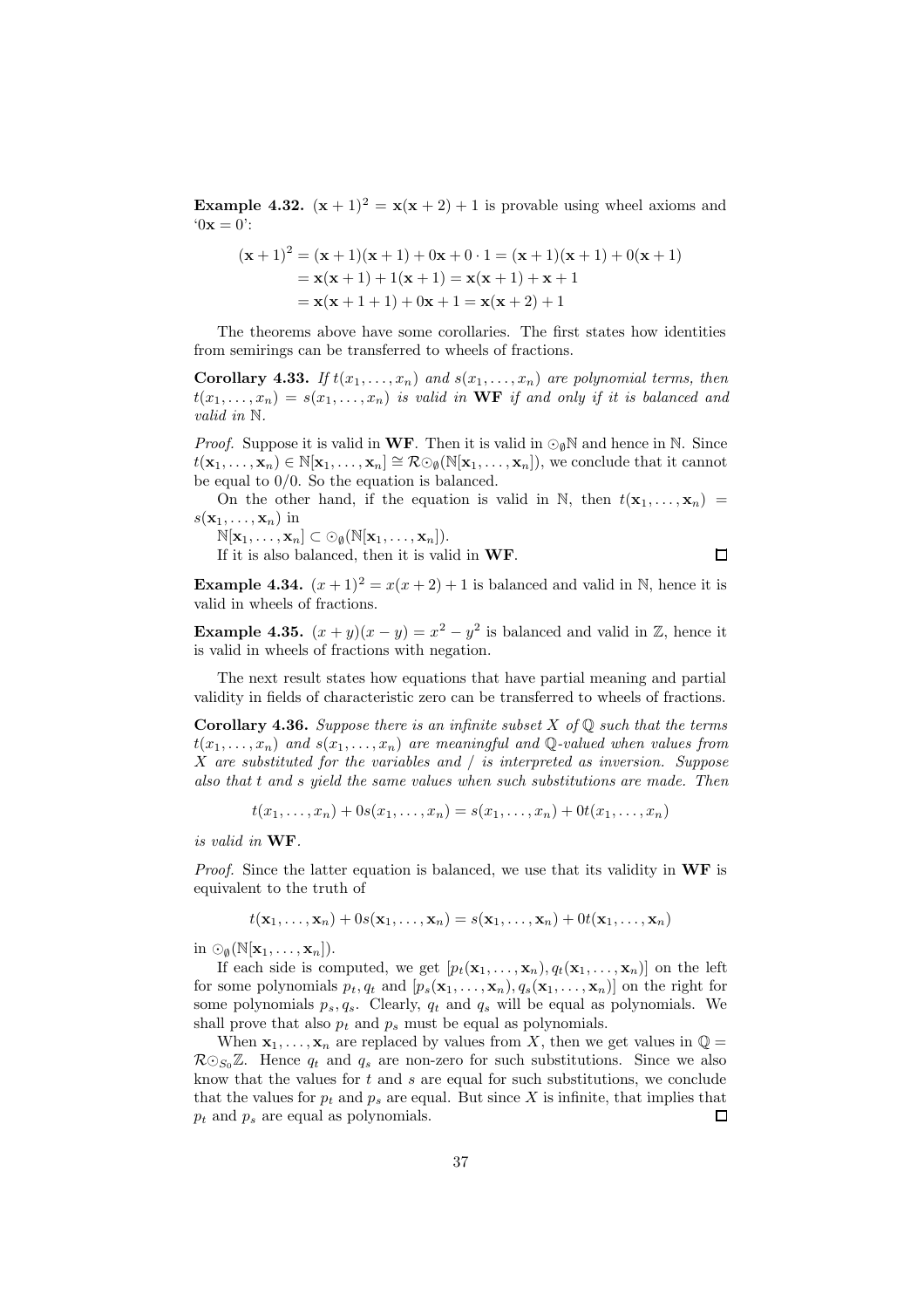**Example 4.32.** $(\mathbf{x}+1)^2 = \mathbf{x}(\mathbf{x}+2)+1$ is provable using wheel axioms and '$0\mathbf{x} = 0$':

$$
\begin{aligned}
(\mathbf{x}+1)^2 &= (\mathbf{x}+1)(\mathbf{x}+1) + 0\mathbf{x} + 0\cdot 1 = (\mathbf{x}+1)(\mathbf{x}+1) + 0(\mathbf{x}+1) \\
&= \mathbf{x}(\mathbf{x}+1) + 1(\mathbf{x}+1) = \mathbf{x}(\mathbf{x}+1) + \mathbf{x} + 1 \\
&= \mathbf{x}(\mathbf{x}+1+1) + 0\mathbf{x} + 1 = \mathbf{x}(\mathbf{x}+2) + 1
\end{aligned}
$$

The theorems above have some corollaries. The first states how identities from semirings can be transferred to wheels of fractions.

**Corollary 4.33.** *If $t(x_1,\ldots,x_n)$ and $s(x_1,\ldots,x_n)$ are polynomial terms, then $t(x_1,\ldots,x_n) = s(x_1,\ldots,x_n)$ is valid in* **WF** *if and only if it is balanced and valid in* $\mathbb{N}$.

*Proof.* Suppose it is valid in **WF**. Then it is valid in $\odot_\emptyset\mathbb{N}$ and hence in $\mathbb{N}$. Since $t(\mathbf{x}_1,\ldots,\mathbf{x}_n) \in \mathbb{N}[\mathbf{x}_1,\ldots,\mathbf{x}_n] \cong \mathcal{R}\odot_\emptyset(\mathbb{N}[\mathbf{x}_1,\ldots,\mathbf{x}_n])$, we conclude that it cannot be equal to $0/0$. So the equation is balanced.

On the other hand, if the equation is valid in $\mathbb{N}$, then $t(\mathbf{x}_1,\ldots,\mathbf{x}_n) = s(\mathbf{x}_1,\ldots,\mathbf{x}_n)$ in

$\mathbb{N}[\mathbf{x}_1,\ldots,\mathbf{x}_n] \subset \odot_\emptyset(\mathbb{N}[\mathbf{x}_1,\ldots,\mathbf{x}_n])$.

If it is also balanced, then it is valid in **WF**. □

**Example 4.34.** $(x+1)^2 = x(x+2)+1$ is balanced and valid in $\mathbb{N}$, hence it is valid in wheels of fractions.

**Example 4.35.** $(x+y)(x-y) = x^2 - y^2$ is balanced and valid in $\mathbb{Z}$, hence it is valid in wheels of fractions with negation.

The next result states how equations that have partial meaning and partial validity in fields of characteristic zero can be transferred to wheels of fractions.

**Corollary 4.36.** *Suppose there is an infinite subset $X$ of $\mathbb{Q}$ such that the terms $t(x_1,\ldots,x_n)$ and $s(x_1,\ldots,x_n)$ are meaningful and $\mathbb{Q}$-valued when values from $X$ are substituted for the variables and $/$ is interpreted as inversion. Suppose also that $t$ and $s$ yield the same values when such substitutions are made. Then*

$$t(x_1,\ldots,x_n) + 0s(x_1,\ldots,x_n) = s(x_1,\ldots,x_n) + 0t(x_1,\ldots,x_n)$$

*is valid in* **WF**.

*Proof.* Since the latter equation is balanced, we use that its validity in **WF** is equivalent to the truth of

$$t(\mathbf{x}_1,\ldots,\mathbf{x}_n) + 0s(\mathbf{x}_1,\ldots,\mathbf{x}_n) = s(\mathbf{x}_1,\ldots,\mathbf{x}_n) + 0t(\mathbf{x}_1,\ldots,\mathbf{x}_n)$$

in $\odot_\emptyset(\mathbb{N}[\mathbf{x}_1,\ldots,\mathbf{x}_n])$.

If each side is computed, we get $[p_t(\mathbf{x}_1,\ldots,\mathbf{x}_n), q_t(\mathbf{x}_1,\ldots,\mathbf{x}_n)]$ on the left for some polynomials $p_t, q_t$ and $[p_s(\mathbf{x}_1,\ldots,\mathbf{x}_n), q_s(\mathbf{x}_1,\ldots,\mathbf{x}_n)]$ on the right for some polynomials $p_s, q_s$. Clearly, $q_t$ and $q_s$ will be equal as polynomials. We shall prove that also $p_t$ and $p_s$ must be equal as polynomials.

When $\mathbf{x}_1,\ldots,\mathbf{x}_n$ are replaced by values from $X$, then we get values in $\mathbb{Q} = \mathcal{R}\odot_{S_0}\mathbb{Z}$. Hence $q_t$ and $q_s$ are non-zero for such substitutions. Since we also know that the values for $t$ and $s$ are equal for such substitutions, we conclude that the values for $p_t$ and $p_s$ are equal. But since $X$ is infinite, that implies that $p_t$ and $p_s$ are equal as polynomials. □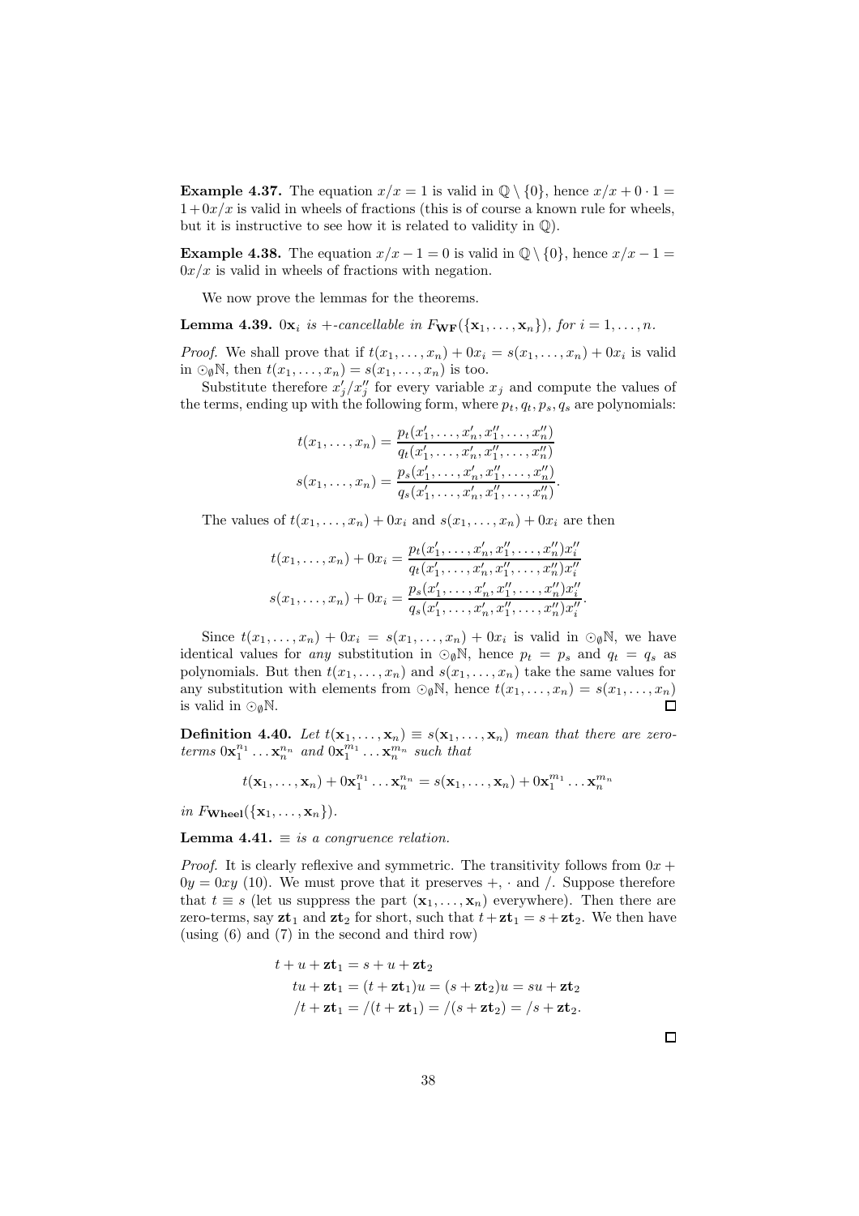**Example 4.37.** The equation $x/x = 1$ is valid in $\mathbb{Q} \setminus \{0\}$, hence $x/x + 0 \cdot 1 = 1 + 0x/x$ is valid in wheels of fractions (this is of course a known rule for wheels, but it is instructive to see how it is related to validity in $\mathbb{Q}$).

**Example 4.38.** The equation $x/x - 1 = 0$ is valid in $\mathbb{Q} \setminus \{0\}$, hence $x/x - 1 = 0x/x$ is valid in wheels of fractions with negation.

We now prove the lemmas for the theorems.

**Lemma 4.39.** *$0\mathbf{x}_i$ is $+$-cancellable in $F_{\mathbf{WF}}(\{\mathbf{x}_1, \ldots, \mathbf{x}_n\})$, for $i = 1, \ldots, n$.*

*Proof.* We shall prove that if $t(x_1, \ldots, x_n) + 0x_i = s(x_1, \ldots, x_n) + 0x_i$ is valid in $\odot_\emptyset \mathbb{N}$, then $t(x_1, \ldots, x_n) = s(x_1, \ldots, x_n)$ is too.

Substitute therefore $x'_j/x''_j$ for every variable $x_j$ and compute the values of the terms, ending up with the following form, where $p_t, q_t, p_s, q_s$ are polynomials:

$$t(x_1, \ldots, x_n) = \frac{p_t(x'_1, \ldots, x'_n, x''_1, \ldots, x''_n)}{q_t(x'_1, \ldots, x'_n, x''_1, \ldots, x''_n)}$$
$$s(x_1, \ldots, x_n) = \frac{p_s(x'_1, \ldots, x'_n, x''_1, \ldots, x''_n)}{q_s(x'_1, \ldots, x'_n, x''_1, \ldots, x''_n)}.$$

The values of $t(x_1, \ldots, x_n) + 0x_i$ and $s(x_1, \ldots, x_n) + 0x_i$ are then

$$t(x_1, \ldots, x_n) + 0x_i = \frac{p_t(x'_1, \ldots, x'_n, x''_1, \ldots, x''_n)x''_i}{q_t(x'_1, \ldots, x'_n, x''_1, \ldots, x''_n)x''_i}$$
$$s(x_1, \ldots, x_n) + 0x_i = \frac{p_s(x'_1, \ldots, x'_n, x''_1, \ldots, x''_n)x''_i}{q_s(x'_1, \ldots, x'_n, x''_1, \ldots, x''_n)x''_i}.$$

Since $t(x_1, \ldots, x_n) + 0x_i = s(x_1, \ldots, x_n) + 0x_i$ is valid in $\odot_\emptyset \mathbb{N}$, we have identical values for *any* substitution in $\odot_\emptyset \mathbb{N}$, hence $p_t = p_s$ and $q_t = q_s$ as polynomials. But then $t(x_1, \ldots, x_n)$ and $s(x_1, \ldots, x_n)$ take the same values for any substitution with elements from $\odot_\emptyset \mathbb{N}$, hence $t(x_1, \ldots, x_n) = s(x_1, \ldots, x_n)$ is valid in $\odot_\emptyset \mathbb{N}$. $\square$

**Definition 4.40.** *Let $t(\mathbf{x}_1, \ldots, \mathbf{x}_n) \equiv s(\mathbf{x}_1, \ldots, \mathbf{x}_n)$ mean that there are zero-terms $0\mathbf{x}_1^{n_1} \ldots \mathbf{x}_n^{n_n}$ and $0\mathbf{x}_1^{m_1} \ldots \mathbf{x}_n^{m_n}$ such that*

$$t(\mathbf{x}_1, \ldots, \mathbf{x}_n) + 0\mathbf{x}_1^{n_1} \ldots \mathbf{x}_n^{n_n} = s(\mathbf{x}_1, \ldots, \mathbf{x}_n) + 0\mathbf{x}_1^{m_1} \ldots \mathbf{x}_n^{m_n}$$

*in $F_{\mathbf{Wheel}}(\{\mathbf{x}_1, \ldots, \mathbf{x}_n\})$.*

**Lemma 4.41.** *$\equiv$ is a congruence relation.*

*Proof.* It is clearly reflexive and symmetric. The transitivity follows from $0x + 0y = 0xy$ (10). We must prove that it preserves $+$, $\cdot$ and $/$. Suppose therefore that $t \equiv s$ (let us suppress the part $(\mathbf{x}_1, \ldots, \mathbf{x}_n)$ everywhere). Then there are zero-terms, say $\mathbf{zt}_1$ and $\mathbf{zt}_2$ for short, such that $t + \mathbf{zt}_1 = s + \mathbf{zt}_2$. We then have (using (6) and (7) in the second and third row)

$$t + u + \mathbf{zt}_1 = s + u + \mathbf{zt}_2$$
$$tu + \mathbf{zt}_1 = (t + \mathbf{zt}_1)u = (s + \mathbf{zt}_2)u = su + \mathbf{zt}_2$$
$$/t + \mathbf{zt}_1 = /(t + \mathbf{zt}_1) = /(s + \mathbf{zt}_2) = /s + \mathbf{zt}_2.$$

$\square$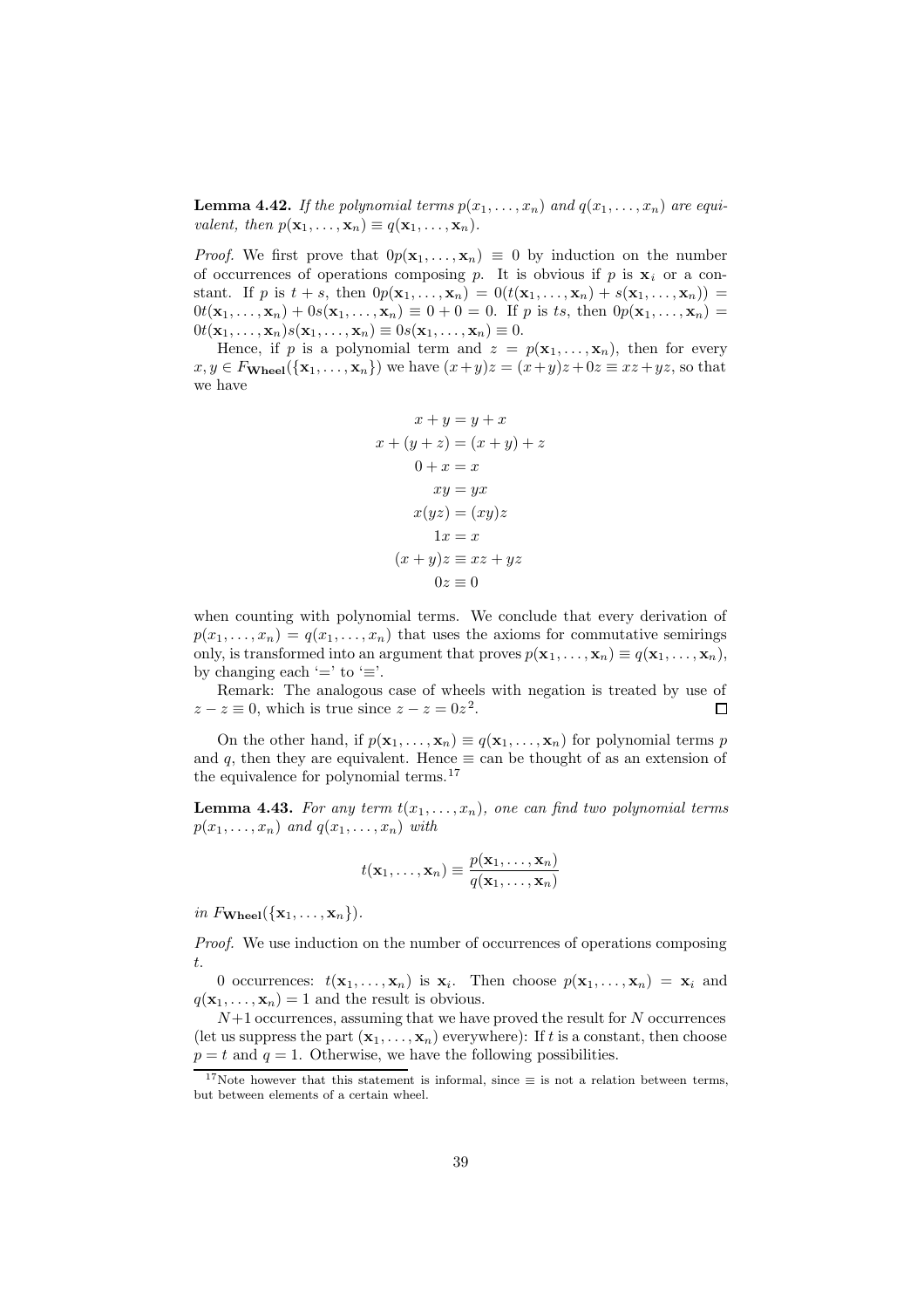**Lemma 4.42.** *If the polynomial terms $p(x_1, \ldots, x_n)$ and $q(x_1, \ldots, x_n)$ are equivalent, then $p(\mathbf{x}_1, \ldots, \mathbf{x}_n) \equiv q(\mathbf{x}_1, \ldots, \mathbf{x}_n)$.*

*Proof.* We first prove that $0p(\mathbf{x}_1, \ldots, \mathbf{x}_n) \equiv 0$ by induction on the number of occurrences of operations composing $p$. It is obvious if $p$ is $\mathbf{x}_i$ or a constant. If $p$ is $t + s$, then $0p(\mathbf{x}_1, \ldots, \mathbf{x}_n) = 0(t(\mathbf{x}_1, \ldots, \mathbf{x}_n) + s(\mathbf{x}_1, \ldots, \mathbf{x}_n)) = 0t(\mathbf{x}_1, \ldots, \mathbf{x}_n) + 0s(\mathbf{x}_1, \ldots, \mathbf{x}_n) \equiv 0 + 0 = 0$. If $p$ is $ts$, then $0p(\mathbf{x}_1, \ldots, \mathbf{x}_n) = 0t(\mathbf{x}_1, \ldots, \mathbf{x}_n)s(\mathbf{x}_1, \ldots, \mathbf{x}_n) \equiv 0s(\mathbf{x}_1, \ldots, \mathbf{x}_n) \equiv 0$.

Hence, if $p$ is a polynomial term and $z = p(\mathbf{x}_1, \ldots, \mathbf{x}_n)$, then for every $x, y \in F_{\mathbf{Wheel}}(\{\mathbf{x}_1, \ldots, \mathbf{x}_n\})$ we have $(x+y)z = (x+y)z + 0z \equiv xz + yz$, so that we have

$$
\begin{aligned}
x + y &= y + x \\
x + (y + z) &= (x + y) + z \\
0 + x &= x \\
xy &= yx \\
x(yz) &= (xy)z \\
1x &= x \\
(x + y)z &\equiv xz + yz \\
0z &\equiv 0
\end{aligned}
$$

when counting with polynomial terms. We conclude that every derivation of $p(x_1, \ldots, x_n) = q(x_1, \ldots, x_n)$ that uses the axioms for commutative semirings only, is transformed into an argument that proves $p(\mathbf{x}_1, \ldots, \mathbf{x}_n) \equiv q(\mathbf{x}_1, \ldots, \mathbf{x}_n)$, by changing each '$=$' to '$\equiv$'.

Remark: The analogous case of wheels with negation is treated by use of $z - z \equiv 0$, which is true since $z - z = 0z^2$. ☐

On the other hand, if $p(\mathbf{x}_1, \ldots, \mathbf{x}_n) \equiv q(\mathbf{x}_1, \ldots, \mathbf{x}_n)$ for polynomial terms $p$ and $q$, then they are equivalent. Hence $\equiv$ can be thought of as an extension of the equivalence for polynomial terms.[17]

**Lemma 4.43.** *For any term $t(x_1, \ldots, x_n)$, one can find two polynomial terms $p(x_1, \ldots, x_n)$ and $q(x_1, \ldots, x_n)$ with*

$$
t(\mathbf{x}_1, \ldots, \mathbf{x}_n) \equiv \frac{p(\mathbf{x}_1, \ldots, \mathbf{x}_n)}{q(\mathbf{x}_1, \ldots, \mathbf{x}_n)}
$$

*in $F_{\mathbf{Wheel}}(\{\mathbf{x}_1, \ldots, \mathbf{x}_n\})$.*

*Proof.* We use induction on the number of occurrences of operations composing $t$.

0 occurrences: $t(\mathbf{x}_1, \ldots, \mathbf{x}_n)$ is $\mathbf{x}_i$. Then choose $p(\mathbf{x}_1, \ldots, \mathbf{x}_n) = \mathbf{x}_i$ and $q(\mathbf{x}_1, \ldots, \mathbf{x}_n) = 1$ and the result is obvious.

$N+1$ occurrences, assuming that we have proved the result for $N$ occurrences (let us suppress the part $(\mathbf{x}_1, \ldots, \mathbf{x}_n)$ everywhere): If $t$ is a constant, then choose $p = t$ and $q = 1$. Otherwise, we have the following possibilities.

[17] Note however that this statement is informal, since $\equiv$ is not a relation between terms, but between elements of a certain wheel.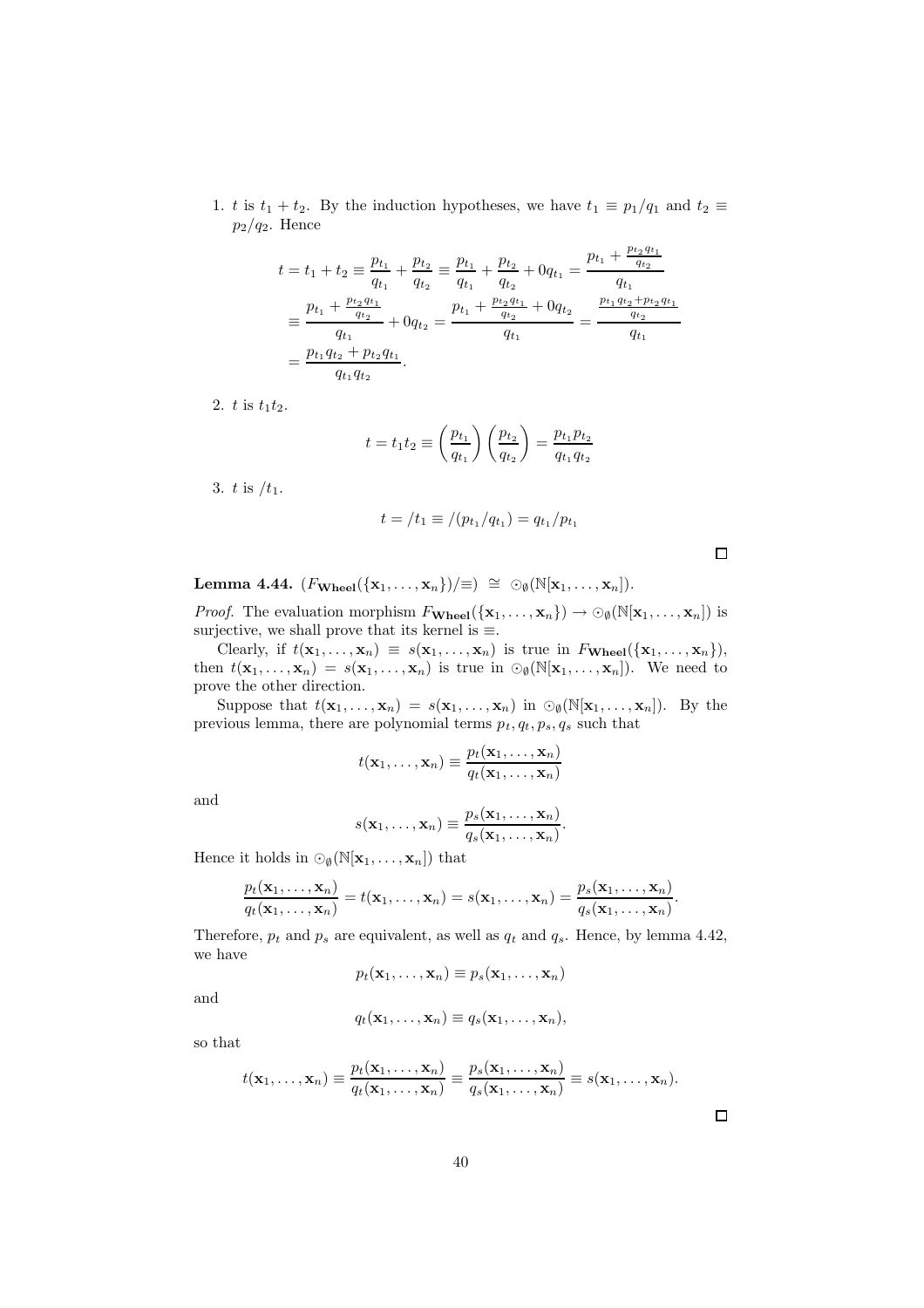1. $t$ is $t_1 + t_2$. By the induction hypotheses, we have $t_1 \equiv p_1/q_1$ and $t_2 \equiv p_2/q_2$. Hence

$$
\begin{aligned}
t = t_1 + t_2 &\equiv \frac{p_{t_1}}{q_{t_1}} + \frac{p_{t_2}}{q_{t_2}} \equiv \frac{p_{t_1}}{q_{t_1}} + \frac{p_{t_2}}{q_{t_2}} + 0q_{t_1} = \frac{p_{t_1} + \frac{p_{t_2}q_{t_1}}{q_{t_2}}}{q_{t_1}} \\
&\equiv \frac{p_{t_1} + \frac{p_{t_2}q_{t_1}}{q_{t_2}}}{q_{t_1}} + 0q_{t_2} = \frac{p_{t_1} + \frac{p_{t_2}q_{t_1}}{q_{t_2}} + 0q_{t_2}}{q_{t_1}} = \frac{\frac{p_{t_1}q_{t_2} + p_{t_2}q_{t_1}}{q_{t_2}}}{q_{t_1}} \\
&= \frac{p_{t_1}q_{t_2} + p_{t_2}q_{t_1}}{q_{t_1}q_{t_2}}.
\end{aligned}
$$

2. $t$ is $t_1 t_2$.

$$
t = t_1 t_2 \equiv \left(\frac{p_{t_1}}{q_{t_1}}\right)\left(\frac{p_{t_2}}{q_{t_2}}\right) = \frac{p_{t_1}p_{t_2}}{q_{t_1}q_{t_2}}
$$

3. $t$ is $/t_1$.

$$
t = /t_1 \equiv /(p_{t_1}/q_{t_1}) = q_{t_1}/p_{t_1}
$$

□

**Lemma 4.44.** $(F_{\mathbf{Wheel}}(\{\mathbf{x}_1, \ldots, \mathbf{x}_n\})/{\equiv}) \cong \odot_{\emptyset}(\mathbb{N}[\mathbf{x}_1, \ldots, \mathbf{x}_n])$.

*Proof.* The evaluation morphism $F_{\mathbf{Wheel}}(\{\mathbf{x}_1, \ldots, \mathbf{x}_n\}) \to \odot_{\emptyset}(\mathbb{N}[\mathbf{x}_1, \ldots, \mathbf{x}_n])$ is surjective, we shall prove that its kernel is $\equiv$.

Clearly, if $t(\mathbf{x}_1, \ldots, \mathbf{x}_n) \equiv s(\mathbf{x}_1, \ldots, \mathbf{x}_n)$ is true in $F_{\mathbf{Wheel}}(\{\mathbf{x}_1, \ldots, \mathbf{x}_n\})$, then $t(\mathbf{x}_1, \ldots, \mathbf{x}_n) = s(\mathbf{x}_1, \ldots, \mathbf{x}_n)$ is true in $\odot_{\emptyset}(\mathbb{N}[\mathbf{x}_1, \ldots, \mathbf{x}_n])$. We need to prove the other direction.

Suppose that $t(\mathbf{x}_1, \ldots, \mathbf{x}_n) = s(\mathbf{x}_1, \ldots, \mathbf{x}_n)$ in $\odot_{\emptyset}(\mathbb{N}[\mathbf{x}_1, \ldots, \mathbf{x}_n])$. By the previous lemma, there are polynomial terms $p_t, q_t, p_s, q_s$ such that

$$
t(\mathbf{x}_1, \ldots, \mathbf{x}_n) \equiv \frac{p_t(\mathbf{x}_1, \ldots, \mathbf{x}_n)}{q_t(\mathbf{x}_1, \ldots, \mathbf{x}_n)}
$$

and

$$
s(\mathbf{x}_1, \ldots, \mathbf{x}_n) \equiv \frac{p_s(\mathbf{x}_1, \ldots, \mathbf{x}_n)}{q_s(\mathbf{x}_1, \ldots, \mathbf{x}_n)}.
$$

Hence it holds in $\odot_{\emptyset}(\mathbb{N}[\mathbf{x}_1, \ldots, \mathbf{x}_n])$ that

$$
\frac{p_t(\mathbf{x}_1, \ldots, \mathbf{x}_n)}{q_t(\mathbf{x}_1, \ldots, \mathbf{x}_n)} = t(\mathbf{x}_1, \ldots, \mathbf{x}_n) = s(\mathbf{x}_1, \ldots, \mathbf{x}_n) = \frac{p_s(\mathbf{x}_1, \ldots, \mathbf{x}_n)}{q_s(\mathbf{x}_1, \ldots, \mathbf{x}_n)}.
$$

Therefore, $p_t$ and $p_s$ are equivalent, as well as $q_t$ and $q_s$. Hence, by lemma 4.42, we have

$$
p_t(\mathbf{x}_1, \ldots, \mathbf{x}_n) \equiv p_s(\mathbf{x}_1, \ldots, \mathbf{x}_n)
$$

and

$$
q_t(\mathbf{x}_1, \ldots, \mathbf{x}_n) \equiv q_s(\mathbf{x}_1, \ldots, \mathbf{x}_n),
$$

so that

$$
t(\mathbf{x}_1, \ldots, \mathbf{x}_n) \equiv \frac{p_t(\mathbf{x}_1, \ldots, \mathbf{x}_n)}{q_t(\mathbf{x}_1, \ldots, \mathbf{x}_n)} \equiv \frac{p_s(\mathbf{x}_1, \ldots, \mathbf{x}_n)}{q_s(\mathbf{x}_1, \ldots, \mathbf{x}_n)} \equiv s(\mathbf{x}_1, \ldots, \mathbf{x}_n).
$$

□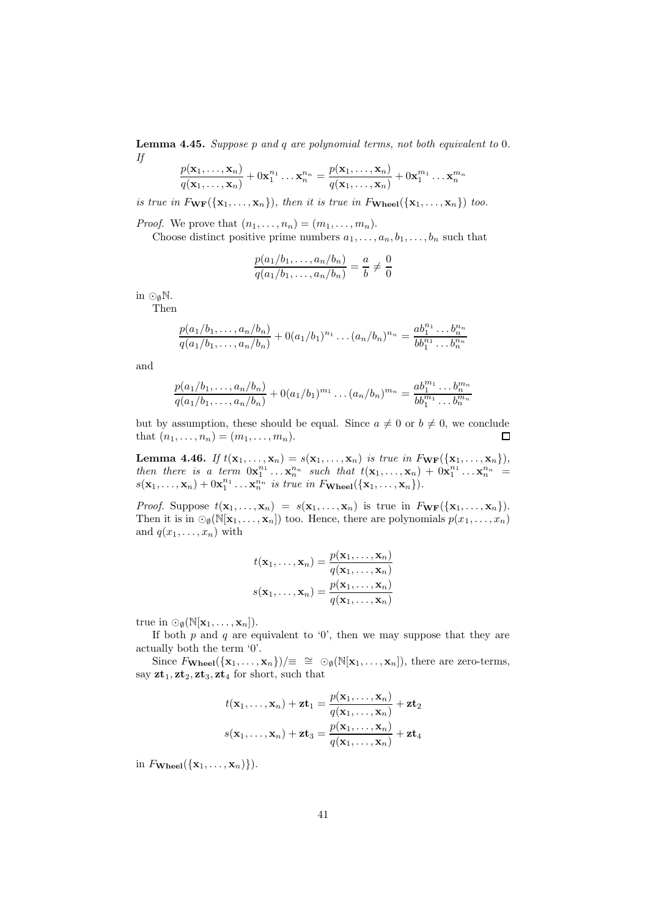**Lemma 4.45.** *Suppose $p$ and $q$ are polynomial terms, not both equivalent to* 0*. If*

$$\frac{p(\mathbf{x}_1,\ldots,\mathbf{x}_n)}{q(\mathbf{x}_1,\ldots,\mathbf{x}_n)} + 0\mathbf{x}_1^{n_1}\ldots\mathbf{x}_n^{n_n} = \frac{p(\mathbf{x}_1,\ldots,\mathbf{x}_n)}{q(\mathbf{x}_1,\ldots,\mathbf{x}_n)} + 0\mathbf{x}_1^{m_1}\ldots\mathbf{x}_n^{m_n}$$

*is true in $F_{\mathbf{WF}}(\{\mathbf{x}_1,\ldots,\mathbf{x}_n\})$, then it is true in $F_{\mathbf{Wheel}}(\{\mathbf{x}_1,\ldots,\mathbf{x}_n\})$ too.*

*Proof.* We prove that $(n_1,\ldots,n_n) = (m_1,\ldots,m_n)$.

Choose distinct positive prime numbers $a_1,\ldots,a_n,b_1,\ldots,b_n$ such that

$$\frac{p(a_1/b_1,\ldots,a_n/b_n)}{q(a_1/b_1,\ldots,a_n/b_n)} = \frac{a}{b} \neq \frac{0}{0}$$

in $\odot_\emptyset\mathbb{N}$.

Then

$$\frac{p(a_1/b_1,\ldots,a_n/b_n)}{q(a_1/b_1,\ldots,a_n/b_n)} + 0(a_1/b_1)^{n_1}\ldots(a_n/b_n)^{n_n} = \frac{ab_1^{n_1}\ldots b_n^{n_n}}{bb_1^{n_1}\ldots b_n^{n_n}}$$

and

$$\frac{p(a_1/b_1,\ldots,a_n/b_n)}{q(a_1/b_1,\ldots,a_n/b_n)} + 0(a_1/b_1)^{m_1}\ldots(a_n/b_n)^{m_n} = \frac{ab_1^{m_1}\ldots b_n^{m_n}}{bb_1^{m_1}\ldots b_n^{m_n}}$$

but by assumption, these should be equal. Since $a \neq 0$ or $b \neq 0$, we conclude that $(n_1,\ldots,n_n) = (m_1,\ldots,m_n)$. ∎

**Lemma 4.46.** *If $t(\mathbf{x}_1,\ldots,\mathbf{x}_n) = s(\mathbf{x}_1,\ldots,\mathbf{x}_n)$ is true in $F_{\mathbf{WF}}(\{\mathbf{x}_1,\ldots,\mathbf{x}_n\})$, then there is a term $0\mathbf{x}_1^{n_1}\ldots\mathbf{x}_n^{n_n}$ such that $t(\mathbf{x}_1,\ldots,\mathbf{x}_n) + 0\mathbf{x}_1^{n_1}\ldots\mathbf{x}_n^{n_n} = s(\mathbf{x}_1,\ldots,\mathbf{x}_n) + 0\mathbf{x}_1^{n_1}\ldots\mathbf{x}_n^{n_n}$ is true in $F_{\mathbf{Wheel}}(\{\mathbf{x}_1,\ldots,\mathbf{x}_n\})$.*

*Proof.* Suppose $t(\mathbf{x}_1,\ldots,\mathbf{x}_n) = s(\mathbf{x}_1,\ldots,\mathbf{x}_n)$ is true in $F_{\mathbf{WF}}(\{\mathbf{x}_1,\ldots,\mathbf{x}_n\})$. Then it is in $\odot_\emptyset(\mathbb{N}[\mathbf{x}_1,\ldots,\mathbf{x}_n])$ too. Hence, there are polynomials $p(x_1,\ldots,x_n)$ and $q(x_1,\ldots,x_n)$ with

$$t(\mathbf{x}_1,\ldots,\mathbf{x}_n) = \frac{p(\mathbf{x}_1,\ldots,\mathbf{x}_n)}{q(\mathbf{x}_1,\ldots,\mathbf{x}_n)}$$

$$s(\mathbf{x}_1,\ldots,\mathbf{x}_n) = \frac{p(\mathbf{x}_1,\ldots,\mathbf{x}_n)}{q(\mathbf{x}_1,\ldots,\mathbf{x}_n)}$$

true in $\odot_\emptyset(\mathbb{N}[\mathbf{x}_1,\ldots,\mathbf{x}_n])$.

If both $p$ and $q$ are equivalent to '0', then we may suppose that they are actually both the term '0'.

Since $F_{\mathbf{Wheel}}(\{\mathbf{x}_1,\ldots,\mathbf{x}_n\})/\equiv\ \cong\ \odot_\emptyset(\mathbb{N}[\mathbf{x}_1,\ldots,\mathbf{x}_n])$, there are zero-terms, say $\mathbf{zt}_1,\mathbf{zt}_2,\mathbf{zt}_3,\mathbf{zt}_4$ for short, such that

$$t(\mathbf{x}_1,\ldots,\mathbf{x}_n) + \mathbf{zt}_1 = \frac{p(\mathbf{x}_1,\ldots,\mathbf{x}_n)}{q(\mathbf{x}_1,\ldots,\mathbf{x}_n)} + \mathbf{zt}_2$$

$$s(\mathbf{x}_1,\ldots,\mathbf{x}_n) + \mathbf{zt}_3 = \frac{p(\mathbf{x}_1,\ldots,\mathbf{x}_n)}{q(\mathbf{x}_1,\ldots,\mathbf{x}_n)} + \mathbf{zt}_4$$

in $F_{\mathbf{Wheel}}(\{\mathbf{x}_1,\ldots,\mathbf{x}_n)\})$.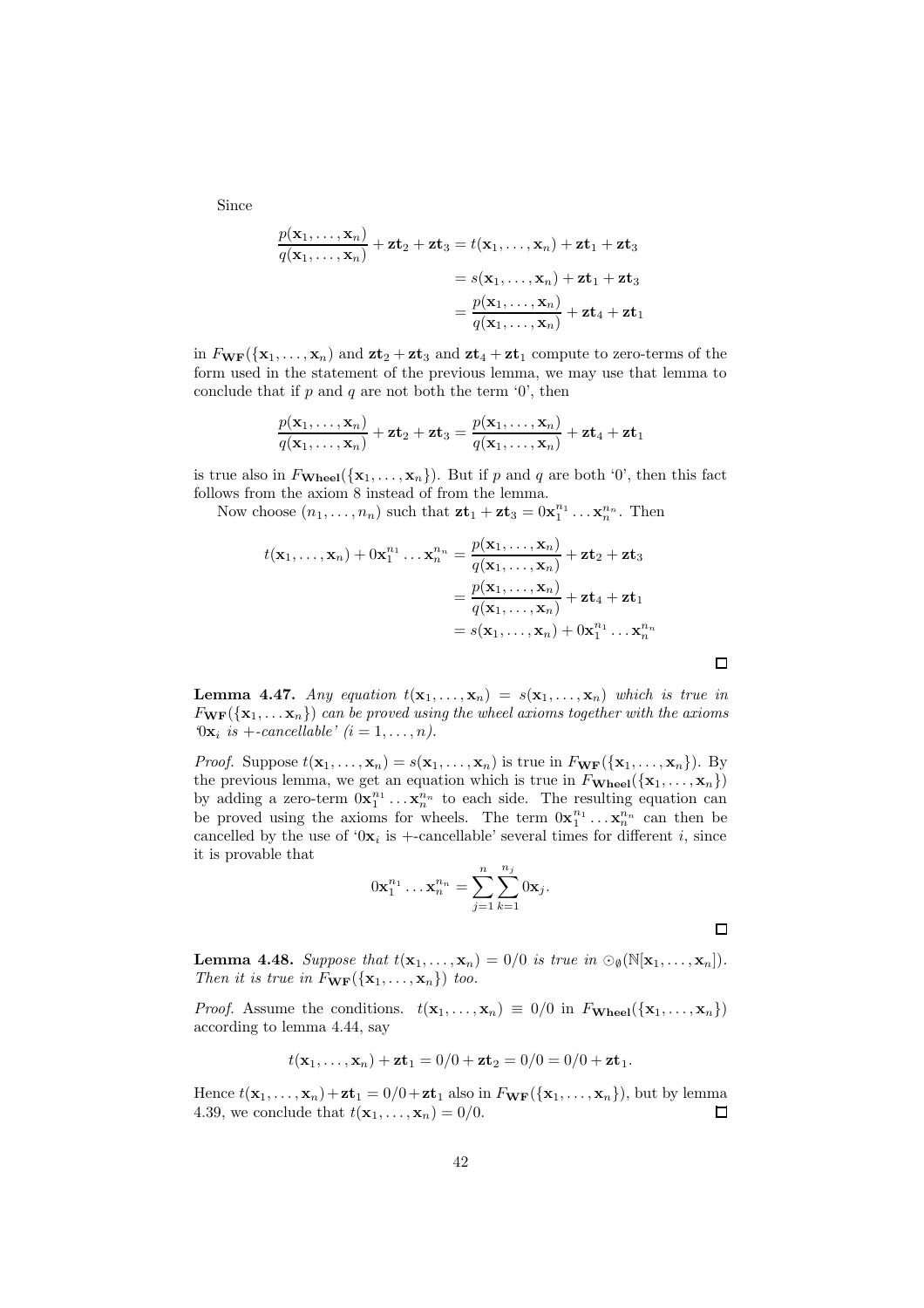Since

$$\begin{aligned}
\frac{p(\mathbf{x}_1,\ldots,\mathbf{x}_n)}{q(\mathbf{x}_1,\ldots,\mathbf{x}_n)} + \mathbf{zt}_2 + \mathbf{zt}_3 &= t(\mathbf{x}_1,\ldots,\mathbf{x}_n) + \mathbf{zt}_1 + \mathbf{zt}_3 \\
&= s(\mathbf{x}_1,\ldots,\mathbf{x}_n) + \mathbf{zt}_1 + \mathbf{zt}_3 \\
&= \frac{p(\mathbf{x}_1,\ldots,\mathbf{x}_n)}{q(\mathbf{x}_1,\ldots,\mathbf{x}_n)} + \mathbf{zt}_4 + \mathbf{zt}_1
\end{aligned}$$

in $F_{\mathbf{WF}}(\{\mathbf{x}_1,\ldots,\mathbf{x}_n\})$ and $\mathbf{zt}_2 + \mathbf{zt}_3$ and $\mathbf{zt}_4 + \mathbf{zt}_1$ compute to zero-terms of the form used in the statement of the previous lemma, we may use that lemma to conclude that if $p$ and $q$ are not both the term '0', then

$$\frac{p(\mathbf{x}_1,\ldots,\mathbf{x}_n)}{q(\mathbf{x}_1,\ldots,\mathbf{x}_n)} + \mathbf{zt}_2 + \mathbf{zt}_3 = \frac{p(\mathbf{x}_1,\ldots,\mathbf{x}_n)}{q(\mathbf{x}_1,\ldots,\mathbf{x}_n)} + \mathbf{zt}_4 + \mathbf{zt}_1$$

is true also in $F_{\mathbf{Wheel}}(\{\mathbf{x}_1,\ldots,\mathbf{x}_n\})$. But if $p$ and $q$ are both '0', then this fact follows from the axiom 8 instead of from the lemma.

Now choose $(n_1,\ldots,n_n)$ such that $\mathbf{zt}_1 + \mathbf{zt}_3 = 0\mathbf{x}_1^{n_1}\ldots\mathbf{x}_n^{n_n}$. Then

$$\begin{aligned}
t(\mathbf{x}_1,\ldots,\mathbf{x}_n) + 0\mathbf{x}_1^{n_1}\ldots\mathbf{x}_n^{n_n} &= \frac{p(\mathbf{x}_1,\ldots,\mathbf{x}_n)}{q(\mathbf{x}_1,\ldots,\mathbf{x}_n)} + \mathbf{zt}_2 + \mathbf{zt}_3 \\
&= \frac{p(\mathbf{x}_1,\ldots,\mathbf{x}_n)}{q(\mathbf{x}_1,\ldots,\mathbf{x}_n)} + \mathbf{zt}_4 + \mathbf{zt}_1 \\
&= s(\mathbf{x}_1,\ldots,\mathbf{x}_n) + 0\mathbf{x}_1^{n_1}\ldots\mathbf{x}_n^{n_n}
\end{aligned}$$

□

**Lemma 4.47.** *Any equation $t(\mathbf{x}_1,\ldots,\mathbf{x}_n) = s(\mathbf{x}_1,\ldots,\mathbf{x}_n)$ which is true in $F_{\mathbf{WF}}(\{\mathbf{x}_1,\ldots\mathbf{x}_n\})$ can be proved using the wheel axioms together with the axioms '$0\mathbf{x}_i$ is +-cancellable' ($i = 1,\ldots,n$).*

*Proof.* Suppose $t(\mathbf{x}_1,\ldots,\mathbf{x}_n) = s(\mathbf{x}_1,\ldots,\mathbf{x}_n)$ is true in $F_{\mathbf{WF}}(\{\mathbf{x}_1,\ldots,\mathbf{x}_n\})$. By the previous lemma, we get an equation which is true in $F_{\mathbf{Wheel}}(\{\mathbf{x}_1,\ldots,\mathbf{x}_n\})$ by adding a zero-term $0\mathbf{x}_1^{n_1}\ldots\mathbf{x}_n^{n_n}$ to each side. The resulting equation can be proved using the axioms for wheels. The term $0\mathbf{x}_1^{n_1}\ldots\mathbf{x}_n^{n_n}$ can then be cancelled by the use of '$0\mathbf{x}_i$ is +-cancellable' several times for different $i$, since it is provable that

$$0\mathbf{x}_1^{n_1}\ldots\mathbf{x}_n^{n_n} = \sum_{j=1}^{n}\sum_{k=1}^{n_j} 0\mathbf{x}_j.$$

□

**Lemma 4.48.** *Suppose that $t(\mathbf{x}_1,\ldots,\mathbf{x}_n) = 0/0$ is true in $\odot_{\emptyset}(\mathbb{N}[\mathbf{x}_1,\ldots,\mathbf{x}_n])$. Then it is true in $F_{\mathbf{WF}}(\{\mathbf{x}_1,\ldots,\mathbf{x}_n\})$ too.*

*Proof.* Assume the conditions. $t(\mathbf{x}_1,\ldots,\mathbf{x}_n) \equiv 0/0$ in $F_{\mathbf{Wheel}}(\{\mathbf{x}_1,\ldots,\mathbf{x}_n\})$ according to lemma 4.44, say

$$t(\mathbf{x}_1,\ldots,\mathbf{x}_n) + \mathbf{zt}_1 = 0/0 + \mathbf{zt}_2 = 0/0 = 0/0 + \mathbf{zt}_1.$$

Hence $t(\mathbf{x}_1,\ldots,\mathbf{x}_n) + \mathbf{zt}_1 = 0/0 + \mathbf{zt}_1$ also in $F_{\mathbf{WF}}(\{\mathbf{x}_1,\ldots,\mathbf{x}_n\})$, but by lemma 4.39, we conclude that $t(\mathbf{x}_1,\ldots,\mathbf{x}_n) = 0/0$. □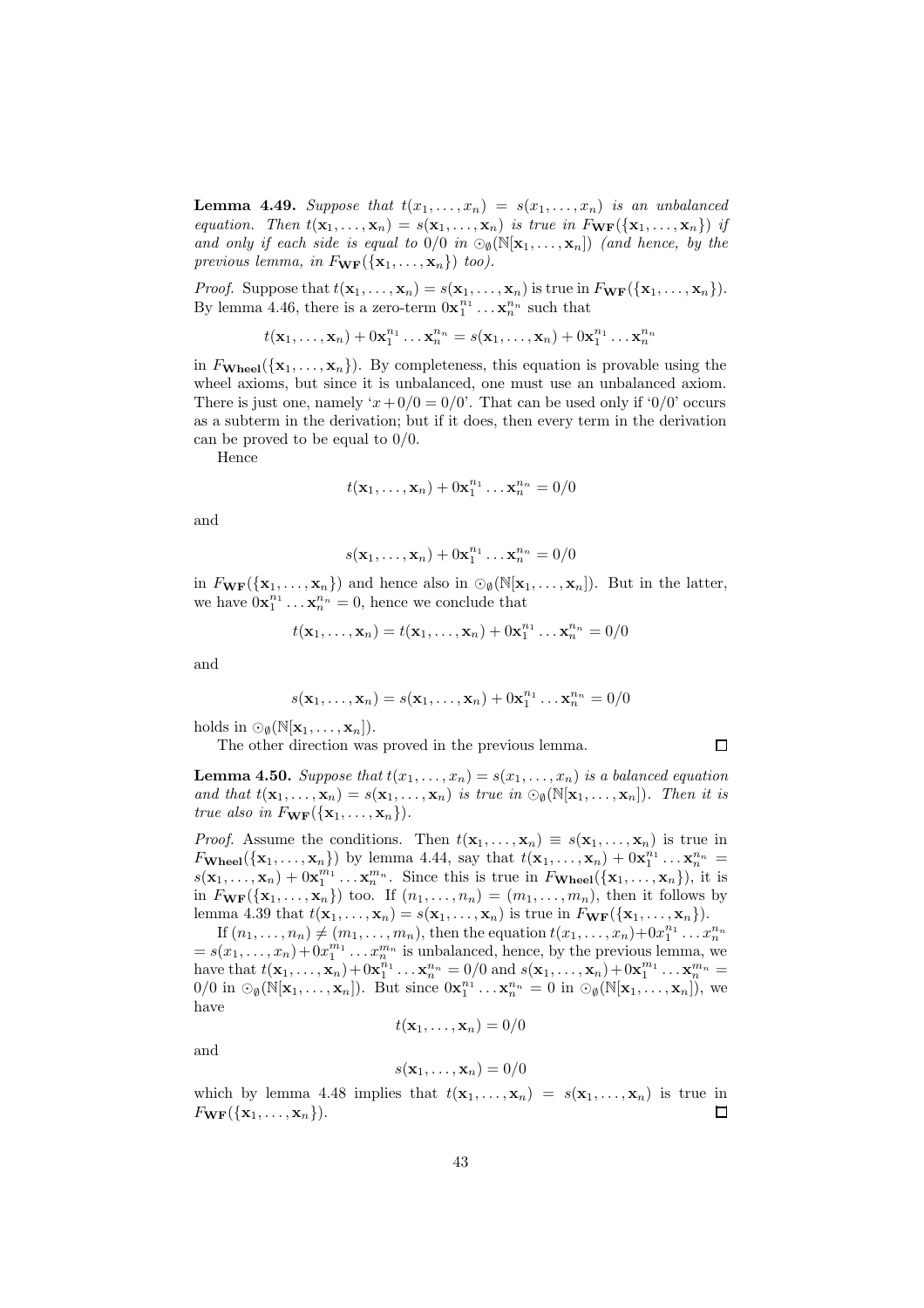**Lemma 4.49.** *Suppose that $t(x_1, \ldots, x_n) = s(x_1, \ldots, x_n)$ is an unbalanced equation. Then $t(\mathbf{x}_1, \ldots, \mathbf{x}_n) = s(\mathbf{x}_1, \ldots, \mathbf{x}_n)$ is true in $F_{\mathbf{WF}}(\{\mathbf{x}_1, \ldots, \mathbf{x}_n\})$ if and only if each side is equal to $0/0$ in $\odot_\emptyset(\mathbb{N}[\mathbf{x}_1, \ldots, \mathbf{x}_n])$ (and hence, by the previous lemma, in $F_{\mathbf{WF}}(\{\mathbf{x}_1, \ldots, \mathbf{x}_n\})$ too).*

*Proof.* Suppose that $t(\mathbf{x}_1, \ldots, \mathbf{x}_n) = s(\mathbf{x}_1, \ldots, \mathbf{x}_n)$ is true in $F_{\mathbf{WF}}(\{\mathbf{x}_1, \ldots, \mathbf{x}_n\})$. By lemma 4.46, there is a zero-term $0\mathbf{x}_1^{n_1} \ldots \mathbf{x}_n^{n_n}$ such that

$$t(\mathbf{x}_1, \ldots, \mathbf{x}_n) + 0\mathbf{x}_1^{n_1} \ldots \mathbf{x}_n^{n_n} = s(\mathbf{x}_1, \ldots, \mathbf{x}_n) + 0\mathbf{x}_1^{n_1} \ldots \mathbf{x}_n^{n_n}$$

in $F_{\mathbf{Wheel}}(\{\mathbf{x}_1, \ldots, \mathbf{x}_n\})$. By completeness, this equation is provable using the wheel axioms, but since it is unbalanced, one must use an unbalanced axiom. There is just one, namely '$x + 0/0 = 0/0$'. That can be used only if '$0/0$' occurs as a subterm in the derivation; but if it does, then every term in the derivation can be proved to be equal to $0/0$.

Hence

$$t(\mathbf{x}_1, \ldots, \mathbf{x}_n) + 0\mathbf{x}_1^{n_1} \ldots \mathbf{x}_n^{n_n} = 0/0$$

and

$$s(\mathbf{x}_1, \ldots, \mathbf{x}_n) + 0\mathbf{x}_1^{n_1} \ldots \mathbf{x}_n^{n_n} = 0/0$$

in $F_{\mathbf{WF}}(\{\mathbf{x}_1, \ldots, \mathbf{x}_n\})$ and hence also in $\odot_\emptyset(\mathbb{N}[\mathbf{x}_1, \ldots, \mathbf{x}_n])$. But in the latter, we have $0\mathbf{x}_1^{n_1} \ldots \mathbf{x}_n^{n_n} = 0$, hence we conclude that

$$t(\mathbf{x}_1, \ldots, \mathbf{x}_n) = t(\mathbf{x}_1, \ldots, \mathbf{x}_n) + 0\mathbf{x}_1^{n_1} \ldots \mathbf{x}_n^{n_n} = 0/0$$

and

$$s(\mathbf{x}_1, \ldots, \mathbf{x}_n) = s(\mathbf{x}_1, \ldots, \mathbf{x}_n) + 0\mathbf{x}_1^{n_1} \ldots \mathbf{x}_n^{n_n} = 0/0$$

holds in $\odot_\emptyset(\mathbb{N}[\mathbf{x}_1, \ldots, \mathbf{x}_n])$.

The other direction was proved in the previous lemma. $\square$

**Lemma 4.50.** *Suppose that $t(x_1, \ldots, x_n) = s(x_1, \ldots, x_n)$ is a balanced equation and that $t(\mathbf{x}_1, \ldots, \mathbf{x}_n) = s(\mathbf{x}_1, \ldots, \mathbf{x}_n)$ is true in $\odot_\emptyset(\mathbb{N}[\mathbf{x}_1, \ldots, \mathbf{x}_n])$. Then it is true also in $F_{\mathbf{WF}}(\{\mathbf{x}_1, \ldots, \mathbf{x}_n\})$.*

*Proof.* Assume the conditions. Then $t(\mathbf{x}_1, \ldots, \mathbf{x}_n) \equiv s(\mathbf{x}_1, \ldots, \mathbf{x}_n)$ is true in $F_{\mathbf{Wheel}}(\{\mathbf{x}_1, \ldots, \mathbf{x}_n\})$ by lemma 4.44, say that $t(\mathbf{x}_1, \ldots, \mathbf{x}_n) + 0\mathbf{x}_1^{n_1} \ldots \mathbf{x}_n^{n_n} = s(\mathbf{x}_1, \ldots, \mathbf{x}_n) + 0\mathbf{x}_1^{m_1} \ldots \mathbf{x}_n^{m_n}$. Since this is true in $F_{\mathbf{Wheel}}(\{\mathbf{x}_1, \ldots, \mathbf{x}_n\})$, it is in $F_{\mathbf{WF}}(\{\mathbf{x}_1, \ldots, \mathbf{x}_n\})$ too. If $(n_1, \ldots, n_n) = (m_1, \ldots, m_n)$, then it follows by lemma 4.39 that $t(\mathbf{x}_1, \ldots, \mathbf{x}_n) = s(\mathbf{x}_1, \ldots, \mathbf{x}_n)$ is true in $F_{\mathbf{WF}}(\{\mathbf{x}_1, \ldots, \mathbf{x}_n\})$.

If $(n_1, \ldots, n_n) \neq (m_1, \ldots, m_n)$, then the equation $t(x_1, \ldots, x_n) + 0x_1^{n_1} \ldots x_n^{n_n} = s(x_1, \ldots, x_n) + 0x_1^{m_1} \ldots x_n^{m_n}$ is unbalanced, hence, by the previous lemma, we have that $t(\mathbf{x}_1, \ldots, \mathbf{x}_n) + 0\mathbf{x}_1^{n_1} \ldots \mathbf{x}_n^{n_n} = 0/0$ and $s(\mathbf{x}_1, \ldots, \mathbf{x}_n) + 0\mathbf{x}_1^{m_1} \ldots \mathbf{x}_n^{m_n} = 0/0$ in $\odot_\emptyset(\mathbb{N}[\mathbf{x}_1, \ldots, \mathbf{x}_n])$. But since $0\mathbf{x}_1^{n_1} \ldots \mathbf{x}_n^{n_n} = 0$ in $\odot_\emptyset(\mathbb{N}[\mathbf{x}_1, \ldots, \mathbf{x}_n])$, we have

$$t(\mathbf{x}_1, \ldots, \mathbf{x}_n) = 0/0$$

and

$$s(\mathbf{x}_1, \ldots, \mathbf{x}_n) = 0/0$$

which by lemma 4.48 implies that $t(\mathbf{x}_1, \ldots, \mathbf{x}_n) = s(\mathbf{x}_1, \ldots, \mathbf{x}_n)$ is true in $F_{\mathbf{WF}}(\{\mathbf{x}_1, \ldots, \mathbf{x}_n\})$. $\square$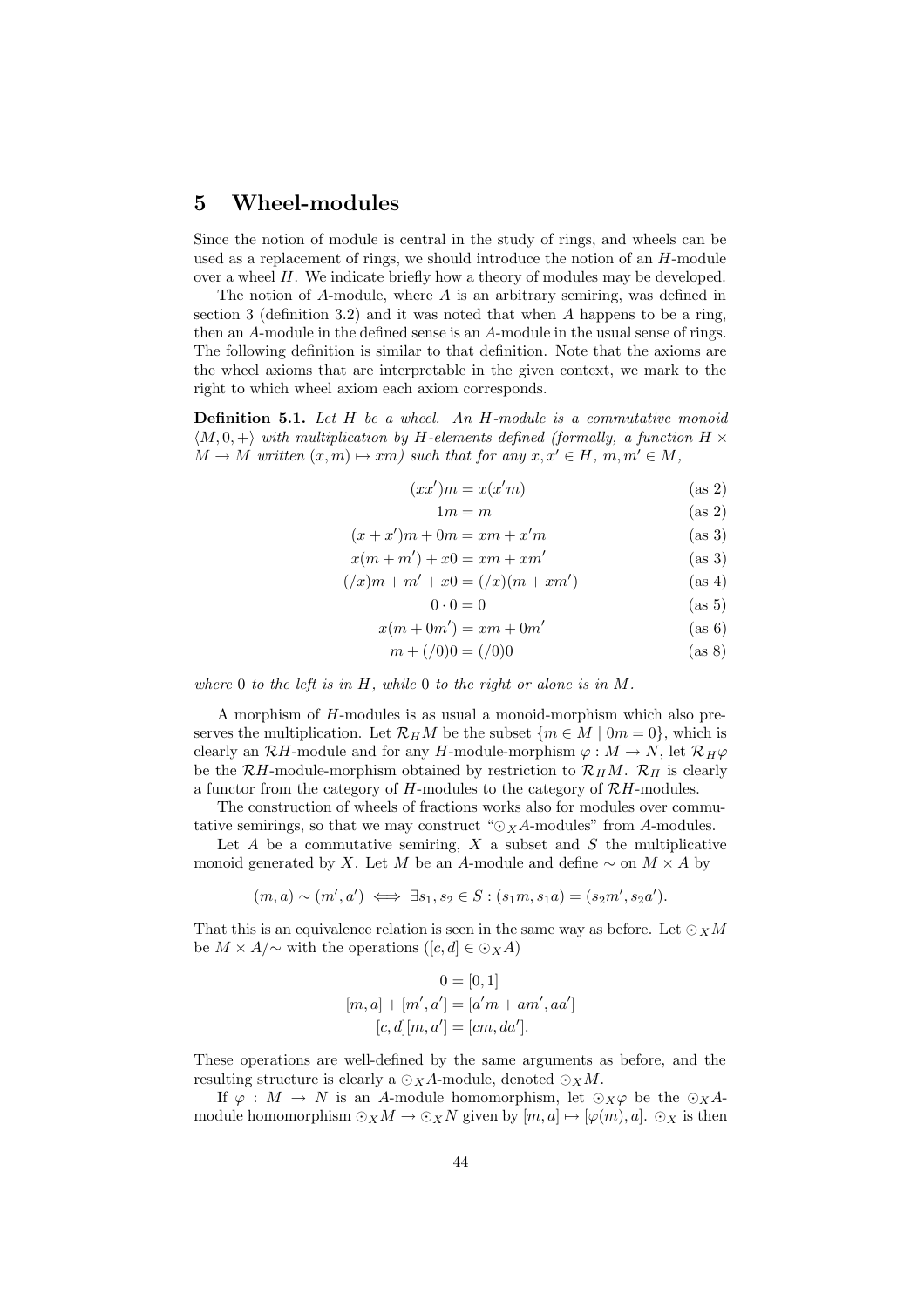# 5 Wheel-modules

Since the notion of module is central in the study of rings, and wheels can be used as a replacement of rings, we should introduce the notion of an $H$-module over a wheel $H$. We indicate briefly how a theory of modules may be developed.

The notion of $A$-module, where $A$ is an arbitrary semiring, was defined in section 3 (definition 3.2) and it was noted that when $A$ happens to be a ring, then an $A$-module in the defined sense is an $A$-module in the usual sense of rings. The following definition is similar to that definition. Note that the axioms are the wheel axioms that are interpretable in the given context, we mark to the right to which wheel axiom each axiom corresponds.

**Definition 5.1.** *Let $H$ be a wheel. An $H$-module is a commutative monoid $\langle M, 0, + \rangle$ with multiplication by $H$-elements defined (formally, a function $H \times M \to M$ written $(x, m) \mapsto xm$) such that for any $x, x' \in H$, $m, m' \in M$,*

$$(xx')m = x(x'm) \qquad \text{(as 2)}$$

$$1m = m \qquad \text{(as 2)}$$

$$(x + x')m + 0m = xm + x'm \qquad \text{(as 3)}$$

$$x(m + m') + x0 = xm + xm' \qquad \text{(as 3)}$$

$$(/x)m + m' + x0 = (/x)(m + xm') \qquad \text{(as 4)}$$

$$0 \cdot 0 = 0 \qquad \text{(as 5)}$$

$$x(m + 0m') = xm + 0m' \qquad \text{(as 6)}$$

$$m + (/0)0 = (/0)0 \qquad \text{(as 8)}$$

*where 0 to the left is in $H$, while 0 to the right or alone is in $M$.*

A morphism of $H$-modules is as usual a monoid-morphism which also preserves the multiplication. Let $\mathcal{R}_H M$ be the subset $\{m \in M \mid 0m = 0\}$, which is clearly an $\mathcal{R}H$-module and for any $H$-module-morphism $\varphi : M \to N$, let $\mathcal{R}_H \varphi$ be the $\mathcal{R}H$-module-morphism obtained by restriction to $\mathcal{R}_H M$. $\mathcal{R}_H$ is clearly a functor from the category of $H$-modules to the category of $\mathcal{R}H$-modules.

The construction of wheels of fractions works also for modules over commutative semirings, so that we may construct "$\odot_X A$-modules" from $A$-modules.

Let $A$ be a commutative semiring, $X$ a subset and $S$ the multiplicative monoid generated by $X$. Let $M$ be an $A$-module and define $\sim$ on $M \times A$ by

$$(m, a) \sim (m', a') \iff \exists s_1, s_2 \in S : (s_1 m, s_1 a) = (s_2 m', s_2 a').$$

That this is an equivalence relation is seen in the same way as before. Let $\odot_X M$ be $M \times A/\sim$ with the operations ($[c, d] \in \odot_X A$)

$$0 = [0, 1]$$

$$[m, a] + [m', a'] = [a'm + am', aa']$$

$$[c, d][m, a'] = [cm, da'].$$

These operations are well-defined by the same arguments as before, and the resulting structure is clearly a $\odot_X A$-module, denoted $\odot_X M$.

If $\varphi : M \to N$ is an $A$-module homomorphism, let $\odot_X \varphi$ be the $\odot_X A$-module homomorphism $\odot_X M \to \odot_X N$ given by $[m, a] \mapsto [\varphi(m), a]$. $\odot_X$ is then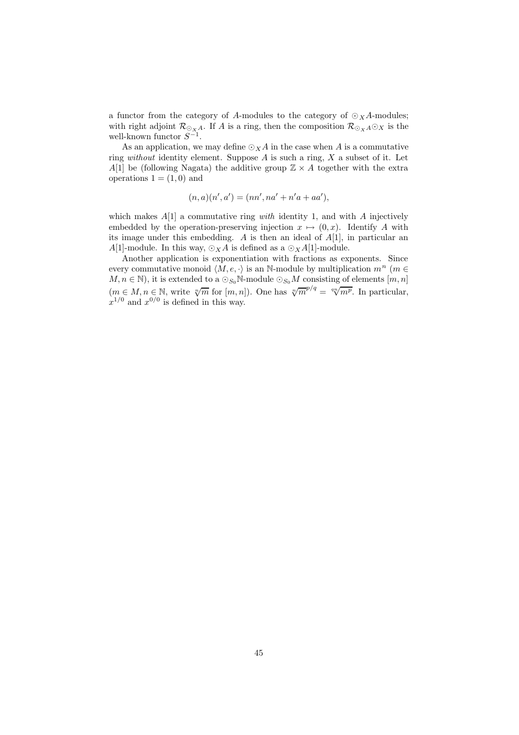a functor from the category of $A$-modules to the category of $\odot_X A$-modules; with right adjoint $\mathcal{R}_{\odot_X A}$. If $A$ is a ring, then the composition $\mathcal{R}_{\odot_X A}\odot_X$ is the well-known functor $S^{-1}$.

As an application, we may define $\odot_X A$ in the case when $A$ is a commutative ring *without* identity element. Suppose $A$ is such a ring, $X$ a subset of it. Let $A[1]$ be (following Nagata) the additive group $\mathbb{Z} \times A$ together with the extra operations $1 = (1, 0)$ and

$$(n, a)(n', a') = (nn', na' + n'a + aa'),$$

which makes $A[1]$ a commutative ring *with* identity 1, and with $A$ injectively embedded by the operation-preserving injection $x \mapsto (0, x)$. Identify $A$ with its image under this embedding. $A$ is then an ideal of $A[1]$, in particular an $A[1]$-module. In this way, $\odot_X A$ is defined as a $\odot_X A[1]$-module.

Another application is exponentiation with fractions as exponents. Since every commutative monoid $\langle M, e, \cdot\rangle$ is an $\mathbb{N}$-module by multiplication $m^n$ ($m \in M, n \in \mathbb{N}$), it is extended to a $\odot_{S_0}\mathbb{N}$-module $\odot_{S_0} M$ consisting of elements $[m, n]$ ($m \in M, n \in \mathbb{N}$, write $\sqrt[n]{m}$ for $[m, n]$). One has $\sqrt[n]{m}^{p/q} = \sqrt[qn]{m^p}$. In particular, $x^{1/0}$ and $x^{0/0}$ is defined in this way.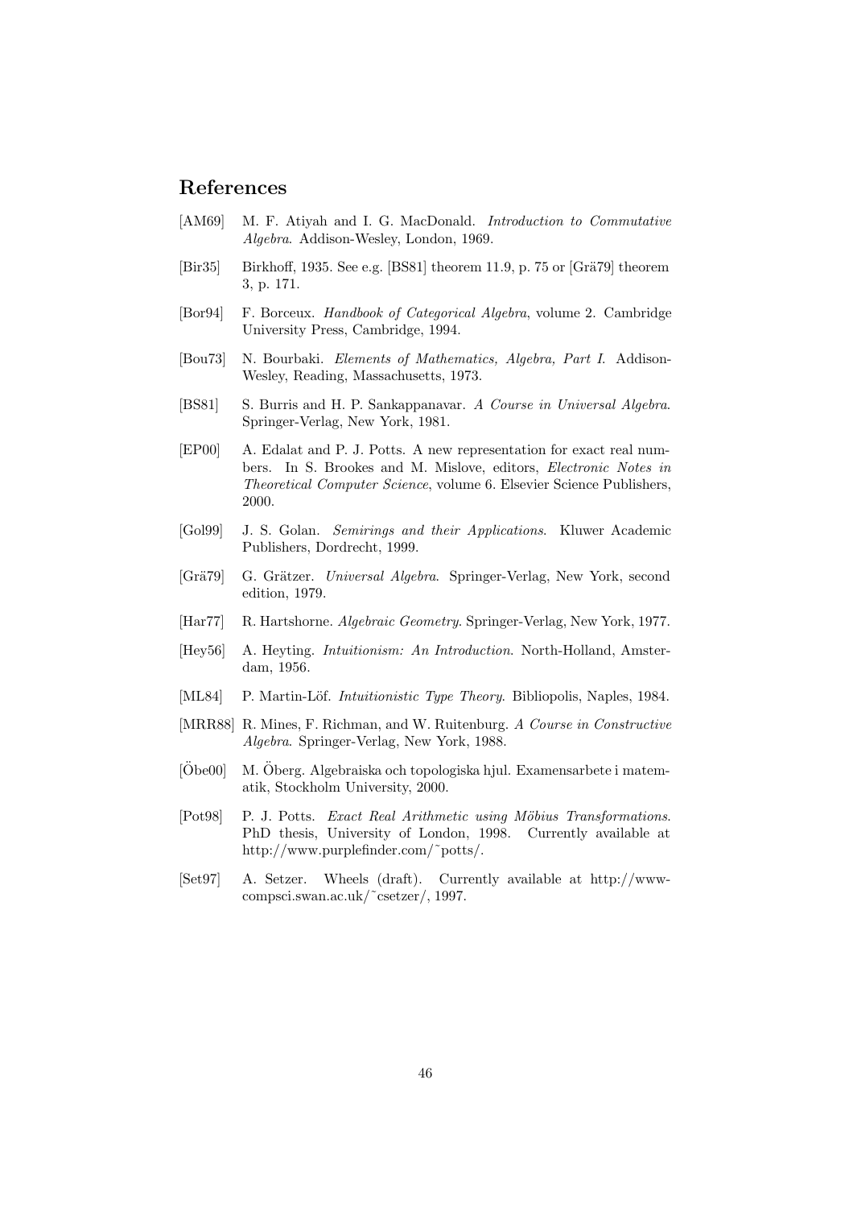## References

[AM69] M. F. Atiyah and I. G. MacDonald. *Introduction to Commutative Algebra*. Addison-Wesley, London, 1969.

[Bir35] Birkhoff, 1935. See e.g. [BS81] theorem 11.9, p. 75 or [Grä79] theorem 3, p. 171.

[Bor94] F. Borceux. *Handbook of Categorical Algebra*, volume 2. Cambridge University Press, Cambridge, 1994.

[Bou73] N. Bourbaki. *Elements of Mathematics, Algebra, Part I*. Addison-Wesley, Reading, Massachusetts, 1973.

[BS81] S. Burris and H. P. Sankappanavar. *A Course in Universal Algebra*. Springer-Verlag, New York, 1981.

[EP00] A. Edalat and P. J. Potts. A new representation for exact real numbers. In S. Brookes and M. Mislove, editors, *Electronic Notes in Theoretical Computer Science*, volume 6. Elsevier Science Publishers, 2000.

[Gol99] J. S. Golan. *Semirings and their Applications*. Kluwer Academic Publishers, Dordrecht, 1999.

[Grä79] G. Grätzer. *Universal Algebra*. Springer-Verlag, New York, second edition, 1979.

[Har77] R. Hartshorne. *Algebraic Geometry*. Springer-Verlag, New York, 1977.

[Hey56] A. Heyting. *Intuitionism: An Introduction*. North-Holland, Amsterdam, 1956.

[ML84] P. Martin-Löf. *Intuitionistic Type Theory*. Bibliopolis, Naples, 1984.

[MRR88] R. Mines, F. Richman, and W. Ruitenburg. *A Course in Constructive Algebra*. Springer-Verlag, New York, 1988.

[Öbe00] M. Öberg. Algebraiska och topologiska hjul. Examensarbete i matematik, Stockholm University, 2000.

[Pot98] P. J. Potts. *Exact Real Arithmetic using Möbius Transformations*. PhD thesis, University of London, 1998. Currently available at http://www.purplefinder.com/~potts/.

[Set97] A. Setzer. Wheels (draft). Currently available at http://www-compsci.swan.ac.uk/~csetzer/, 1997.